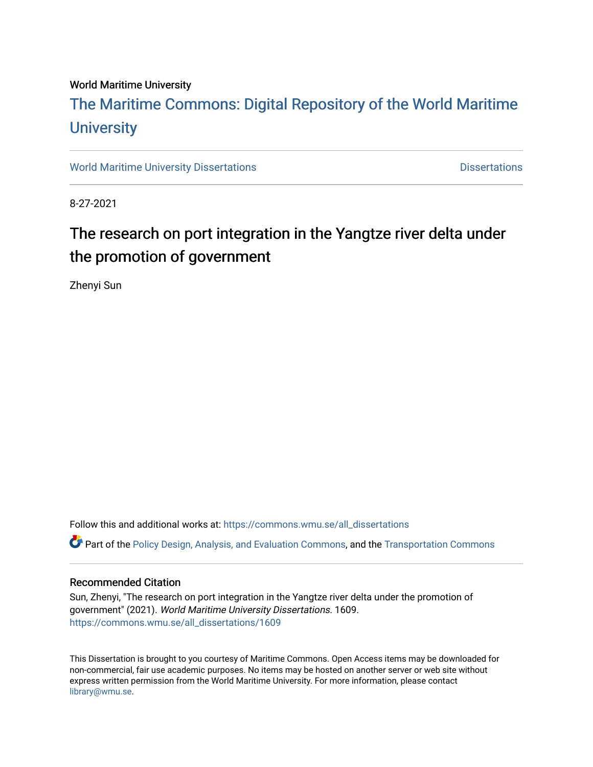World Maritime University

# The Maritime Commons: Digital Repository of the World Maritime University

World Maritime University Dissertations | Dissertations

8-27-2021

# The research on port integration in the Yangtze river delta under the promotion of government

Zhenyi Sun

Follow this and additional works at: https://commons.wmu.se/all_dissertations

Part of the Policy Design, Analysis, and Evaluation Commons, and the Transportation Commons

### Recommended Citation

Sun, Zhenyi, "The research on port integration in the Yangtze river delta under the promotion of government" (2021). *World Maritime University Dissertations*. 1609.
https://commons.wmu.se/all_dissertations/1609

This Dissertation is brought to you courtesy of Maritime Commons. Open Access items may be downloaded for non-commercial, fair use academic purposes. No items may be hosted on another server or web site without express written permission from the World Maritime University. For more information, please contact library@wmu.se.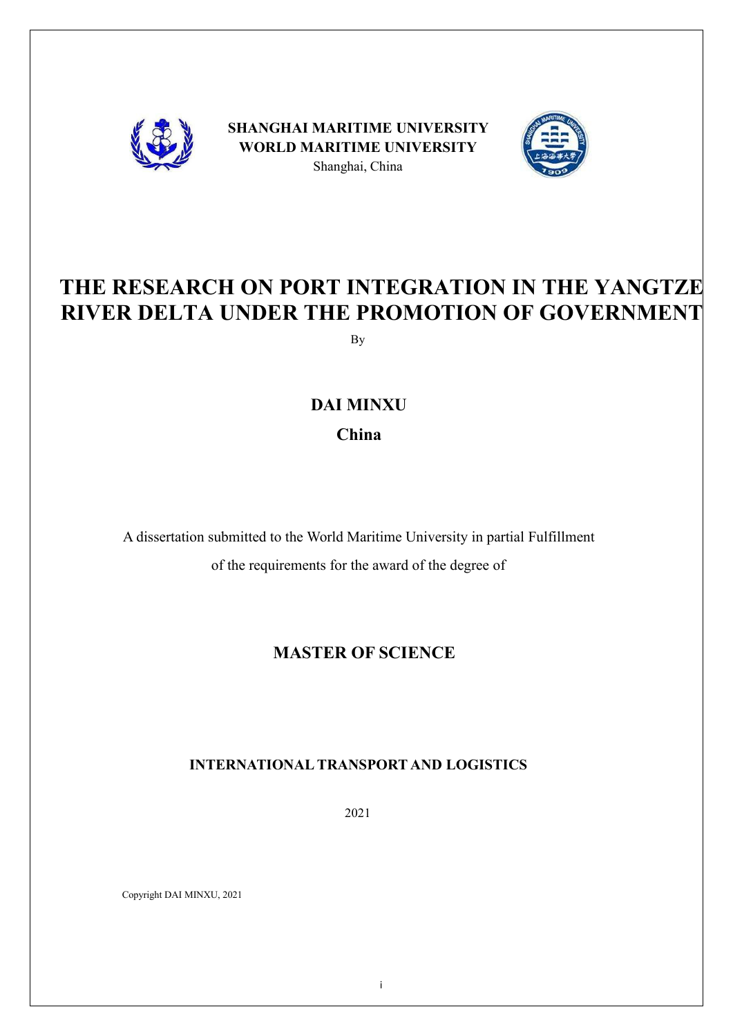**SHANGHAI MARITIME UNIVERSITY**
**WORLD MARITIME UNIVERSITY**
Shanghai, China

# THE RESEARCH ON PORT INTEGRATION IN THE YANGTZE RIVER DELTA UNDER THE PROMOTION OF GOVERNMENT

By

**DAI MINXU**

**China**

A dissertation submitted to the World Maritime University in partial Fulfillment of the requirements for the award of the degree of

**MASTER OF SCIENCE**

**INTERNATIONAL TRANSPORT AND LOGISTICS**

2021

Copyright DAI MINXU, 2021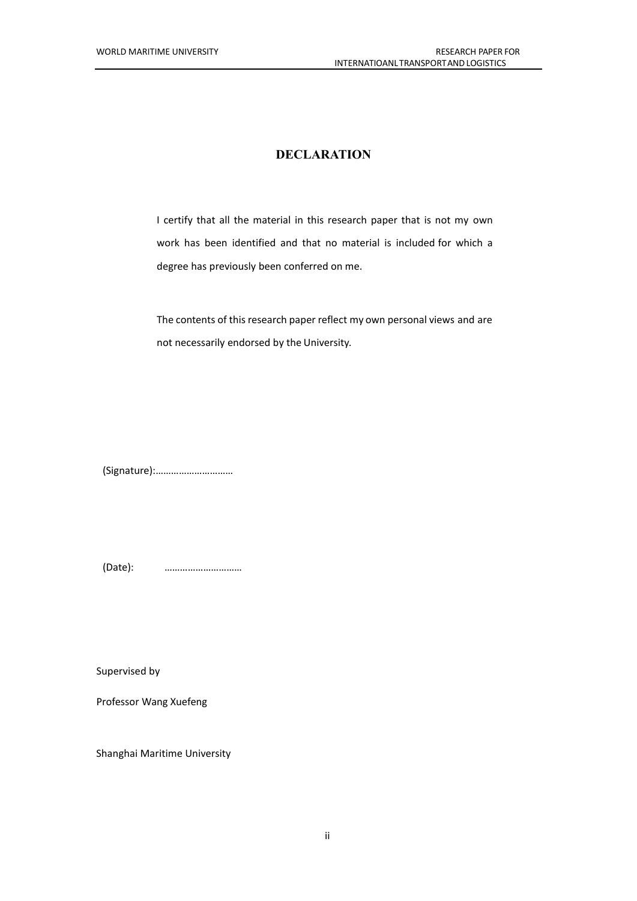## DECLARATION

I certify that all the material in this research paper that is not my own work has been identified and that no material is included for which a degree has previously been conferred on me.

The contents of this research paper reflect my own personal views and are not necessarily endorsed by the University.

(Signature):…………………………

(Date): …………………………

Supervised by

Professor Wang Xuefeng

Shanghai Maritime University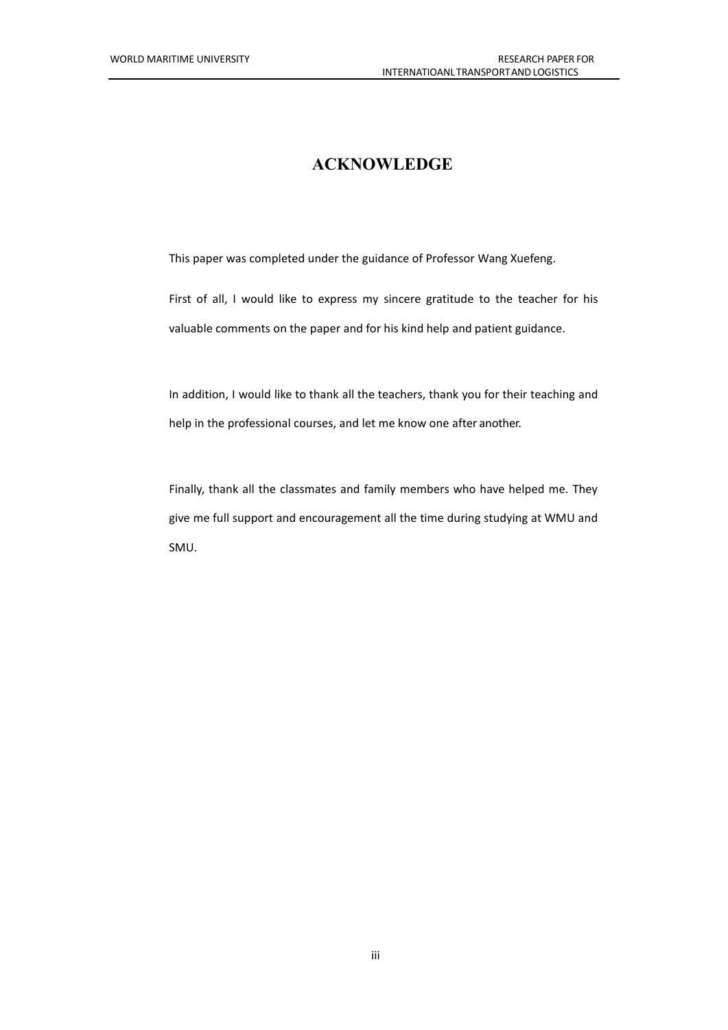# ACKNOWLEDGE

This paper was completed under the guidance of Professor Wang Xuefeng.

First of all, I would like to express my sincere gratitude to the teacher for his valuable comments on the paper and for his kind help and patient guidance.

In addition, I would like to thank all the teachers, thank you for their teaching and help in the professional courses, and let me know one after another.

Finally, thank all the classmates and family members who have helped me. They give me full support and encouragement all the time during studying at WMU and SMU.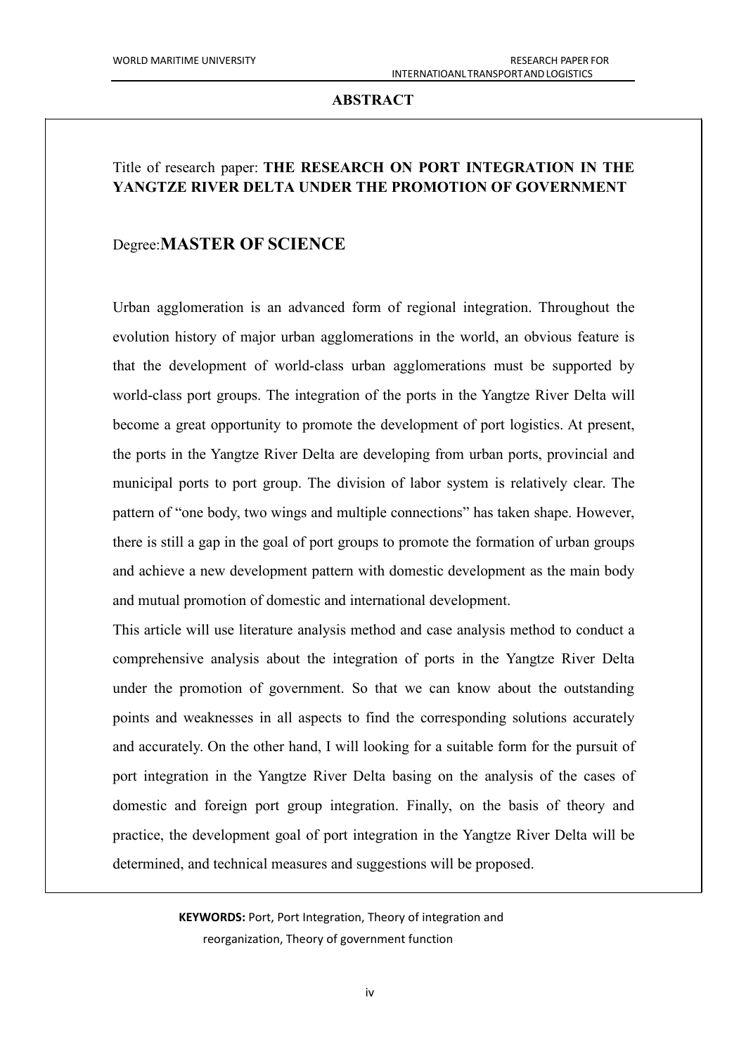# ABSTRACT

Title of research paper: **THE RESEARCH ON PORT INTEGRATION IN THE YANGTZE RIVER DELTA UNDER THE PROMOTION OF GOVERNMENT**

Degree: **MASTER OF SCIENCE**

Urban agglomeration is an advanced form of regional integration. Throughout the evolution history of major urban agglomerations in the world, an obvious feature is that the development of world-class urban agglomerations must be supported by world-class port groups. The integration of the ports in the Yangtze River Delta will become a great opportunity to promote the development of port logistics. At present, the ports in the Yangtze River Delta are developing from urban ports, provincial and municipal ports to port group. The division of labor system is relatively clear. The pattern of "one body, two wings and multiple connections" has taken shape. However, there is still a gap in the goal of port groups to promote the formation of urban groups and achieve a new development pattern with domestic development as the main body and mutual promotion of domestic and international development.

This article will use literature analysis method and case analysis method to conduct a comprehensive analysis about the integration of ports in the Yangtze River Delta under the promotion of government. So that we can know about the outstanding points and weaknesses in all aspects to find the corresponding solutions accurately and accurately. On the other hand, I will looking for a suitable form for the pursuit of port integration in the Yangtze River Delta basing on the analysis of the cases of domestic and foreign port group integration. Finally, on the basis of theory and practice, the development goal of port integration in the Yangtze River Delta will be determined, and technical measures and suggestions will be proposed.

**KEYWORDS:** Port, Port Integration, Theory of integration and reorganization, Theory of government function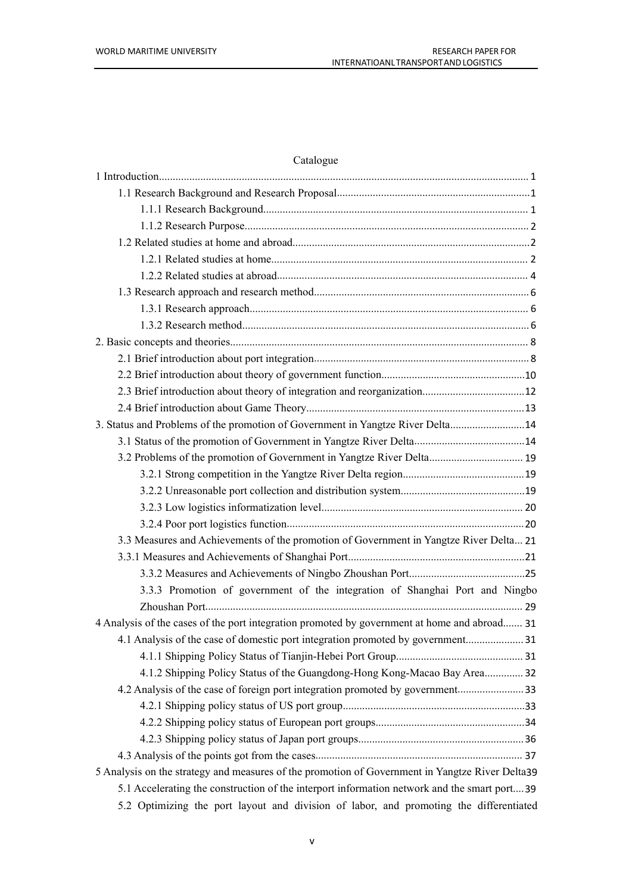Catalogue

1 Introduction........................................................................................................................ 1

1.1 Research Background and Research Proposal...................................................................... 1

1.1.1 Research Background............................................................................................... 1

1.1.2 Research Purpose...................................................................................................... 2

1.2 Related studies at home and abroad........................................................................................ 2

1.2.1 Related studies at home............................................................................................. 2

1.2.2 Related studies at abroad........................................................................................... 4

1.3 Research approach and research method.................................................................................. 6

1.3.1 Research approach..................................................................................................... 6

1.3.2 Research method........................................................................................................ 6

2. Basic concepts and theories.................................................................................................... 8

2.1 Brief introduction about port integration................................................................................ 8

2.2 Brief introduction about theory of government function....................................................... 10

2.3 Brief introduction about theory of integration and reorganization......................................... 12

2.4 Brief introduction about Game Theory.................................................................................. 13

3. Status and Problems of the promotion of Government in Yangtze River Delta........................... 14

3.1 Status of the promotion of Government in Yangtze River Delta............................................ 14

3.2 Problems of the promotion of Government in Yangtze River Delta...................................... 19

3.2.1 Strong competition in the Yangtze River Delta region.............................................. 19

3.2.2 Unreasonable port collection and distribution system................................................ 19

3.2.3 Low logistics informatization level............................................................................ 20

3.2.4 Poor port logistics function........................................................................................ 20

3.3 Measures and Achievements of the promotion of Government in Yangtze River Delta... 21

3.3.1 Measures and Achievements of Shanghai Port................................................................ 21

3.3.2 Measures and Achievements of Ningbo Zhoushan Port............................................ 25

3.3.3 Promotion of government of the integration of Shanghai Port and Ningbo Zhoushan Port.................................................................................................................. 29

4 Analysis of the cases of the port integration promoted by government at home and abroad....... 31

4.1 Analysis of the case of domestic port integration promoted by government..................... 31

4.1.1 Shipping Policy Status of Tianjin-Hebei Port Group............................................. 31

4.1.2 Shipping Policy Status of the Guangdong-Hong Kong-Macao Bay Area.............. 32

4.2 Analysis of the case of foreign port integration promoted by government........................ 33

4.2.1 Shipping policy status of US port group.................................................................. 33

4.2.2 Shipping policy status of European port groups...................................................... 34

4.2.3 Shipping policy status of Japan port groups............................................................ 36

4.3 Analysis of the points got from the cases.......................................................................... 37

5 Analysis on the strategy and measures of the promotion of Government in Yangtze River Delta 39

5.1 Accelerating the construction of the interport information network and the smart port.... 39

5.2 Optimizing the port layout and division of labor, and promoting the differentiated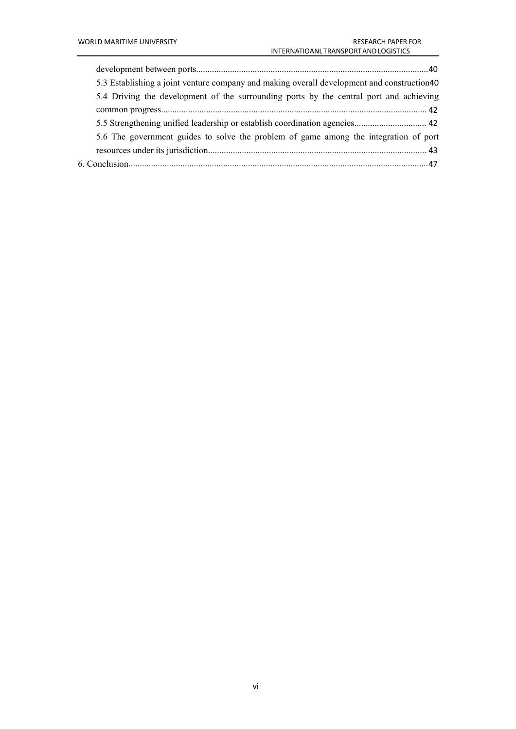development between ports......................................................................................................40

5.3 Establishing a joint venture company and making overall development and construction40

5.4 Driving the development of the surrounding ports by the central port and achieving common progress.................................................................................................................... 42

5.5 Strengthening unified leadership or establish coordination agencies................................ 42

5.6 The government guides to solve the problem of game among the integration of port resources under its jurisdiction............................................................................................... 43

6. Conclusion...................................................................................................................................47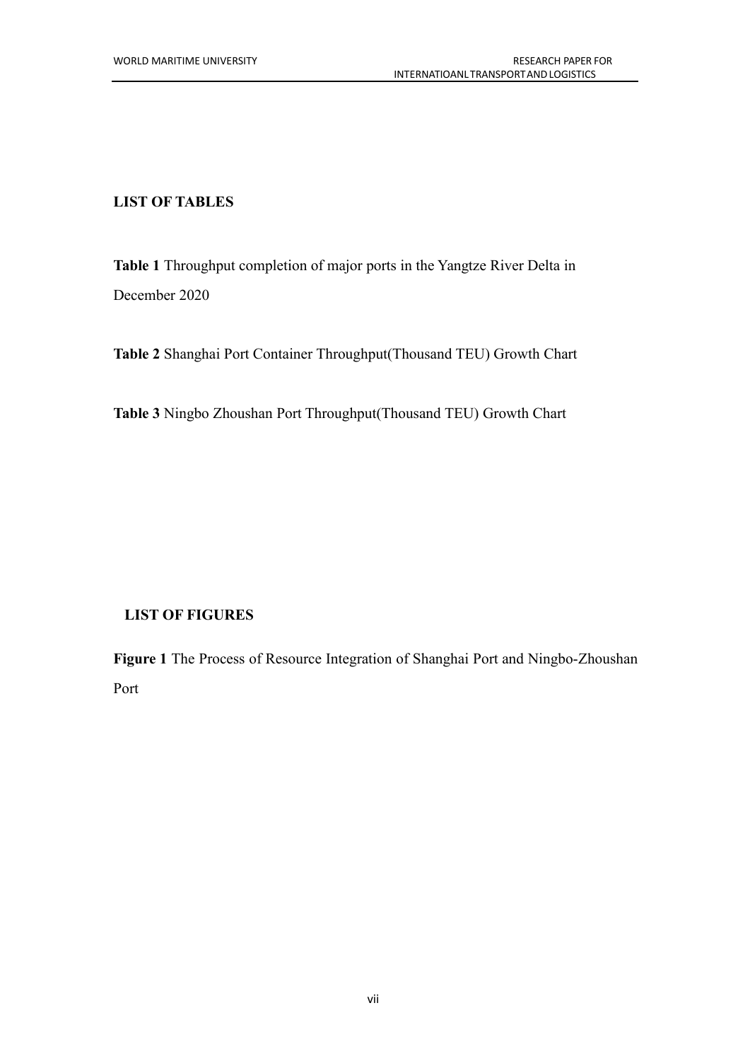## LIST OF TABLES

**Table 1** Throughput completion of major ports in the Yangtze River Delta in December 2020

**Table 2** Shanghai Port Container Throughput(Thousand TEU) Growth Chart

**Table 3** Ningbo Zhoushan Port Throughput(Thousand TEU) Growth Chart

## LIST OF FIGURES

**Figure 1** The Process of Resource Integration of Shanghai Port and Ningbo-Zhoushan Port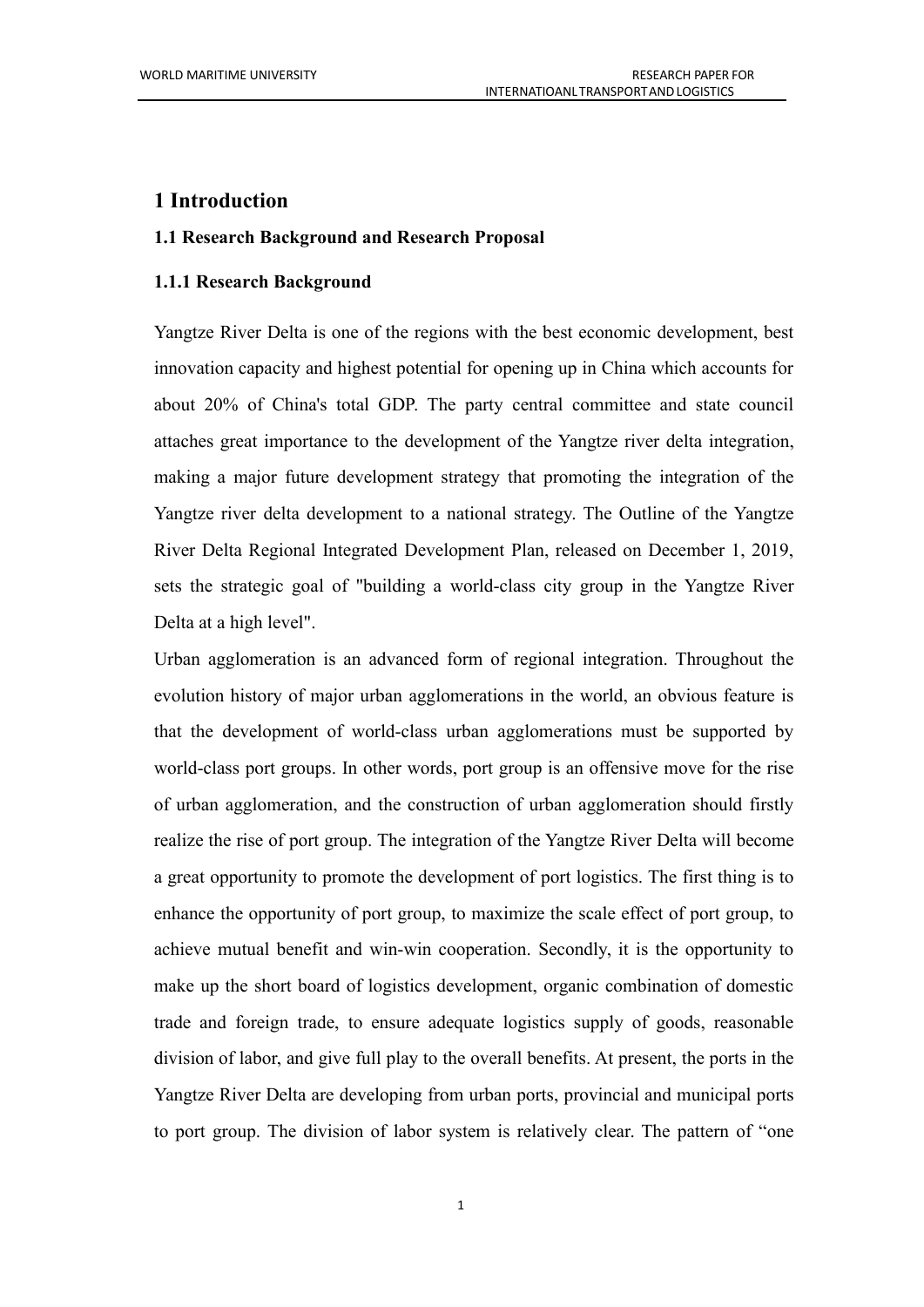# 1 Introduction

### 1.1 Research Background and Research Proposal

#### 1.1.1 Research Background

Yangtze River Delta is one of the regions with the best economic development, best innovation capacity and highest potential for opening up in China which accounts for about 20% of China's total GDP. The party central committee and state council attaches great importance to the development of the Yangtze river delta integration, making a major future development strategy that promoting the integration of the Yangtze river delta development to a national strategy. The Outline of the Yangtze River Delta Regional Integrated Development Plan, released on December 1, 2019, sets the strategic goal of "building a world-class city group in the Yangtze River Delta at a high level".

Urban agglomeration is an advanced form of regional integration. Throughout the evolution history of major urban agglomerations in the world, an obvious feature is that the development of world-class urban agglomerations must be supported by world-class port groups. In other words, port group is an offensive move for the rise of urban agglomeration, and the construction of urban agglomeration should firstly realize the rise of port group. The integration of the Yangtze River Delta will become a great opportunity to promote the development of port logistics. The first thing is to enhance the opportunity of port group, to maximize the scale effect of port group, to achieve mutual benefit and win-win cooperation. Secondly, it is the opportunity to make up the short board of logistics development, organic combination of domestic trade and foreign trade, to ensure adequate logistics supply of goods, reasonable division of labor, and give full play to the overall benefits. At present, the ports in the Yangtze River Delta are developing from urban ports, provincial and municipal ports to port group. The division of labor system is relatively clear. The pattern of "one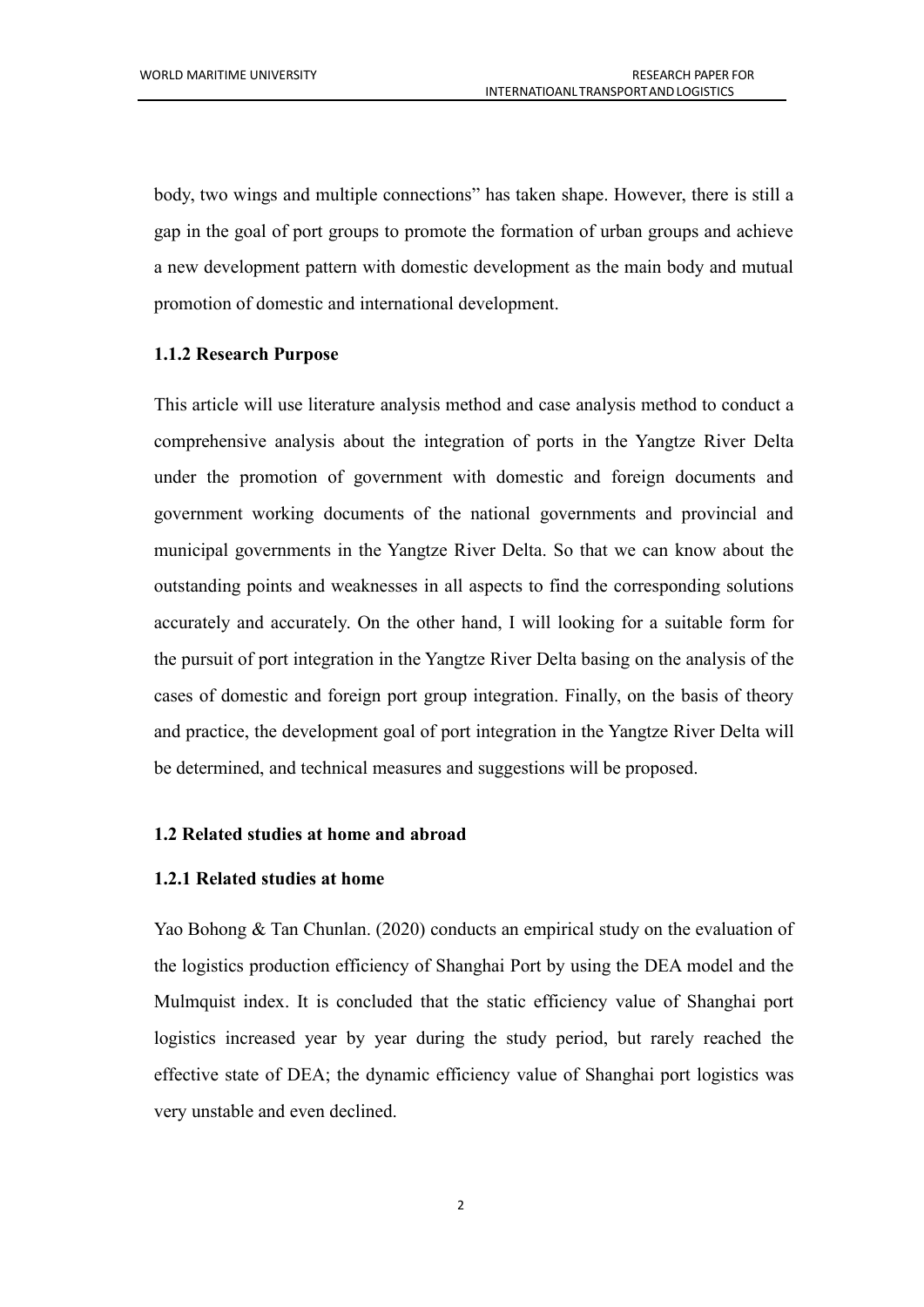body, two wings and multiple connections" has taken shape. However, there is still a gap in the goal of port groups to promote the formation of urban groups and achieve a new development pattern with domestic development as the main body and mutual promotion of domestic and international development.

### 1.1.2 Research Purpose

This article will use literature analysis method and case analysis method to conduct a comprehensive analysis about the integration of ports in the Yangtze River Delta under the promotion of government with domestic and foreign documents and government working documents of the national governments and provincial and municipal governments in the Yangtze River Delta. So that we can know about the outstanding points and weaknesses in all aspects to find the corresponding solutions accurately and accurately. On the other hand, I will looking for a suitable form for the pursuit of port integration in the Yangtze River Delta basing on the analysis of the cases of domestic and foreign port group integration. Finally, on the basis of theory and practice, the development goal of port integration in the Yangtze River Delta will be determined, and technical measures and suggestions will be proposed.

## 1.2 Related studies at home and abroad

### 1.2.1 Related studies at home

Yao Bohong & Tan Chunlan. (2020) conducts an empirical study on the evaluation of the logistics production efficiency of Shanghai Port by using the DEA model and the Mulmquist index. It is concluded that the static efficiency value of Shanghai port logistics increased year by year during the study period, but rarely reached the effective state of DEA; the dynamic efficiency value of Shanghai port logistics was very unstable and even declined.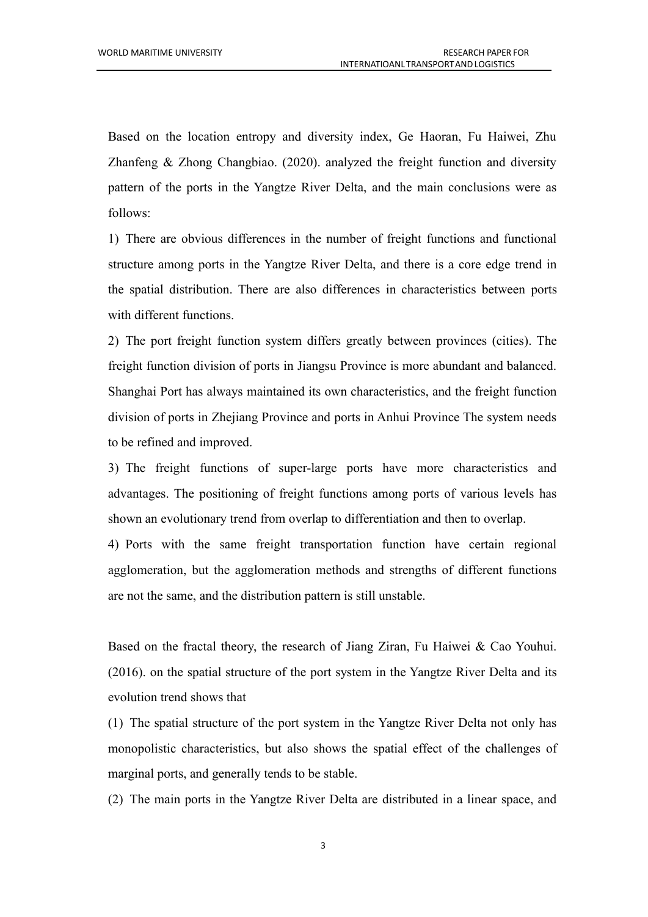Based on the location entropy and diversity index, Ge Haoran, Fu Haiwei, Zhu Zhanfeng & Zhong Changbiao. (2020). analyzed the freight function and diversity pattern of the ports in the Yangtze River Delta, and the main conclusions were as follows:

1) There are obvious differences in the number of freight functions and functional structure among ports in the Yangtze River Delta, and there is a core edge trend in the spatial distribution. There are also differences in characteristics between ports with different functions.

2) The port freight function system differs greatly between provinces (cities). The freight function division of ports in Jiangsu Province is more abundant and balanced. Shanghai Port has always maintained its own characteristics, and the freight function division of ports in Zhejiang Province and ports in Anhui Province The system needs to be refined and improved.

3) The freight functions of super-large ports have more characteristics and advantages. The positioning of freight functions among ports of various levels has shown an evolutionary trend from overlap to differentiation and then to overlap.

4) Ports with the same freight transportation function have certain regional agglomeration, but the agglomeration methods and strengths of different functions are not the same, and the distribution pattern is still unstable.

Based on the fractal theory, the research of Jiang Ziran, Fu Haiwei & Cao Youhui. (2016). on the spatial structure of the port system in the Yangtze River Delta and its evolution trend shows that

(1) The spatial structure of the port system in the Yangtze River Delta not only has monopolistic characteristics, but also shows the spatial effect of the challenges of marginal ports, and generally tends to be stable.

(2) The main ports in the Yangtze River Delta are distributed in a linear space, and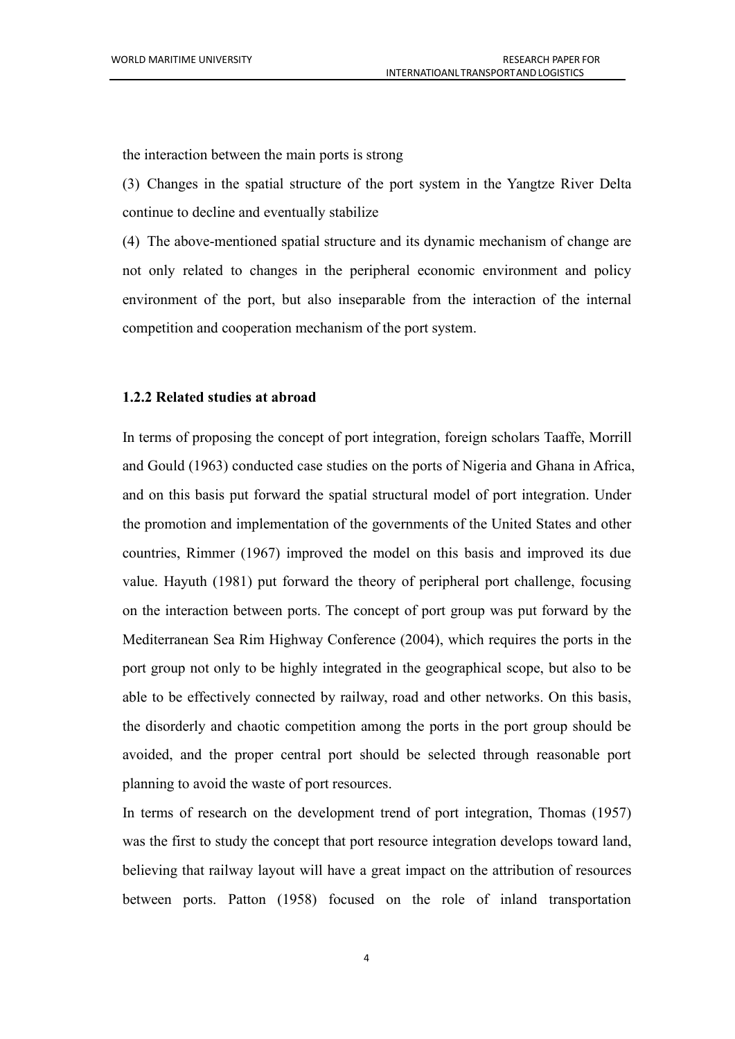the interaction between the main ports is strong

(3) Changes in the spatial structure of the port system in the Yangtze River Delta continue to decline and eventually stabilize

(4) The above-mentioned spatial structure and its dynamic mechanism of change are not only related to changes in the peripheral economic environment and policy environment of the port, but also inseparable from the interaction of the internal competition and cooperation mechanism of the port system.

### 1.2.2 Related studies at abroad

In terms of proposing the concept of port integration, foreign scholars Taaffe, Morrill and Gould (1963) conducted case studies on the ports of Nigeria and Ghana in Africa, and on this basis put forward the spatial structural model of port integration. Under the promotion and implementation of the governments of the United States and other countries, Rimmer (1967) improved the model on this basis and improved its due value. Hayuth (1981) put forward the theory of peripheral port challenge, focusing on the interaction between ports. The concept of port group was put forward by the Mediterranean Sea Rim Highway Conference (2004), which requires the ports in the port group not only to be highly integrated in the geographical scope, but also to be able to be effectively connected by railway, road and other networks. On this basis, the disorderly and chaotic competition among the ports in the port group should be avoided, and the proper central port should be selected through reasonable port planning to avoid the waste of port resources.

In terms of research on the development trend of port integration, Thomas (1957) was the first to study the concept that port resource integration develops toward land, believing that railway layout will have a great impact on the attribution of resources between ports. Patton (1958) focused on the role of inland transportation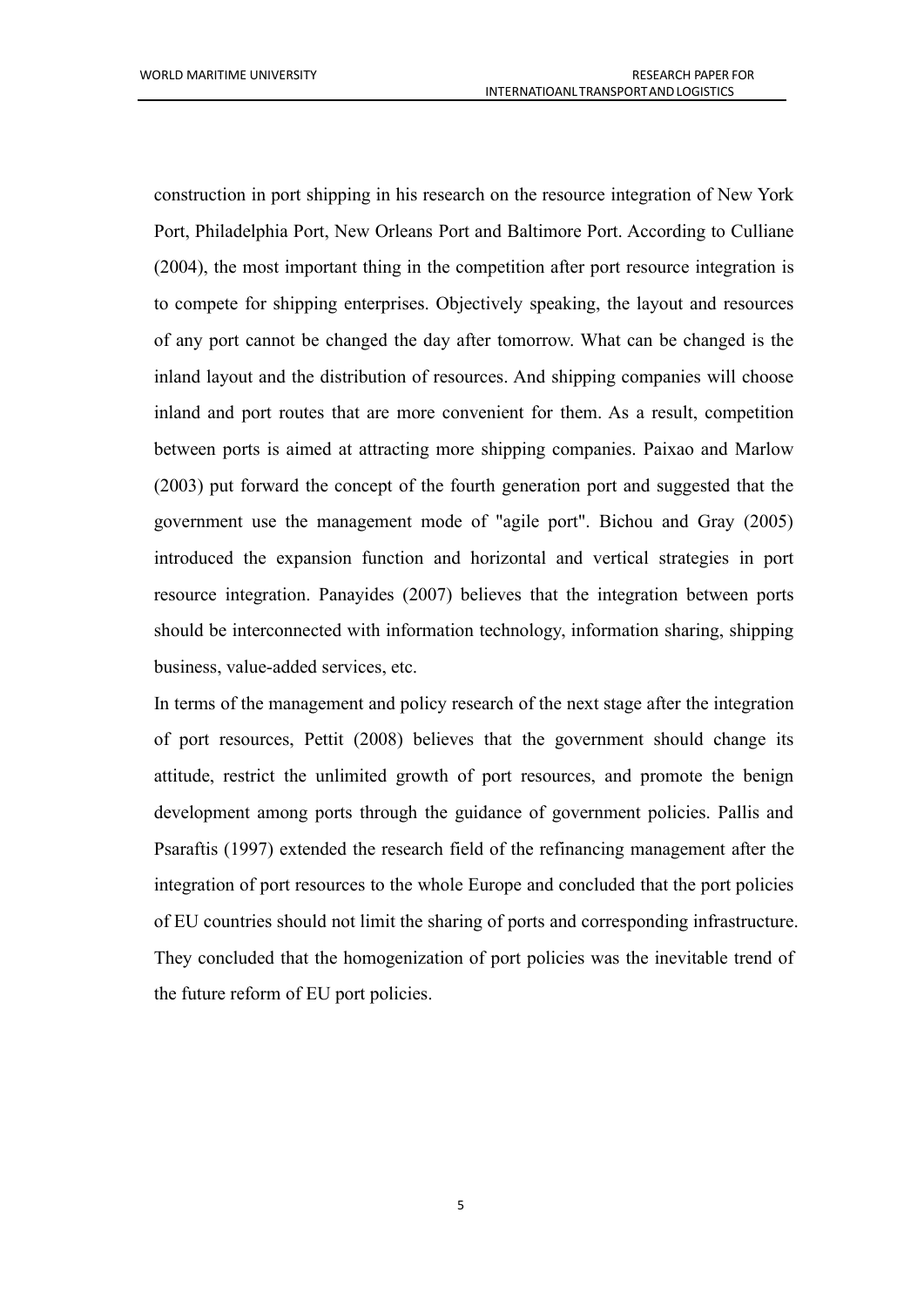construction in port shipping in his research on the resource integration of New York Port, Philadelphia Port, New Orleans Port and Baltimore Port. According to Culliane (2004), the most important thing in the competition after port resource integration is to compete for shipping enterprises. Objectively speaking, the layout and resources of any port cannot be changed the day after tomorrow. What can be changed is the inland layout and the distribution of resources. And shipping companies will choose inland and port routes that are more convenient for them. As a result, competition between ports is aimed at attracting more shipping companies. Paixao and Marlow (2003) put forward the concept of the fourth generation port and suggested that the government use the management mode of "agile port". Bichou and Gray (2005) introduced the expansion function and horizontal and vertical strategies in port resource integration. Panayides (2007) believes that the integration between ports should be interconnected with information technology, information sharing, shipping business, value-added services, etc.

In terms of the management and policy research of the next stage after the integration of port resources, Pettit (2008) believes that the government should change its attitude, restrict the unlimited growth of port resources, and promote the benign development among ports through the guidance of government policies. Pallis and Psaraftis (1997) extended the research field of the refinancing management after the integration of port resources to the whole Europe and concluded that the port policies of EU countries should not limit the sharing of ports and corresponding infrastructure. They concluded that the homogenization of port policies was the inevitable trend of the future reform of EU port policies.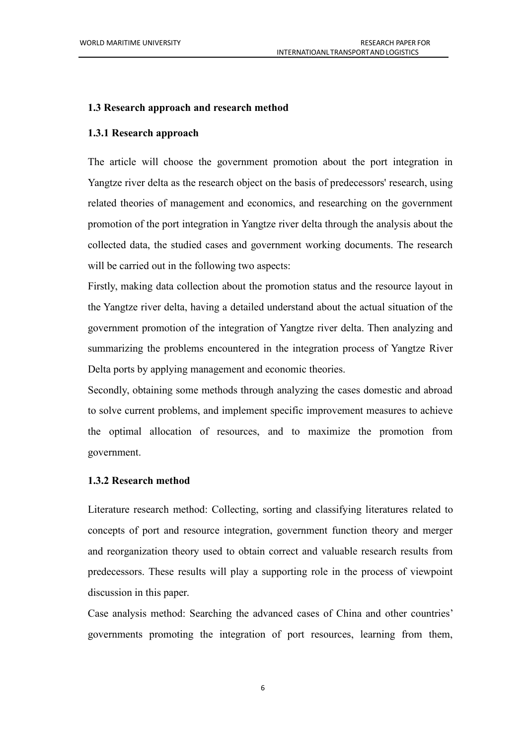### 1.3 Research approach and research method

#### 1.3.1 Research approach

The article will choose the government promotion about the port integration in Yangtze river delta as the research object on the basis of predecessors' research, using related theories of management and economics, and researching on the government promotion of the port integration in Yangtze river delta through the analysis about the collected data, the studied cases and government working documents. The research will be carried out in the following two aspects:

Firstly, making data collection about the promotion status and the resource layout in the Yangtze river delta, having a detailed understand about the actual situation of the government promotion of the integration of Yangtze river delta. Then analyzing and summarizing the problems encountered in the integration process of Yangtze River Delta ports by applying management and economic theories.

Secondly, obtaining some methods through analyzing the cases domestic and abroad to solve current problems, and implement specific improvement measures to achieve the optimal allocation of resources, and to maximize the promotion from government.

#### 1.3.2 Research method

Literature research method: Collecting, sorting and classifying literatures related to concepts of port and resource integration, government function theory and merger and reorganization theory used to obtain correct and valuable research results from predecessors. These results will play a supporting role in the process of viewpoint discussion in this paper.

Case analysis method: Searching the advanced cases of China and other countries' governments promoting the integration of port resources, learning from them,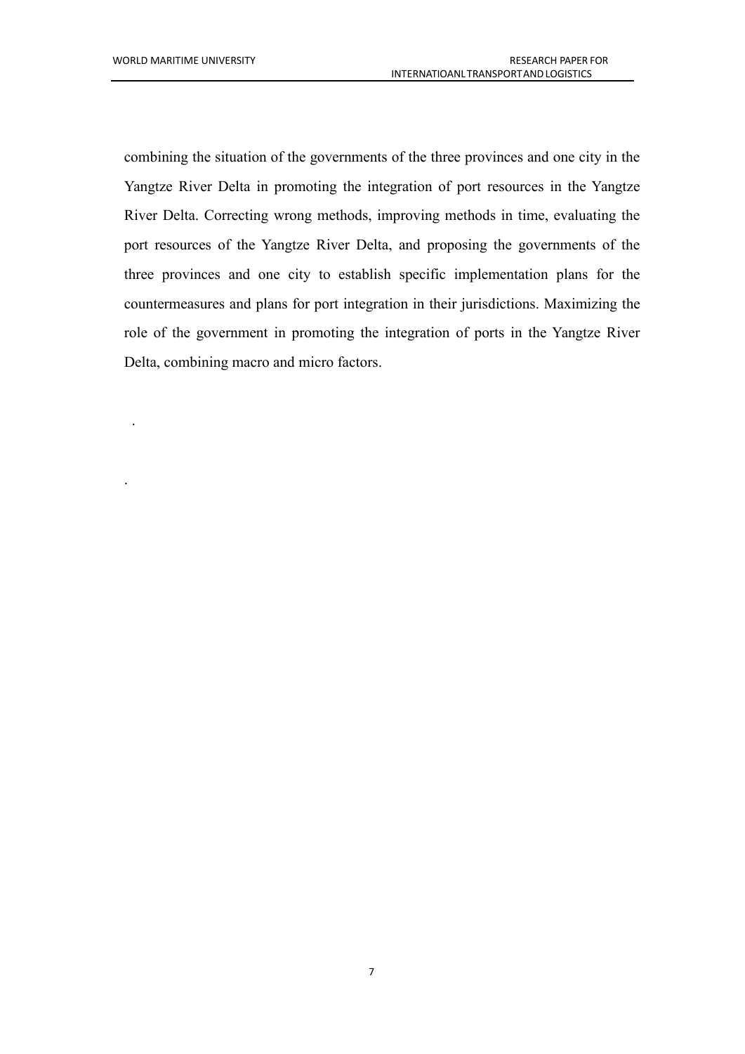combining the situation of the governments of the three provinces and one city in the Yangtze River Delta in promoting the integration of port resources in the Yangtze River Delta. Correcting wrong methods, improving methods in time, evaluating the port resources of the Yangtze River Delta, and proposing the governments of the three provinces and one city to establish specific implementation plans for the countermeasures and plans for port integration in their jurisdictions. Maximizing the role of the government in promoting the integration of ports in the Yangtze River Delta, combining macro and micro factors.

.

.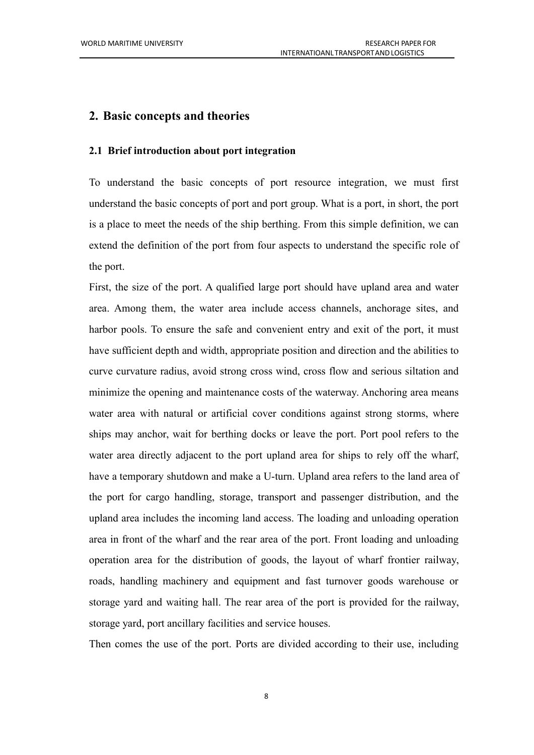## 2. Basic concepts and theories

### 2.1 Brief introduction about port integration

To understand the basic concepts of port resource integration, we must first understand the basic concepts of port and port group. What is a port, in short, the port is a place to meet the needs of the ship berthing. From this simple definition, we can extend the definition of the port from four aspects to understand the specific role of the port.

First, the size of the port. A qualified large port should have upland area and water area. Among them, the water area include access channels, anchorage sites, and harbor pools. To ensure the safe and convenient entry and exit of the port, it must have sufficient depth and width, appropriate position and direction and the abilities to curve curvature radius, avoid strong cross wind, cross flow and serious siltation and minimize the opening and maintenance costs of the waterway. Anchoring area means water area with natural or artificial cover conditions against strong storms, where ships may anchor, wait for berthing docks or leave the port. Port pool refers to the water area directly adjacent to the port upland area for ships to rely off the wharf, have a temporary shutdown and make a U-turn. Upland area refers to the land area of the port for cargo handling, storage, transport and passenger distribution, and the upland area includes the incoming land access. The loading and unloading operation area in front of the wharf and the rear area of the port. Front loading and unloading operation area for the distribution of goods, the layout of wharf frontier railway, roads, handling machinery and equipment and fast turnover goods warehouse or storage yard and waiting hall. The rear area of the port is provided for the railway, storage yard, port ancillary facilities and service houses.

Then comes the use of the port. Ports are divided according to their use, including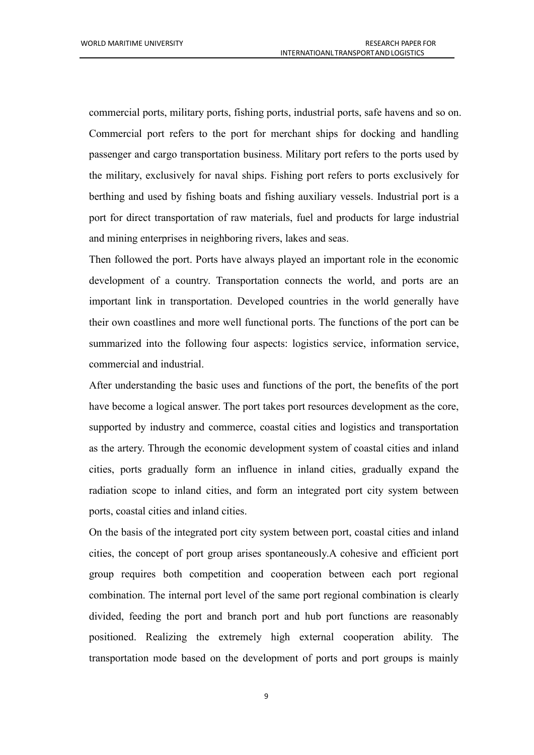commercial ports, military ports, fishing ports, industrial ports, safe havens and so on. Commercial port refers to the port for merchant ships for docking and handling passenger and cargo transportation business. Military port refers to the ports used by the military, exclusively for naval ships. Fishing port refers to ports exclusively for berthing and used by fishing boats and fishing auxiliary vessels. Industrial port is a port for direct transportation of raw materials, fuel and products for large industrial and mining enterprises in neighboring rivers, lakes and seas.

Then followed the port. Ports have always played an important role in the economic development of a country. Transportation connects the world, and ports are an important link in transportation. Developed countries in the world generally have their own coastlines and more well functional ports. The functions of the port can be summarized into the following four aspects: logistics service, information service, commercial and industrial.

After understanding the basic uses and functions of the port, the benefits of the port have become a logical answer. The port takes port resources development as the core, supported by industry and commerce, coastal cities and logistics and transportation as the artery. Through the economic development system of coastal cities and inland cities, ports gradually form an influence in inland cities, gradually expand the radiation scope to inland cities, and form an integrated port city system between ports, coastal cities and inland cities.

On the basis of the integrated port city system between port, coastal cities and inland cities, the concept of port group arises spontaneously.A cohesive and efficient port group requires both competition and cooperation between each port regional combination. The internal port level of the same port regional combination is clearly divided, feeding the port and branch port and hub port functions are reasonably positioned. Realizing the extremely high external cooperation ability. The transportation mode based on the development of ports and port groups is mainly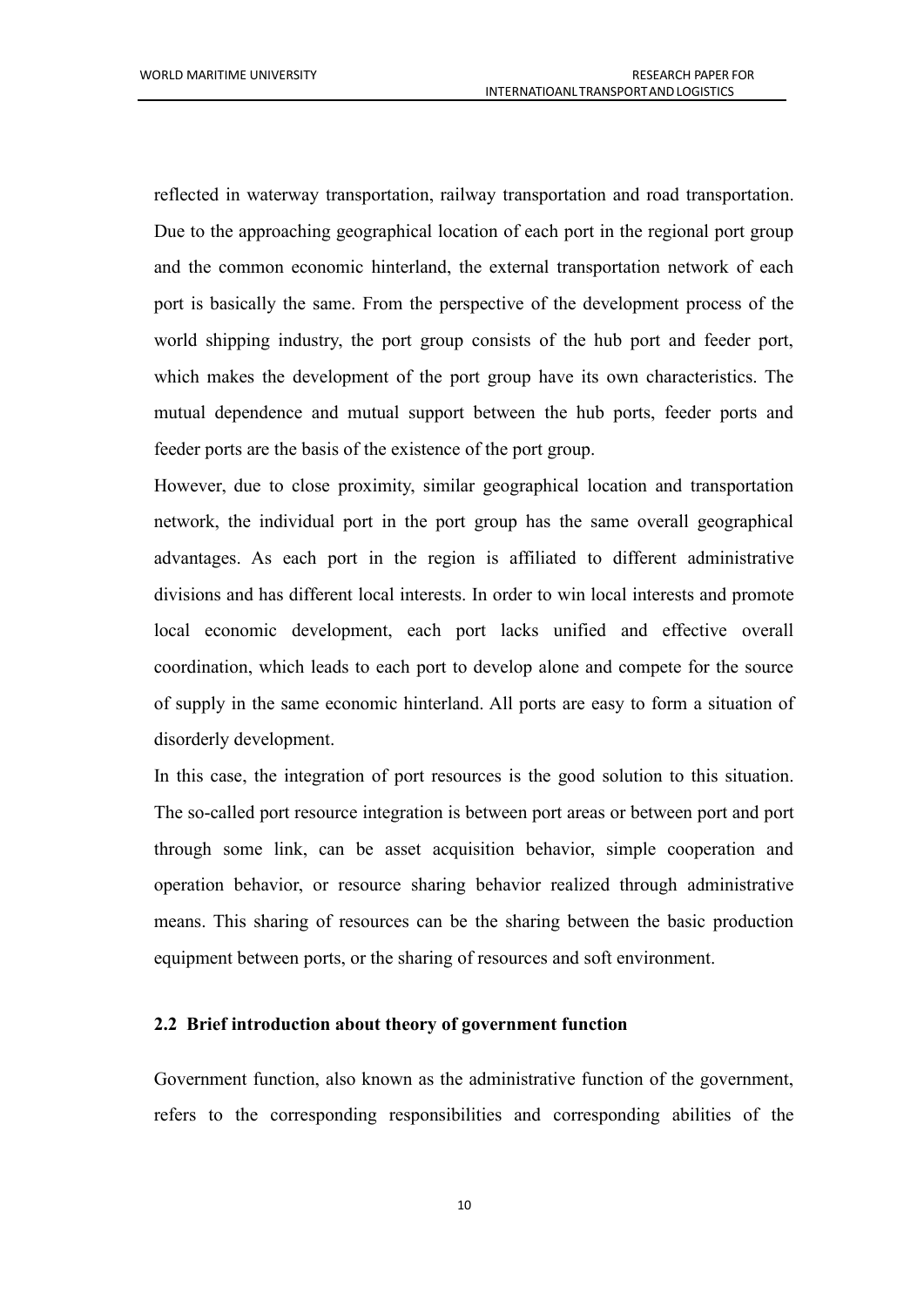reflected in waterway transportation, railway transportation and road transportation. Due to the approaching geographical location of each port in the regional port group and the common economic hinterland, the external transportation network of each port is basically the same. From the perspective of the development process of the world shipping industry, the port group consists of the hub port and feeder port, which makes the development of the port group have its own characteristics. The mutual dependence and mutual support between the hub ports, feeder ports and feeder ports are the basis of the existence of the port group.

However, due to close proximity, similar geographical location and transportation network, the individual port in the port group has the same overall geographical advantages. As each port in the region is affiliated to different administrative divisions and has different local interests. In order to win local interests and promote local economic development, each port lacks unified and effective overall coordination, which leads to each port to develop alone and compete for the source of supply in the same economic hinterland. All ports are easy to form a situation of disorderly development.

In this case, the integration of port resources is the good solution to this situation. The so-called port resource integration is between port areas or between port and port through some link, can be asset acquisition behavior, simple cooperation and operation behavior, or resource sharing behavior realized through administrative means. This sharing of resources can be the sharing between the basic production equipment between ports, or the sharing of resources and soft environment.

### 2.2 Brief introduction about theory of government function

Government function, also known as the administrative function of the government, refers to the corresponding responsibilities and corresponding abilities of the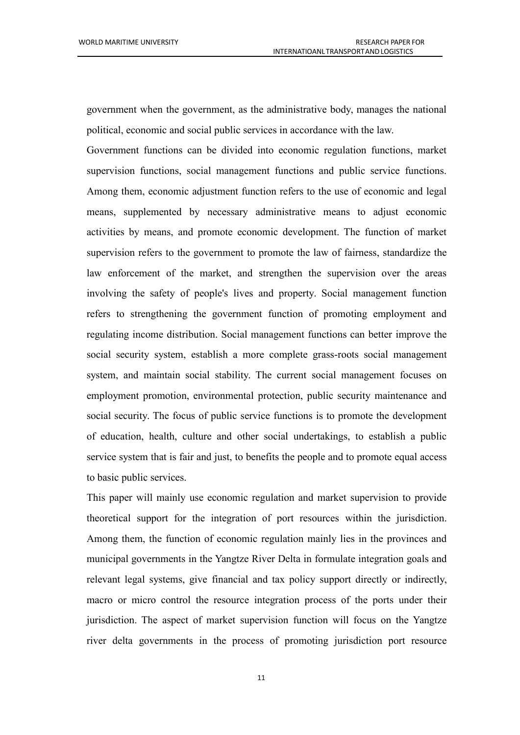government when the government, as the administrative body, manages the national political, economic and social public services in accordance with the law.

Government functions can be divided into economic regulation functions, market supervision functions, social management functions and public service functions. Among them, economic adjustment function refers to the use of economic and legal means, supplemented by necessary administrative means to adjust economic activities by means, and promote economic development. The function of market supervision refers to the government to promote the law of fairness, standardize the law enforcement of the market, and strengthen the supervision over the areas involving the safety of people's lives and property. Social management function refers to strengthening the government function of promoting employment and regulating income distribution. Social management functions can better improve the social security system, establish a more complete grass-roots social management system, and maintain social stability. The current social management focuses on employment promotion, environmental protection, public security maintenance and social security. The focus of public service functions is to promote the development of education, health, culture and other social undertakings, to establish a public service system that is fair and just, to benefits the people and to promote equal access to basic public services.

This paper will mainly use economic regulation and market supervision to provide theoretical support for the integration of port resources within the jurisdiction. Among them, the function of economic regulation mainly lies in the provinces and municipal governments in the Yangtze River Delta in formulate integration goals and relevant legal systems, give financial and tax policy support directly or indirectly, macro or micro control the resource integration process of the ports under their jurisdiction. The aspect of market supervision function will focus on the Yangtze river delta governments in the process of promoting jurisdiction port resource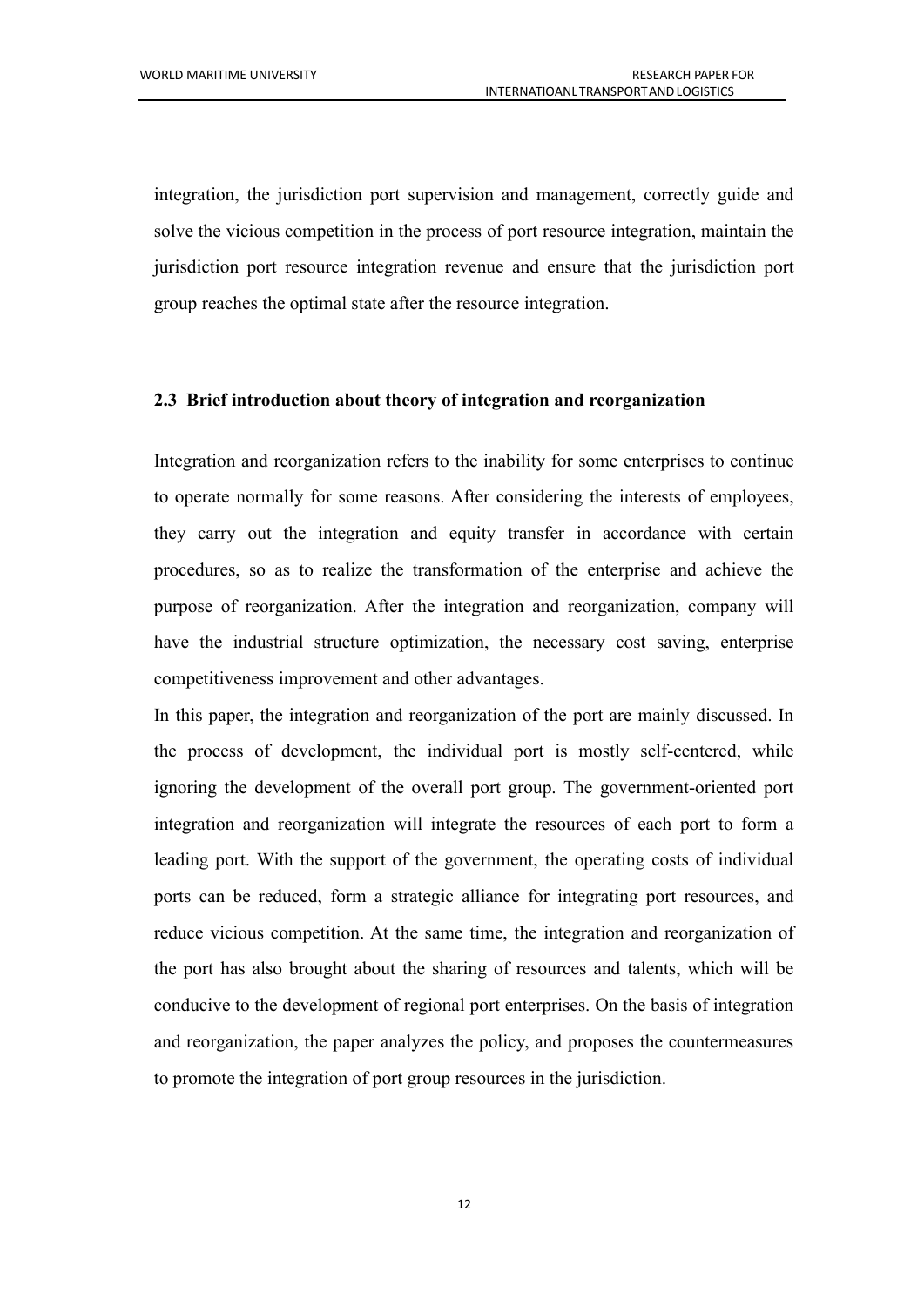integration, the jurisdiction port supervision and management, correctly guide and solve the vicious competition in the process of port resource integration, maintain the jurisdiction port resource integration revenue and ensure that the jurisdiction port group reaches the optimal state after the resource integration.

### 2.3 Brief introduction about theory of integration and reorganization

Integration and reorganization refers to the inability for some enterprises to continue to operate normally for some reasons. After considering the interests of employees, they carry out the integration and equity transfer in accordance with certain procedures, so as to realize the transformation of the enterprise and achieve the purpose of reorganization. After the integration and reorganization, company will have the industrial structure optimization, the necessary cost saving, enterprise competitiveness improvement and other advantages.

In this paper, the integration and reorganization of the port are mainly discussed. In the process of development, the individual port is mostly self-centered, while ignoring the development of the overall port group. The government-oriented port integration and reorganization will integrate the resources of each port to form a leading port. With the support of the government, the operating costs of individual ports can be reduced, form a strategic alliance for integrating port resources, and reduce vicious competition. At the same time, the integration and reorganization of the port has also brought about the sharing of resources and talents, which will be conducive to the development of regional port enterprises. On the basis of integration and reorganization, the paper analyzes the policy, and proposes the countermeasures to promote the integration of port group resources in the jurisdiction.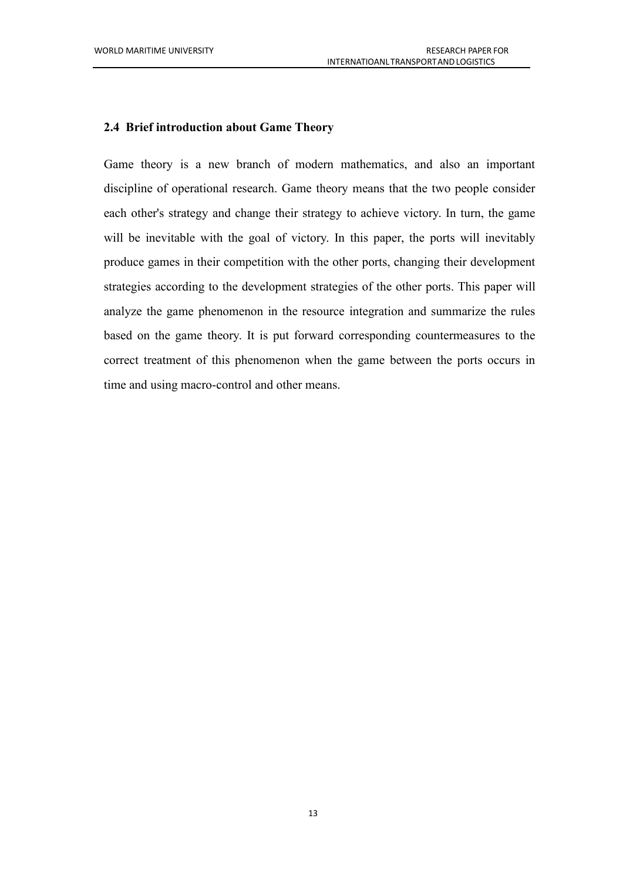## 2.4 Brief introduction about Game Theory

Game theory is a new branch of modern mathematics, and also an important discipline of operational research. Game theory means that the two people consider each other's strategy and change their strategy to achieve victory. In turn, the game will be inevitable with the goal of victory. In this paper, the ports will inevitably produce games in their competition with the other ports, changing their development strategies according to the development strategies of the other ports. This paper will analyze the game phenomenon in the resource integration and summarize the rules based on the game theory. It is put forward corresponding countermeasures to the correct treatment of this phenomenon when the game between the ports occurs in time and using macro-control and other means.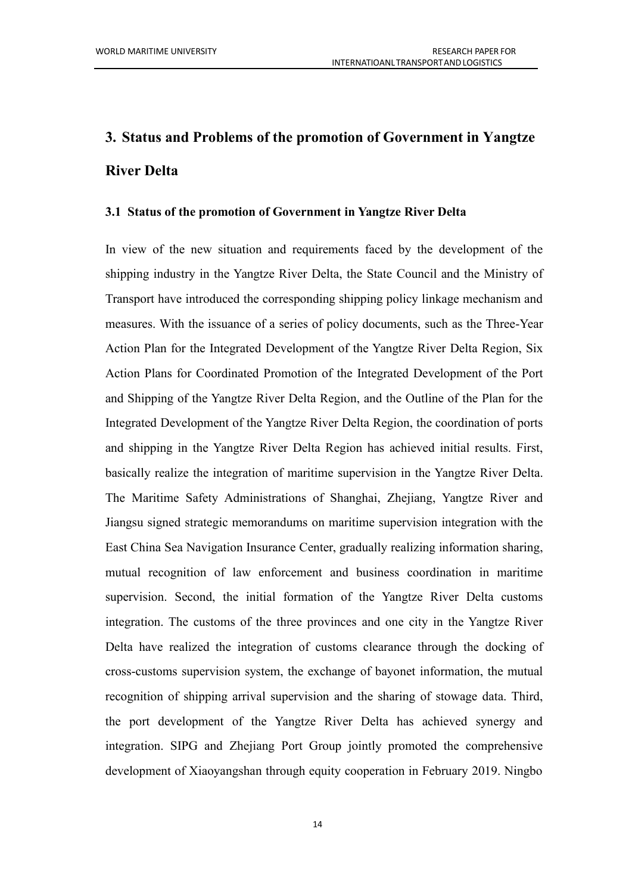# 3. Status and Problems of the promotion of Government in Yangtze River Delta

## 3.1 Status of the promotion of Government in Yangtze River Delta

In view of the new situation and requirements faced by the development of the shipping industry in the Yangtze River Delta, the State Council and the Ministry of Transport have introduced the corresponding shipping policy linkage mechanism and measures. With the issuance of a series of policy documents, such as the Three-Year Action Plan for the Integrated Development of the Yangtze River Delta Region, Six Action Plans for Coordinated Promotion of the Integrated Development of the Port and Shipping of the Yangtze River Delta Region, and the Outline of the Plan for the Integrated Development of the Yangtze River Delta Region, the coordination of ports and shipping in the Yangtze River Delta Region has achieved initial results. First, basically realize the integration of maritime supervision in the Yangtze River Delta. The Maritime Safety Administrations of Shanghai, Zhejiang, Yangtze River and Jiangsu signed strategic memorandums on maritime supervision integration with the East China Sea Navigation Insurance Center, gradually realizing information sharing, mutual recognition of law enforcement and business coordination in maritime supervision. Second, the initial formation of the Yangtze River Delta customs integration. The customs of the three provinces and one city in the Yangtze River Delta have realized the integration of customs clearance through the docking of cross-customs supervision system, the exchange of bayonet information, the mutual recognition of shipping arrival supervision and the sharing of stowage data. Third, the port development of the Yangtze River Delta has achieved synergy and integration. SIPG and Zhejiang Port Group jointly promoted the comprehensive development of Xiaoyangshan through equity cooperation in February 2019. Ningbo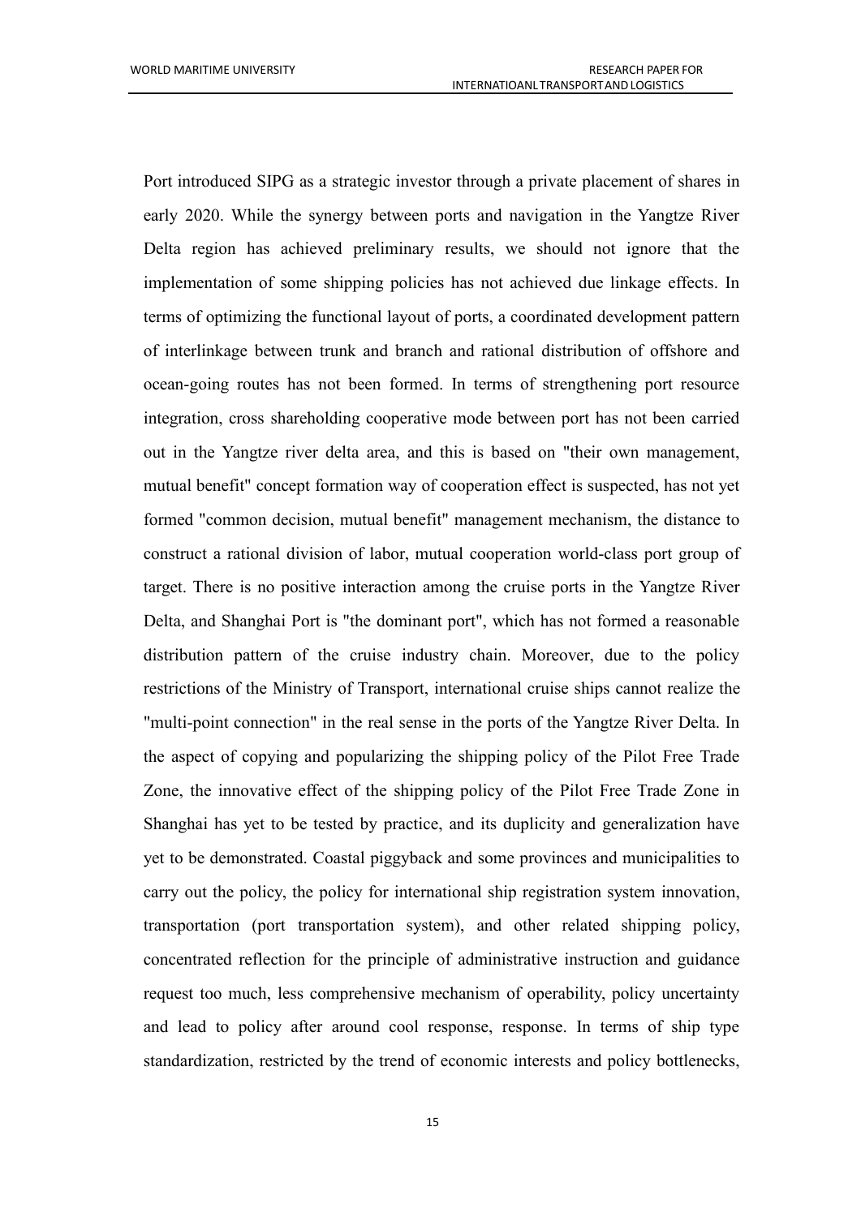Port introduced SIPG as a strategic investor through a private placement of shares in early 2020. While the synergy between ports and navigation in the Yangtze River Delta region has achieved preliminary results, we should not ignore that the implementation of some shipping policies has not achieved due linkage effects. In terms of optimizing the functional layout of ports, a coordinated development pattern of interlinkage between trunk and branch and rational distribution of offshore and ocean-going routes has not been formed. In terms of strengthening port resource integration, cross shareholding cooperative mode between port has not been carried out in the Yangtze river delta area, and this is based on "their own management, mutual benefit" concept formation way of cooperation effect is suspected, has not yet formed "common decision, mutual benefit" management mechanism, the distance to construct a rational division of labor, mutual cooperation world-class port group of target. There is no positive interaction among the cruise ports in the Yangtze River Delta, and Shanghai Port is "the dominant port", which has not formed a reasonable distribution pattern of the cruise industry chain. Moreover, due to the policy restrictions of the Ministry of Transport, international cruise ships cannot realize the "multi-point connection" in the real sense in the ports of the Yangtze River Delta. In the aspect of copying and popularizing the shipping policy of the Pilot Free Trade Zone, the innovative effect of the shipping policy of the Pilot Free Trade Zone in Shanghai has yet to be tested by practice, and its duplicity and generalization have yet to be demonstrated. Coastal piggyback and some provinces and municipalities to carry out the policy, the policy for international ship registration system innovation, transportation (port transportation system), and other related shipping policy, concentrated reflection for the principle of administrative instruction and guidance request too much, less comprehensive mechanism of operability, policy uncertainty and lead to policy after around cool response, response. In terms of ship type standardization, restricted by the trend of economic interests and policy bottlenecks,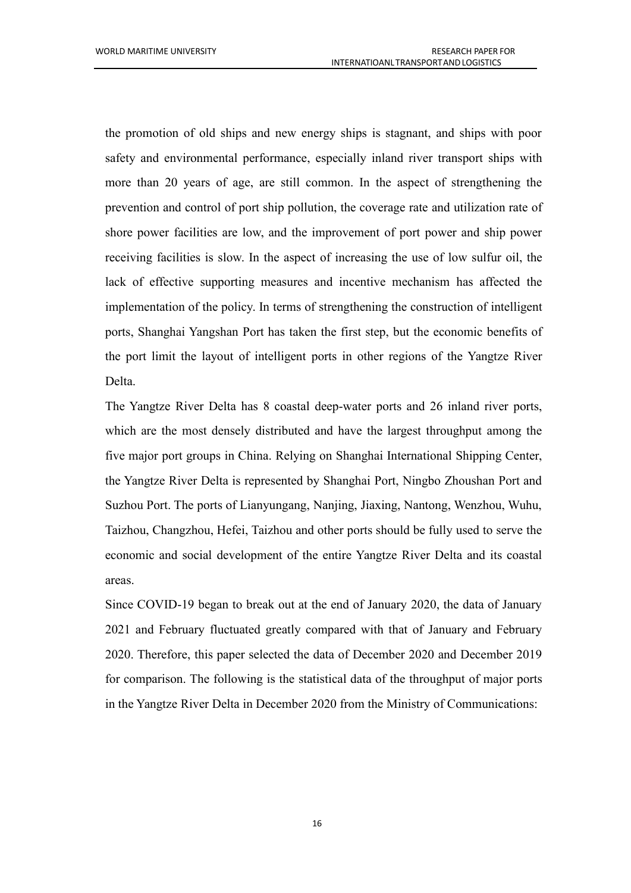the promotion of old ships and new energy ships is stagnant, and ships with poor safety and environmental performance, especially inland river transport ships with more than 20 years of age, are still common. In the aspect of strengthening the prevention and control of port ship pollution, the coverage rate and utilization rate of shore power facilities are low, and the improvement of port power and ship power receiving facilities is slow. In the aspect of increasing the use of low sulfur oil, the lack of effective supporting measures and incentive mechanism has affected the implementation of the policy. In terms of strengthening the construction of intelligent ports, Shanghai Yangshan Port has taken the first step, but the economic benefits of the port limit the layout of intelligent ports in other regions of the Yangtze River Delta.

The Yangtze River Delta has 8 coastal deep-water ports and 26 inland river ports, which are the most densely distributed and have the largest throughput among the five major port groups in China. Relying on Shanghai International Shipping Center, the Yangtze River Delta is represented by Shanghai Port, Ningbo Zhoushan Port and Suzhou Port. The ports of Lianyungang, Nanjing, Jiaxing, Nantong, Wenzhou, Wuhu, Taizhou, Changzhou, Hefei, Taizhou and other ports should be fully used to serve the economic and social development of the entire Yangtze River Delta and its coastal areas.

Since COVID-19 began to break out at the end of January 2020, the data of January 2021 and February fluctuated greatly compared with that of January and February 2020. Therefore, this paper selected the data of December 2020 and December 2019 for comparison. The following is the statistical data of the throughput of major ports in the Yangtze River Delta in December 2020 from the Ministry of Communications: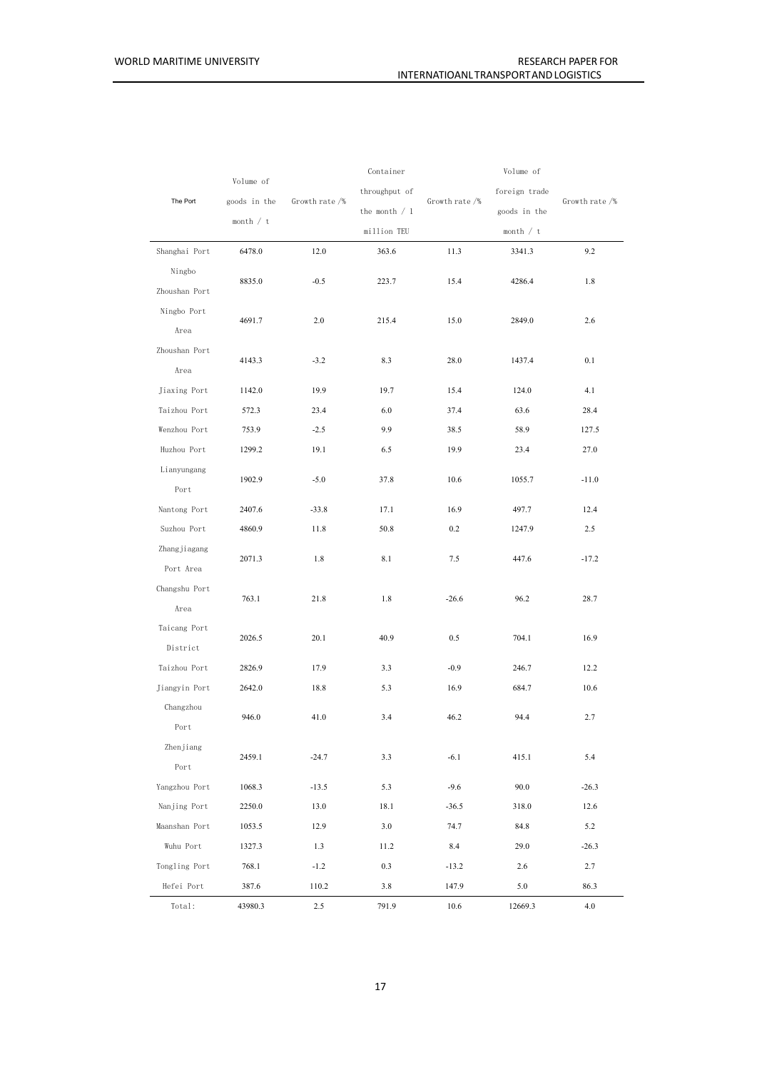| The Port | Volume of goods in the month / t | Growth rate /% | Container throughput of the month / 1 million TEU | Growth rate /% | Volume of foreign trade goods in the month / t | Growth rate /% |
| --- | --- | --- | --- | --- | --- | --- |
| Shanghai Port | 6478.0 | 12.0 | 363.6 | 11.3 | 3341.3 | 9.2 |
| Ningbo Zhoushan Port | 8835.0 | -0.5 | 223.7 | 15.4 | 4286.4 | 1.8 |
| Ningbo Port Area | 4691.7 | 2.0 | 215.4 | 15.0 | 2849.0 | 2.6 |
| Zhoushan Port Area | 4143.3 | -3.2 | 8.3 | 28.0 | 1437.4 | 0.1 |
| Jiaxing Port | 1142.0 | 19.9 | 19.7 | 15.4 | 124.0 | 4.1 |
| Taizhou Port | 572.3 | 23.4 | 6.0 | 37.4 | 63.6 | 28.4 |
| Wenzhou Port | 753.9 | -2.5 | 9.9 | 38.5 | 58.9 | 127.5 |
| Huzhou Port | 1299.2 | 19.1 | 6.5 | 19.9 | 23.4 | 27.0 |
| Lianyungang Port | 1902.9 | -5.0 | 37.8 | 10.6 | 1055.7 | -11.0 |
| Nantong Port | 2407.6 | -33.8 | 17.1 | 16.9 | 497.7 | 12.4 |
| Suzhou Port | 4860.9 | 11.8 | 50.8 | 0.2 | 1247.9 | 2.5 |
| Zhangjiagang Port Area | 2071.3 | 1.8 | 8.1 | 7.5 | 447.6 | -17.2 |
| Changshu Port Area | 763.1 | 21.8 | 1.8 | -26.6 | 96.2 | 28.7 |
| Taicang Port District | 2026.5 | 20.1 | 40.9 | 0.5 | 704.1 | 16.9 |
| Taizhou Port | 2826.9 | 17.9 | 3.3 | -0.9 | 246.7 | 12.2 |
| Jiangyin Port | 2642.0 | 18.8 | 5.3 | 16.9 | 684.7 | 10.6 |
| Changzhou Port | 946.0 | 41.0 | 3.4 | 46.2 | 94.4 | 2.7 |
| Zhenjiang Port | 2459.1 | -24.7 | 3.3 | -6.1 | 415.1 | 5.4 |
| Yangzhou Port | 1068.3 | -13.5 | 5.3 | -9.6 | 90.0 | -26.3 |
| Nanjing Port | 2250.0 | 13.0 | 18.1 | -36.5 | 318.0 | 12.6 |
| Maanshan Port | 1053.5 | 12.9 | 3.0 | 74.7 | 84.8 | 5.2 |
| Wuhu Port | 1327.3 | 1.3 | 11.2 | 8.4 | 29.0 | -26.3 |
| Tongling Port | 768.1 | -1.2 | 0.3 | -13.2 | 2.6 | 2.7 |
| Hefei Port | 387.6 | 110.2 | 3.8 | 147.9 | 5.0 | 86.3 |
| Total: | 43980.3 | 2.5 | 791.9 | 10.6 | 12669.3 | 4.0 |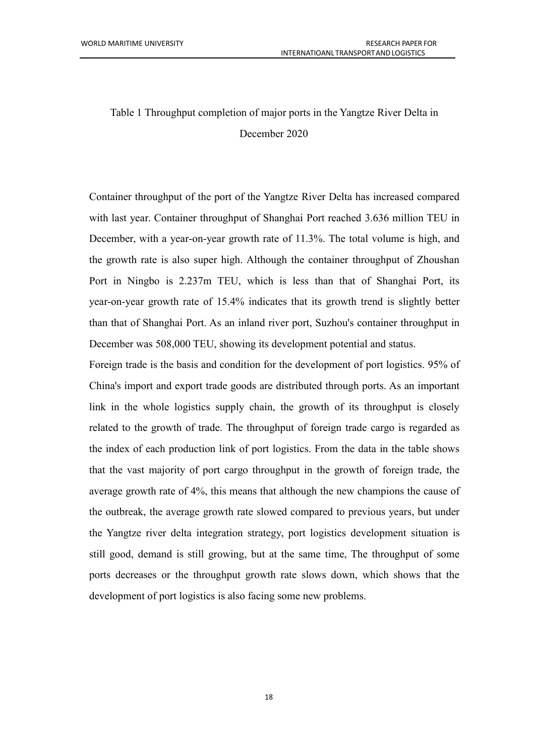Table 1 Throughput completion of major ports in the Yangtze River Delta in December 2020

Container throughput of the port of the Yangtze River Delta has increased compared with last year. Container throughput of Shanghai Port reached 3.636 million TEU in December, with a year-on-year growth rate of 11.3%. The total volume is high, and the growth rate is also super high. Although the container throughput of Zhoushan Port in Ningbo is 2.237m TEU, which is less than that of Shanghai Port, its year-on-year growth rate of 15.4% indicates that its growth trend is slightly better than that of Shanghai Port. As an inland river port, Suzhou's container throughput in December was 508,000 TEU, showing its development potential and status.

Foreign trade is the basis and condition for the development of port logistics. 95% of China's import and export trade goods are distributed through ports. As an important link in the whole logistics supply chain, the growth of its throughput is closely related to the growth of trade. The throughput of foreign trade cargo is regarded as the index of each production link of port logistics. From the data in the table shows that the vast majority of port cargo throughput in the growth of foreign trade, the average growth rate of 4%, this means that although the new champions the cause of the outbreak, the average growth rate slowed compared to previous years, but under the Yangtze river delta integration strategy, port logistics development situation is still good, demand is still growing, but at the same time, The throughput of some ports decreases or the throughput growth rate slows down, which shows that the development of port logistics is also facing some new problems.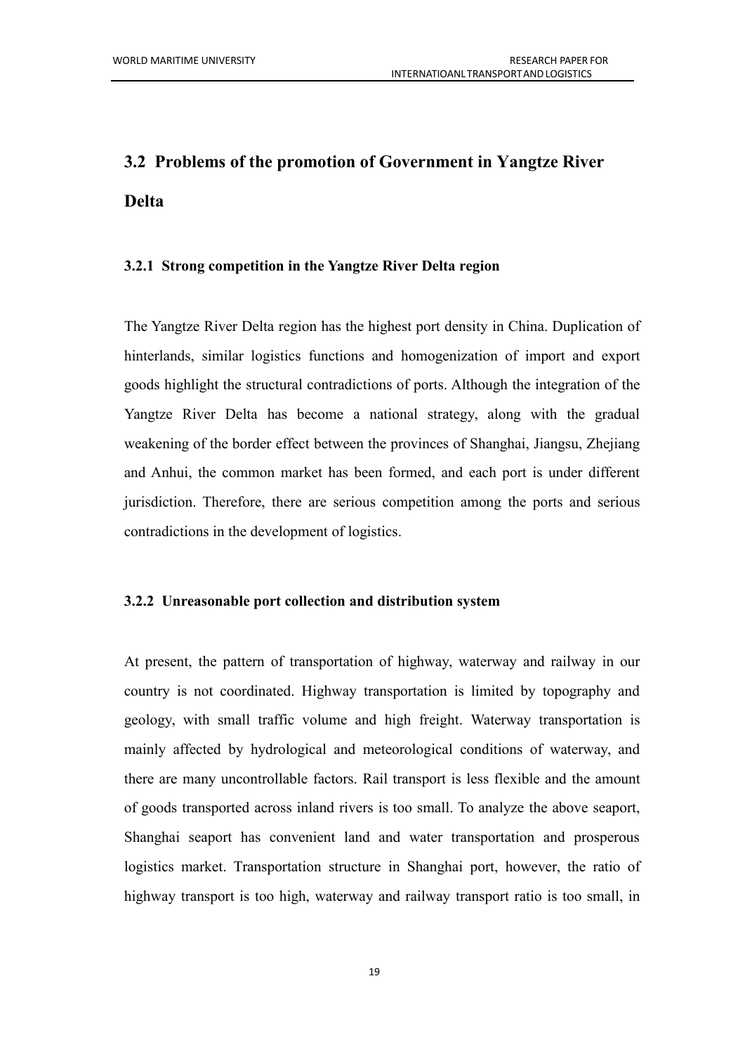## 3.2 Problems of the promotion of Government in Yangtze River Delta

### 3.2.1 Strong competition in the Yangtze River Delta region

The Yangtze River Delta region has the highest port density in China. Duplication of hinterlands, similar logistics functions and homogenization of import and export goods highlight the structural contradictions of ports. Although the integration of the Yangtze River Delta has become a national strategy, along with the gradual weakening of the border effect between the provinces of Shanghai, Jiangsu, Zhejiang and Anhui, the common market has been formed, and each port is under different jurisdiction. Therefore, there are serious competition among the ports and serious contradictions in the development of logistics.

### 3.2.2 Unreasonable port collection and distribution system

At present, the pattern of transportation of highway, waterway and railway in our country is not coordinated. Highway transportation is limited by topography and geology, with small traffic volume and high freight. Waterway transportation is mainly affected by hydrological and meteorological conditions of waterway, and there are many uncontrollable factors. Rail transport is less flexible and the amount of goods transported across inland rivers is too small. To analyze the above seaport, Shanghai seaport has convenient land and water transportation and prosperous logistics market. Transportation structure in Shanghai port, however, the ratio of highway transport is too high, waterway and railway transport ratio is too small, in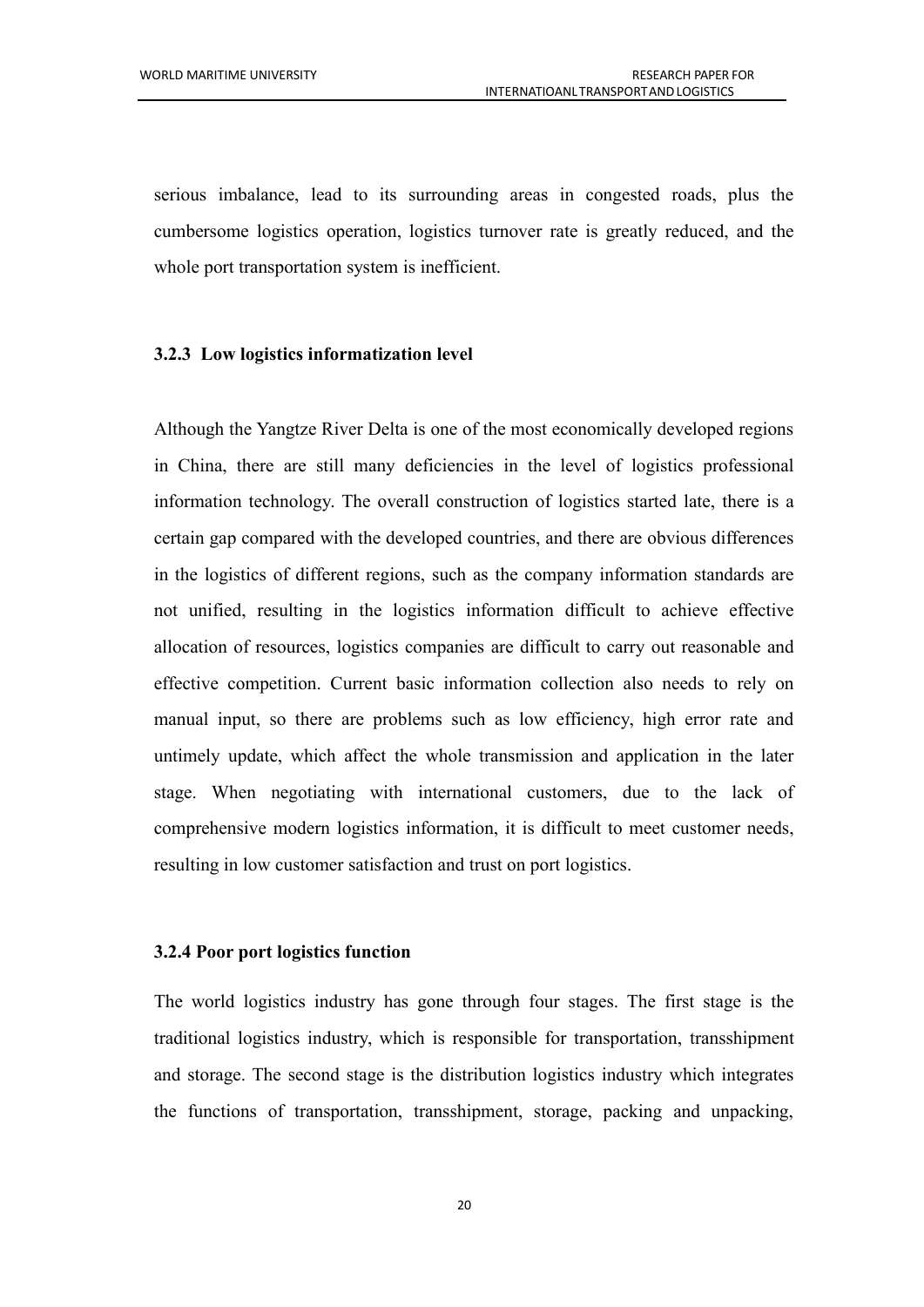serious imbalance, lead to its surrounding areas in congested roads, plus the cumbersome logistics operation, logistics turnover rate is greatly reduced, and the whole port transportation system is inefficient.

#### 3.2.3 Low logistics informatization level

Although the Yangtze River Delta is one of the most economically developed regions in China, there are still many deficiencies in the level of logistics professional information technology. The overall construction of logistics started late, there is a certain gap compared with the developed countries, and there are obvious differences in the logistics of different regions, such as the company information standards are not unified, resulting in the logistics information difficult to achieve effective allocation of resources, logistics companies are difficult to carry out reasonable and effective competition. Current basic information collection also needs to rely on manual input, so there are problems such as low efficiency, high error rate and untimely update, which affect the whole transmission and application in the later stage. When negotiating with international customers, due to the lack of comprehensive modern logistics information, it is difficult to meet customer needs, resulting in low customer satisfaction and trust on port logistics.

#### 3.2.4 Poor port logistics function

The world logistics industry has gone through four stages. The first stage is the traditional logistics industry, which is responsible for transportation, transshipment and storage. The second stage is the distribution logistics industry which integrates the functions of transportation, transshipment, storage, packing and unpacking,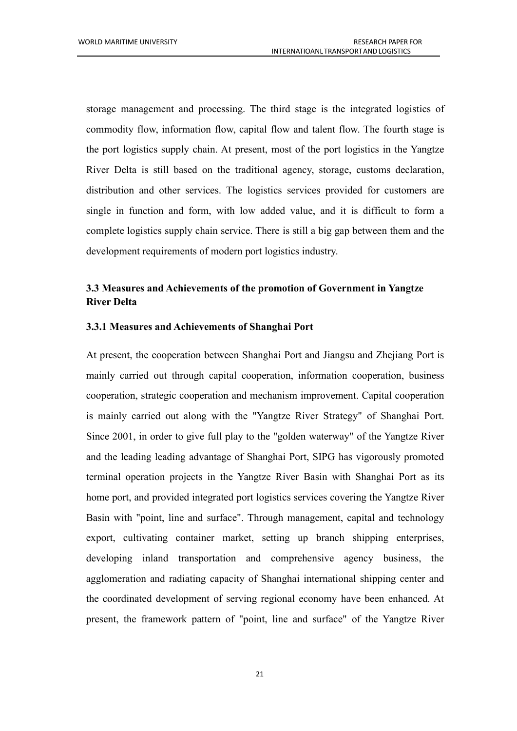storage management and processing. The third stage is the integrated logistics of commodity flow, information flow, capital flow and talent flow. The fourth stage is the port logistics supply chain. At present, most of the port logistics in the Yangtze River Delta is still based on the traditional agency, storage, customs declaration, distribution and other services. The logistics services provided for customers are single in function and form, with low added value, and it is difficult to form a complete logistics supply chain service. There is still a big gap between them and the development requirements of modern port logistics industry.

### 3.3 Measures and Achievements of the promotion of Government in Yangtze River Delta

#### 3.3.1 Measures and Achievements of Shanghai Port

At present, the cooperation between Shanghai Port and Jiangsu and Zhejiang Port is mainly carried out through capital cooperation, information cooperation, business cooperation, strategic cooperation and mechanism improvement. Capital cooperation is mainly carried out along with the "Yangtze River Strategy" of Shanghai Port. Since 2001, in order to give full play to the "golden waterway" of the Yangtze River and the leading leading advantage of Shanghai Port, SIPG has vigorously promoted terminal operation projects in the Yangtze River Basin with Shanghai Port as its home port, and provided integrated port logistics services covering the Yangtze River Basin with "point, line and surface". Through management, capital and technology export, cultivating container market, setting up branch shipping enterprises, developing inland transportation and comprehensive agency business, the agglomeration and radiating capacity of Shanghai international shipping center and the coordinated development of serving regional economy have been enhanced. At present, the framework pattern of "point, line and surface" of the Yangtze River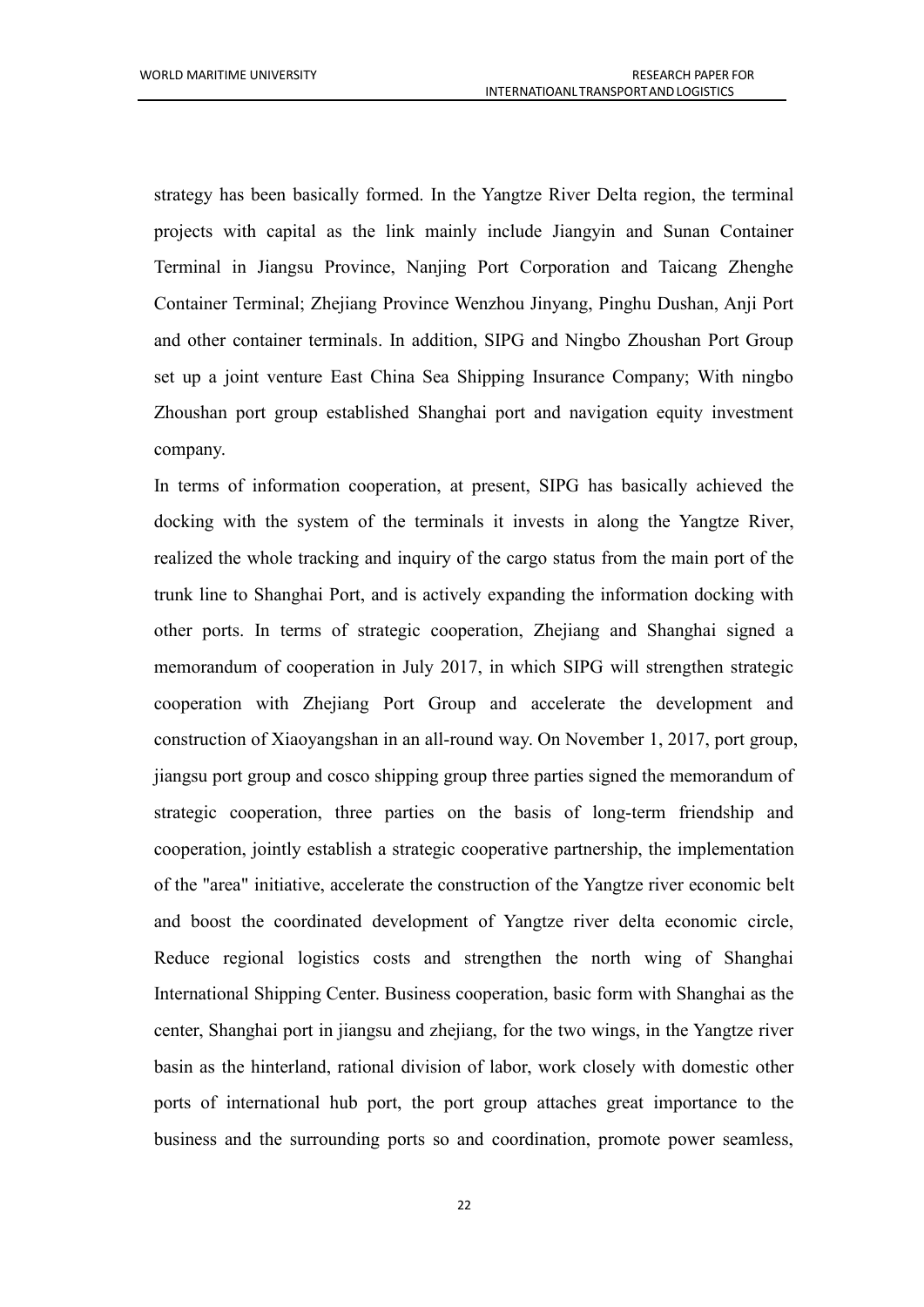strategy has been basically formed. In the Yangtze River Delta region, the terminal projects with capital as the link mainly include Jiangyin and Sunan Container Terminal in Jiangsu Province, Nanjing Port Corporation and Taicang Zhenghe Container Terminal; Zhejiang Province Wenzhou Jinyang, Pinghu Dushan, Anji Port and other container terminals. In addition, SIPG and Ningbo Zhoushan Port Group set up a joint venture East China Sea Shipping Insurance Company; With ningbo Zhoushan port group established Shanghai port and navigation equity investment company.

In terms of information cooperation, at present, SIPG has basically achieved the docking with the system of the terminals it invests in along the Yangtze River, realized the whole tracking and inquiry of the cargo status from the main port of the trunk line to Shanghai Port, and is actively expanding the information docking with other ports. In terms of strategic cooperation, Zhejiang and Shanghai signed a memorandum of cooperation in July 2017, in which SIPG will strengthen strategic cooperation with Zhejiang Port Group and accelerate the development and construction of Xiaoyangshan in an all-round way. On November 1, 2017, port group, jiangsu port group and cosco shipping group three parties signed the memorandum of strategic cooperation, three parties on the basis of long-term friendship and cooperation, jointly establish a strategic cooperative partnership, the implementation of the "area" initiative, accelerate the construction of the Yangtze river economic belt and boost the coordinated development of Yangtze river delta economic circle, Reduce regional logistics costs and strengthen the north wing of Shanghai International Shipping Center. Business cooperation, basic form with Shanghai as the center, Shanghai port in jiangsu and zhejiang, for the two wings, in the Yangtze river basin as the hinterland, rational division of labor, work closely with domestic other ports of international hub port, the port group attaches great importance to the business and the surrounding ports so and coordination, promote power seamless,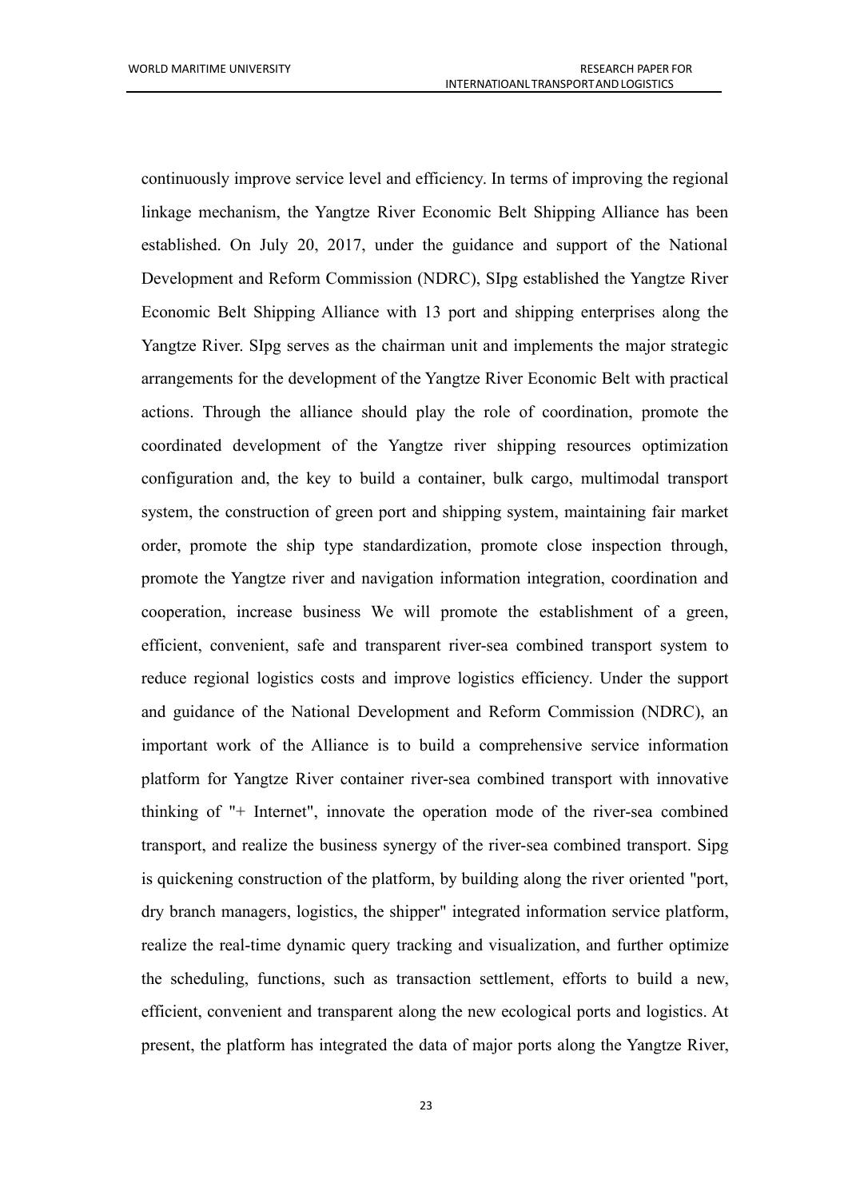continuously improve service level and efficiency. In terms of improving the regional linkage mechanism, the Yangtze River Economic Belt Shipping Alliance has been established. On July 20, 2017, under the guidance and support of the National Development and Reform Commission (NDRC), SIpg established the Yangtze River Economic Belt Shipping Alliance with 13 port and shipping enterprises along the Yangtze River. SIpg serves as the chairman unit and implements the major strategic arrangements for the development of the Yangtze River Economic Belt with practical actions. Through the alliance should play the role of coordination, promote the coordinated development of the Yangtze river shipping resources optimization configuration and, the key to build a container, bulk cargo, multimodal transport system, the construction of green port and shipping system, maintaining fair market order, promote the ship type standardization, promote close inspection through, promote the Yangtze river and navigation information integration, coordination and cooperation, increase business We will promote the establishment of a green, efficient, convenient, safe and transparent river-sea combined transport system to reduce regional logistics costs and improve logistics efficiency. Under the support and guidance of the National Development and Reform Commission (NDRC), an important work of the Alliance is to build a comprehensive service information platform for Yangtze River container river-sea combined transport with innovative thinking of "+ Internet", innovate the operation mode of the river-sea combined transport, and realize the business synergy of the river-sea combined transport. Sipg is quickening construction of the platform, by building along the river oriented "port, dry branch managers, logistics, the shipper" integrated information service platform, realize the real-time dynamic query tracking and visualization, and further optimize the scheduling, functions, such as transaction settlement, efforts to build a new, efficient, convenient and transparent along the new ecological ports and logistics. At present, the platform has integrated the data of major ports along the Yangtze River,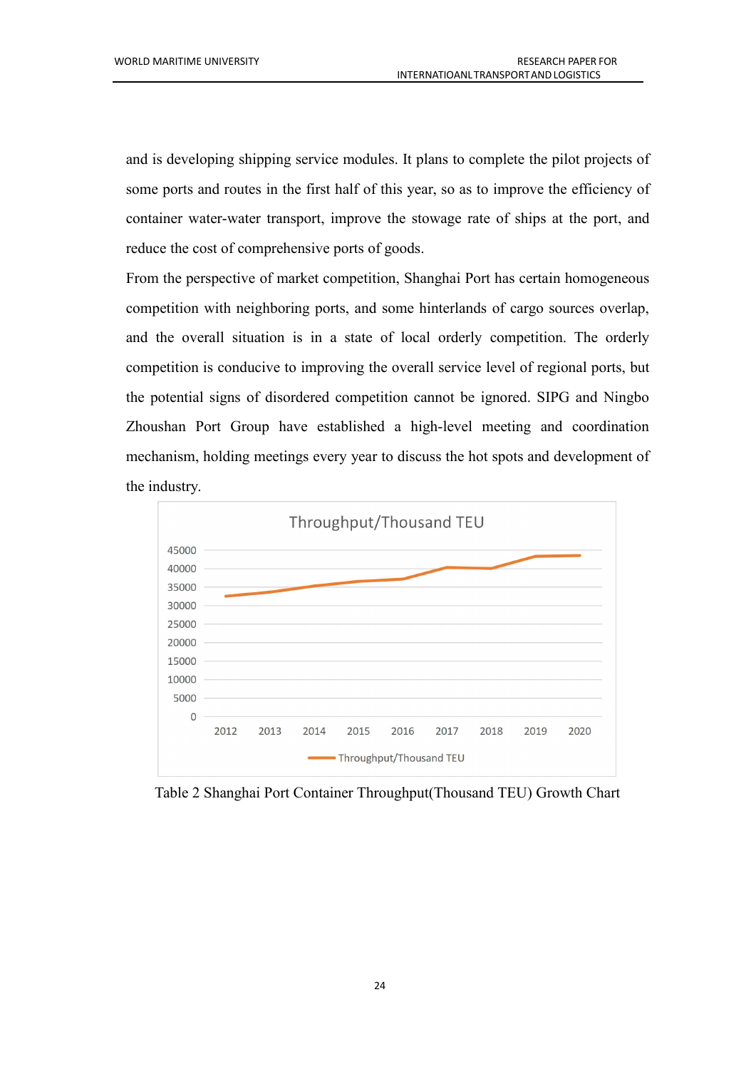and is developing shipping service modules. It plans to complete the pilot projects of some ports and routes in the first half of this year, so as to improve the efficiency of container water-water transport, improve the stowage rate of ships at the port, and reduce the cost of comprehensive ports of goods.

From the perspective of market competition, Shanghai Port has certain homogeneous competition with neighboring ports, and some hinterlands of cargo sources overlap, and the overall situation is in a state of local orderly competition. The orderly competition is conducive to improving the overall service level of regional ports, but the potential signs of disordered competition cannot be ignored. SIPG and Ningbo Zhoushan Port Group have established a high-level meeting and coordination mechanism, holding meetings every year to discuss the hot spots and development of the industry.

Table 2 Shanghai Port Container Throughput(Thousand TEU) Growth Chart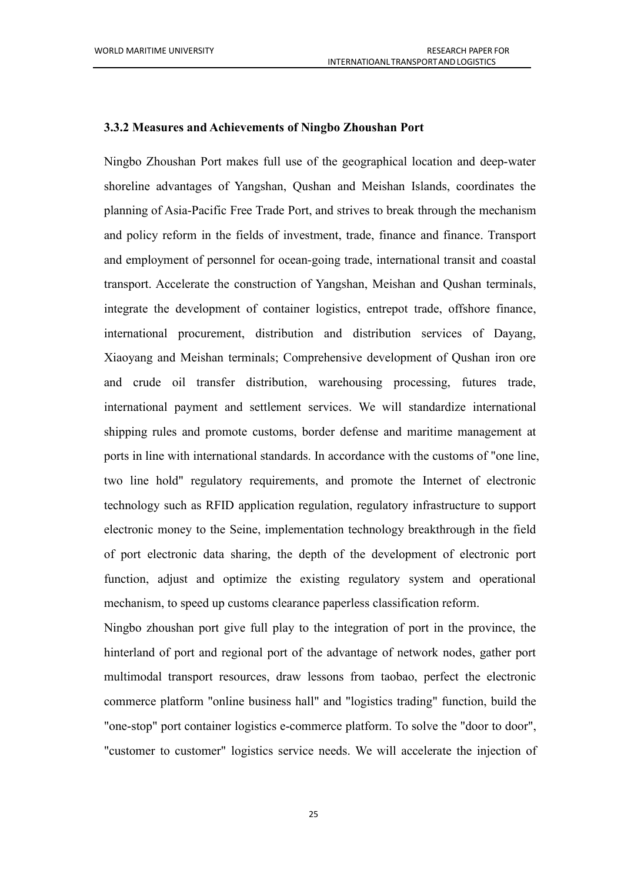### 3.3.2 Measures and Achievements of Ningbo Zhoushan Port

Ningbo Zhoushan Port makes full use of the geographical location and deep-water shoreline advantages of Yangshan, Qushan and Meishan Islands, coordinates the planning of Asia-Pacific Free Trade Port, and strives to break through the mechanism and policy reform in the fields of investment, trade, finance and finance. Transport and employment of personnel for ocean-going trade, international transit and coastal transport. Accelerate the construction of Yangshan, Meishan and Qushan terminals, integrate the development of container logistics, entrepot trade, offshore finance, international procurement, distribution and distribution services of Dayang, Xiaoyang and Meishan terminals; Comprehensive development of Qushan iron ore and crude oil transfer distribution, warehousing processing, futures trade, international payment and settlement services. We will standardize international shipping rules and promote customs, border defense and maritime management at ports in line with international standards. In accordance with the customs of "one line, two line hold" regulatory requirements, and promote the Internet of electronic technology such as RFID application regulation, regulatory infrastructure to support electronic money to the Seine, implementation technology breakthrough in the field of port electronic data sharing, the depth of the development of electronic port function, adjust and optimize the existing regulatory system and operational mechanism, to speed up customs clearance paperless classification reform.

Ningbo zhoushan port give full play to the integration of port in the province, the hinterland of port and regional port of the advantage of network nodes, gather port multimodal transport resources, draw lessons from taobao, perfect the electronic commerce platform "online business hall" and "logistics trading" function, build the "one-stop" port container logistics e-commerce platform. To solve the "door to door", "customer to customer" logistics service needs. We will accelerate the injection of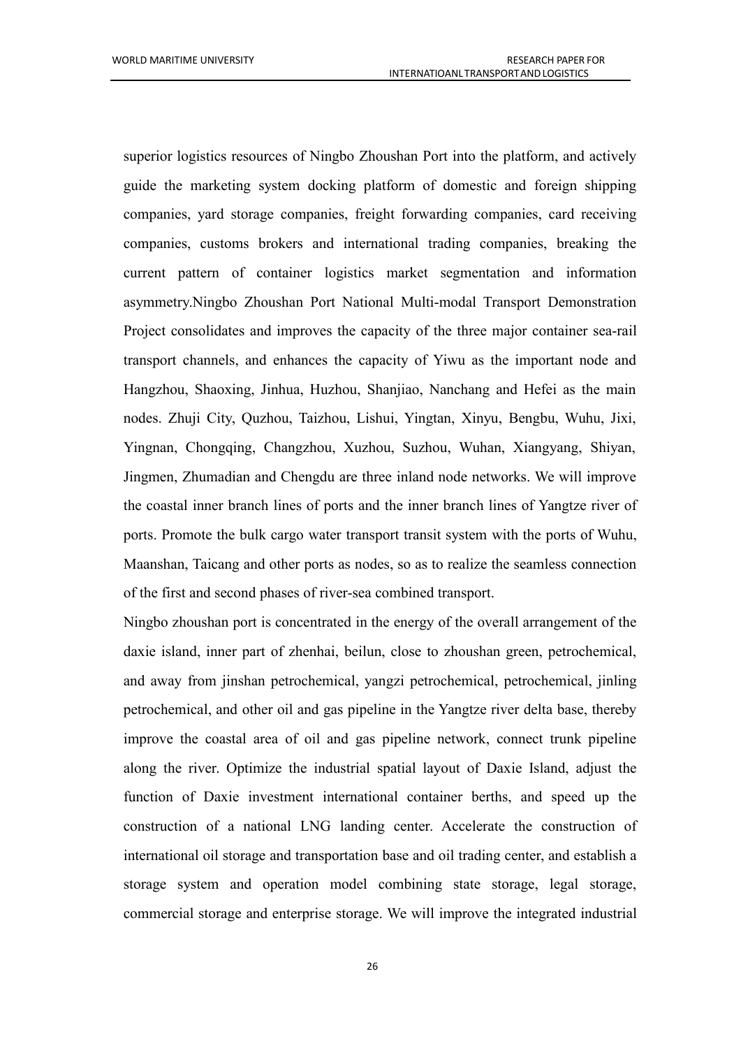superior logistics resources of Ningbo Zhoushan Port into the platform, and actively guide the marketing system docking platform of domestic and foreign shipping companies, yard storage companies, freight forwarding companies, card receiving companies, customs brokers and international trading companies, breaking the current pattern of container logistics market segmentation and information asymmetry.Ningbo Zhoushan Port National Multi-modal Transport Demonstration Project consolidates and improves the capacity of the three major container sea-rail transport channels, and enhances the capacity of Yiwu as the important node and Hangzhou, Shaoxing, Jinhua, Huzhou, Shanjiao, Nanchang and Hefei as the main nodes. Zhuji City, Quzhou, Taizhou, Lishui, Yingtan, Xinyu, Bengbu, Wuhu, Jixi, Yingnan, Chongqing, Changzhou, Xuzhou, Suzhou, Wuhan, Xiangyang, Shiyan, Jingmen, Zhumadian and Chengdu are three inland node networks. We will improve the coastal inner branch lines of ports and the inner branch lines of Yangtze river of ports. Promote the bulk cargo water transport transit system with the ports of Wuhu, Maanshan, Taicang and other ports as nodes, so as to realize the seamless connection of the first and second phases of river-sea combined transport.

Ningbo zhoushan port is concentrated in the energy of the overall arrangement of the daxie island, inner part of zhenhai, beilun, close to zhoushan green, petrochemical, and away from jinshan petrochemical, yangzi petrochemical, petrochemical, jinling petrochemical, and other oil and gas pipeline in the Yangtze river delta base, thereby improve the coastal area of oil and gas pipeline network, connect trunk pipeline along the river. Optimize the industrial spatial layout of Daxie Island, adjust the function of Daxie investment international container berths, and speed up the construction of a national LNG landing center. Accelerate the construction of international oil storage and transportation base and oil trading center, and establish a storage system and operation model combining state storage, legal storage, commercial storage and enterprise storage. We will improve the integrated industrial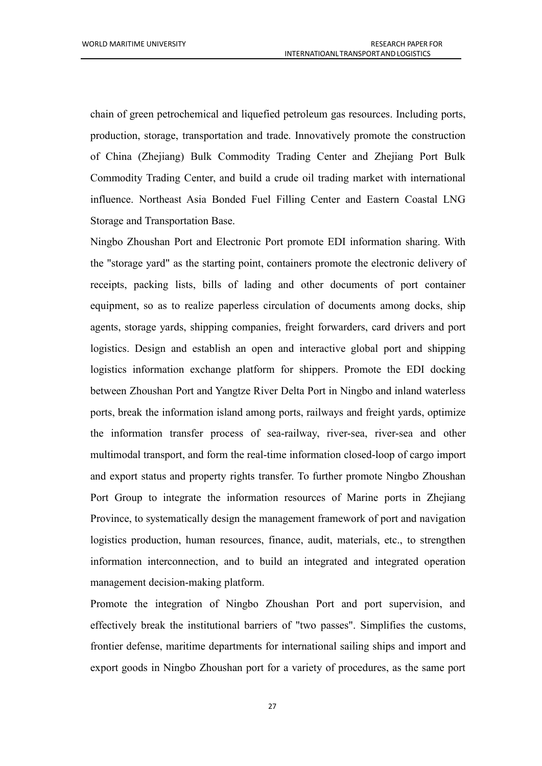chain of green petrochemical and liquefied petroleum gas resources. Including ports, production, storage, transportation and trade. Innovatively promote the construction of China (Zhejiang) Bulk Commodity Trading Center and Zhejiang Port Bulk Commodity Trading Center, and build a crude oil trading market with international influence. Northeast Asia Bonded Fuel Filling Center and Eastern Coastal LNG Storage and Transportation Base.

Ningbo Zhoushan Port and Electronic Port promote EDI information sharing. With the "storage yard" as the starting point, containers promote the electronic delivery of receipts, packing lists, bills of lading and other documents of port container equipment, so as to realize paperless circulation of documents among docks, ship agents, storage yards, shipping companies, freight forwarders, card drivers and port logistics. Design and establish an open and interactive global port and shipping logistics information exchange platform for shippers. Promote the EDI docking between Zhoushan Port and Yangtze River Delta Port in Ningbo and inland waterless ports, break the information island among ports, railways and freight yards, optimize the information transfer process of sea-railway, river-sea, river-sea and other multimodal transport, and form the real-time information closed-loop of cargo import and export status and property rights transfer. To further promote Ningbo Zhoushan Port Group to integrate the information resources of Marine ports in Zhejiang Province, to systematically design the management framework of port and navigation logistics production, human resources, finance, audit, materials, etc., to strengthen information interconnection, and to build an integrated and integrated operation management decision-making platform.

Promote the integration of Ningbo Zhoushan Port and port supervision, and effectively break the institutional barriers of "two passes". Simplifies the customs, frontier defense, maritime departments for international sailing ships and import and export goods in Ningbo Zhoushan port for a variety of procedures, as the same port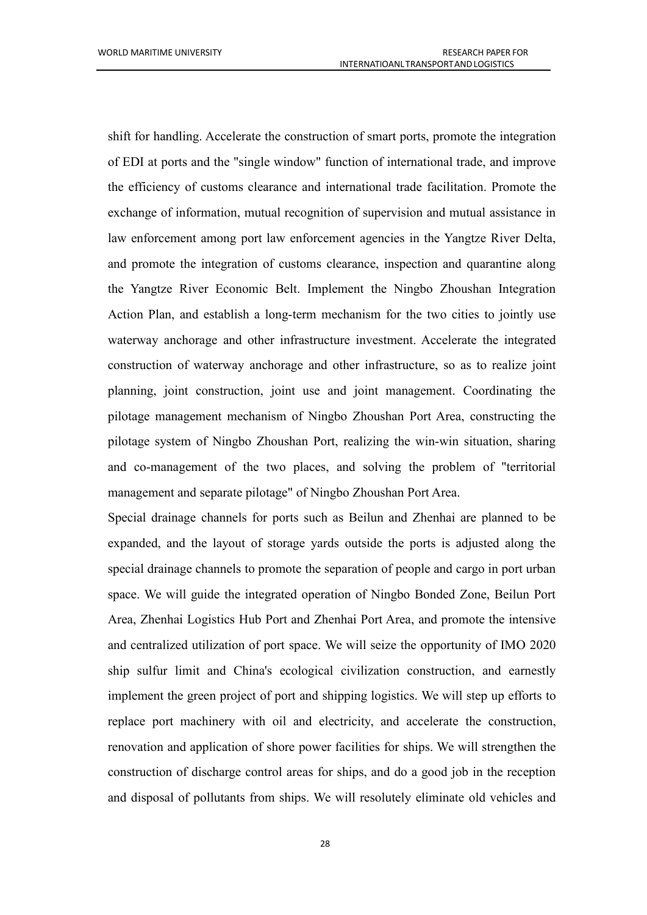shift for handling. Accelerate the construction of smart ports, promote the integration of EDI at ports and the "single window" function of international trade, and improve the efficiency of customs clearance and international trade facilitation. Promote the exchange of information, mutual recognition of supervision and mutual assistance in law enforcement among port law enforcement agencies in the Yangtze River Delta, and promote the integration of customs clearance, inspection and quarantine along the Yangtze River Economic Belt. Implement the Ningbo Zhoushan Integration Action Plan, and establish a long-term mechanism for the two cities to jointly use waterway anchorage and other infrastructure investment. Accelerate the integrated construction of waterway anchorage and other infrastructure, so as to realize joint planning, joint construction, joint use and joint management. Coordinating the pilotage management mechanism of Ningbo Zhoushan Port Area, constructing the pilotage system of Ningbo Zhoushan Port, realizing the win-win situation, sharing and co-management of the two places, and solving the problem of "territorial management and separate pilotage" of Ningbo Zhoushan Port Area.

Special drainage channels for ports such as Beilun and Zhenhai are planned to be expanded, and the layout of storage yards outside the ports is adjusted along the special drainage channels to promote the separation of people and cargo in port urban space. We will guide the integrated operation of Ningbo Bonded Zone, Beilun Port Area, Zhenhai Logistics Hub Port and Zhenhai Port Area, and promote the intensive and centralized utilization of port space. We will seize the opportunity of IMO 2020 ship sulfur limit and China's ecological civilization construction, and earnestly implement the green project of port and shipping logistics. We will step up efforts to replace port machinery with oil and electricity, and accelerate the construction, renovation and application of shore power facilities for ships. We will strengthen the construction of discharge control areas for ships, and do a good job in the reception and disposal of pollutants from ships. We will resolutely eliminate old vehicles and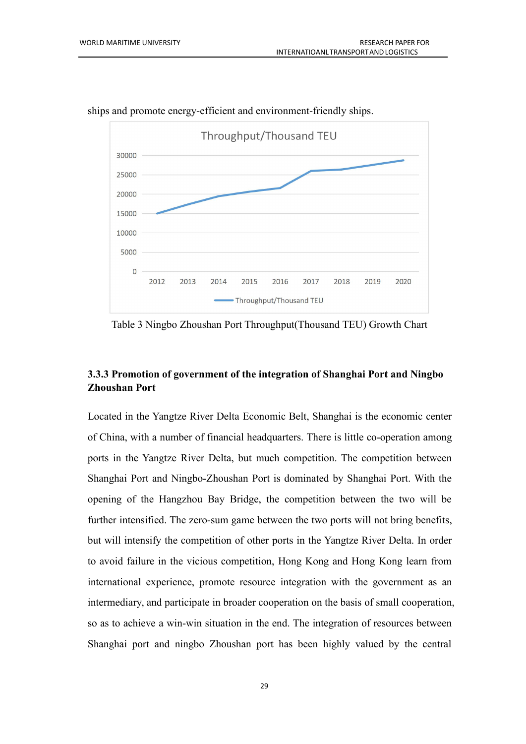ships and promote energy-efficient and environment-friendly ships.

Table 3 Ningbo Zhoushan Port Throughput(Thousand TEU) Growth Chart

### 3.3.3 Promotion of government of the integration of Shanghai Port and Ningbo Zhoushan Port

Located in the Yangtze River Delta Economic Belt, Shanghai is the economic center of China, with a number of financial headquarters. There is little co-operation among ports in the Yangtze River Delta, but much competition. The competition between Shanghai Port and Ningbo-Zhoushan Port is dominated by Shanghai Port. With the opening of the Hangzhou Bay Bridge, the competition between the two will be further intensified. The zero-sum game between the two ports will not bring benefits, but will intensify the competition of other ports in the Yangtze River Delta. In order to avoid failure in the vicious competition, Hong Kong and Hong Kong learn from international experience, promote resource integration with the government as an intermediary, and participate in broader cooperation on the basis of small cooperation, so as to achieve a win-win situation in the end. The integration of resources between Shanghai port and ningbo Zhoushan port has been highly valued by the central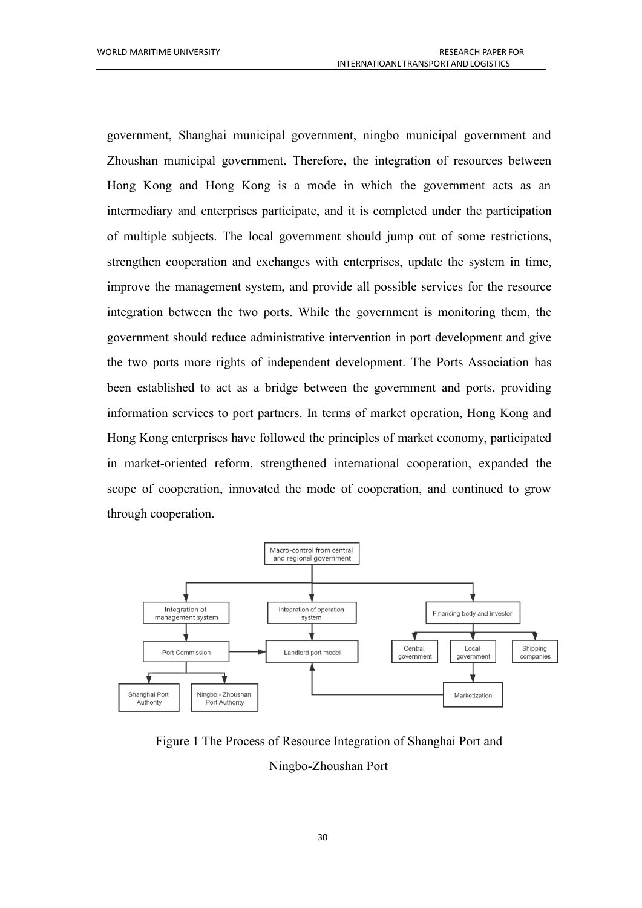government, Shanghai municipal government, ningbo municipal government and Zhoushan municipal government. Therefore, the integration of resources between Hong Kong and Hong Kong is a mode in which the government acts as an intermediary and enterprises participate, and it is completed under the participation of multiple subjects. The local government should jump out of some restrictions, strengthen cooperation and exchanges with enterprises, update the system in time, improve the management system, and provide all possible services for the resource integration between the two ports. While the government is monitoring them, the government should reduce administrative intervention in port development and give the two ports more rights of independent development. The Ports Association has been established to act as a bridge between the government and ports, providing information services to port partners. In terms of market operation, Hong Kong and Hong Kong enterprises have followed the principles of market economy, participated in market-oriented reform, strengthened international cooperation, expanded the scope of cooperation, innovated the mode of cooperation, and continued to grow through cooperation.

Figure 1 The Process of Resource Integration of Shanghai Port and Ningbo-Zhoushan Port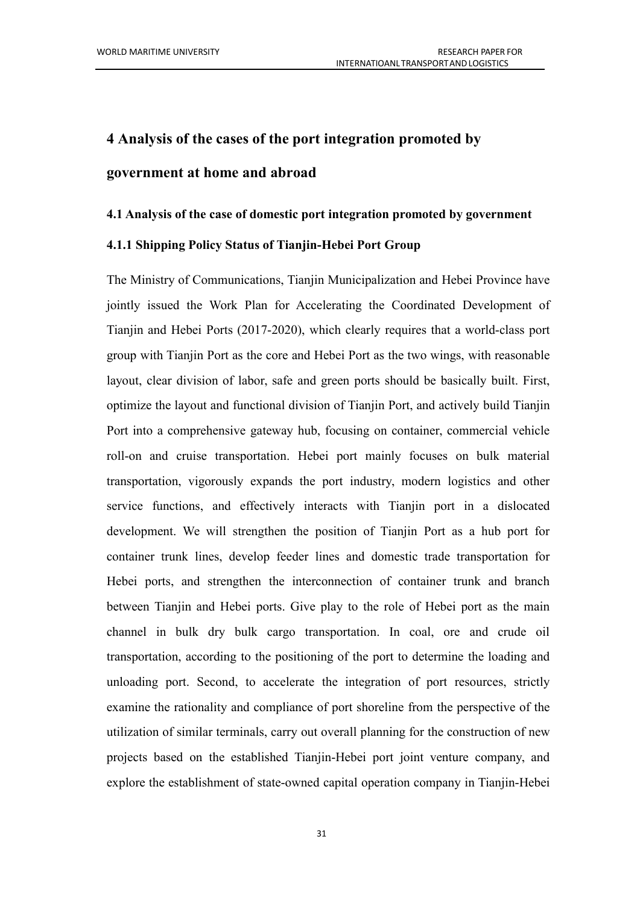# 4 Analysis of the cases of the port integration promoted by government at home and abroad

## 4.1 Analysis of the case of domestic port integration promoted by government

### 4.1.1 Shipping Policy Status of Tianjin-Hebei Port Group

The Ministry of Communications, Tianjin Municipalization and Hebei Province have jointly issued the Work Plan for Accelerating the Coordinated Development of Tianjin and Hebei Ports (2017-2020), which clearly requires that a world-class port group with Tianjin Port as the core and Hebei Port as the two wings, with reasonable layout, clear division of labor, safe and green ports should be basically built. First, optimize the layout and functional division of Tianjin Port, and actively build Tianjin Port into a comprehensive gateway hub, focusing on container, commercial vehicle roll-on and cruise transportation. Hebei port mainly focuses on bulk material transportation, vigorously expands the port industry, modern logistics and other service functions, and effectively interacts with Tianjin port in a dislocated development. We will strengthen the position of Tianjin Port as a hub port for container trunk lines, develop feeder lines and domestic trade transportation for Hebei ports, and strengthen the interconnection of container trunk and branch between Tianjin and Hebei ports. Give play to the role of Hebei port as the main channel in bulk dry bulk cargo transportation. In coal, ore and crude oil transportation, according to the positioning of the port to determine the loading and unloading port. Second, to accelerate the integration of port resources, strictly examine the rationality and compliance of port shoreline from the perspective of the utilization of similar terminals, carry out overall planning for the construction of new projects based on the established Tianjin-Hebei port joint venture company, and explore the establishment of state-owned capital operation company in Tianjin-Hebei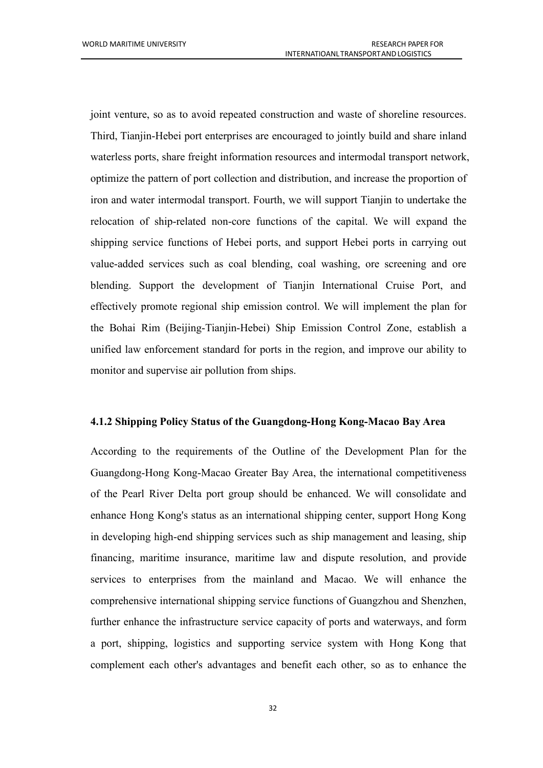joint venture, so as to avoid repeated construction and waste of shoreline resources. Third, Tianjin-Hebei port enterprises are encouraged to jointly build and share inland waterless ports, share freight information resources and intermodal transport network, optimize the pattern of port collection and distribution, and increase the proportion of iron and water intermodal transport. Fourth, we will support Tianjin to undertake the relocation of ship-related non-core functions of the capital. We will expand the shipping service functions of Hebei ports, and support Hebei ports in carrying out value-added services such as coal blending, coal washing, ore screening and ore blending. Support the development of Tianjin International Cruise Port, and effectively promote regional ship emission control. We will implement the plan for the Bohai Rim (Beijing-Tianjin-Hebei) Ship Emission Control Zone, establish a unified law enforcement standard for ports in the region, and improve our ability to monitor and supervise air pollution from ships.

### 4.1.2 Shipping Policy Status of the Guangdong-Hong Kong-Macao Bay Area

According to the requirements of the Outline of the Development Plan for the Guangdong-Hong Kong-Macao Greater Bay Area, the international competitiveness of the Pearl River Delta port group should be enhanced. We will consolidate and enhance Hong Kong's status as an international shipping center, support Hong Kong in developing high-end shipping services such as ship management and leasing, ship financing, maritime insurance, maritime law and dispute resolution, and provide services to enterprises from the mainland and Macao. We will enhance the comprehensive international shipping service functions of Guangzhou and Shenzhen, further enhance the infrastructure service capacity of ports and waterways, and form a port, shipping, logistics and supporting service system with Hong Kong that complement each other's advantages and benefit each other, so as to enhance the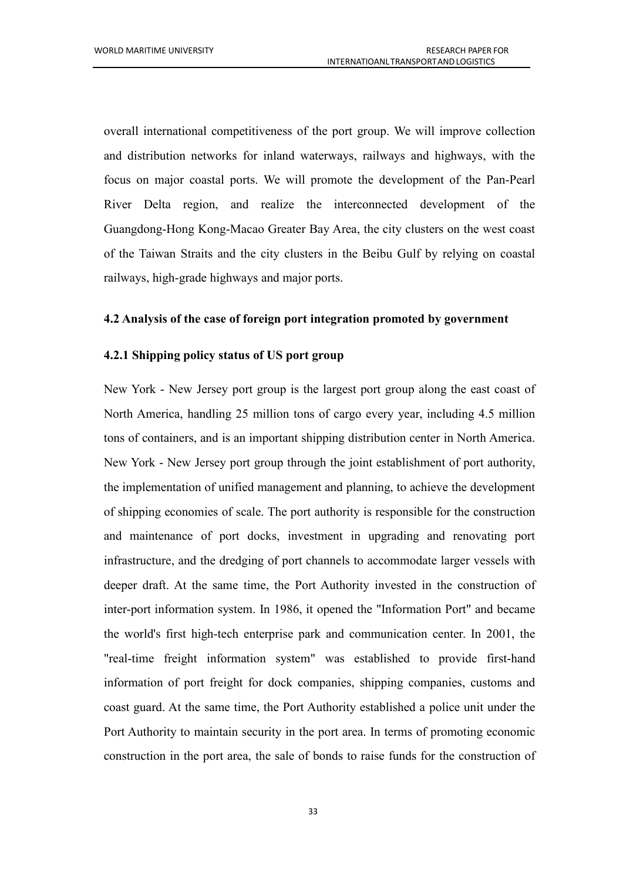overall international competitiveness of the port group. We will improve collection and distribution networks for inland waterways, railways and highways, with the focus on major coastal ports. We will promote the development of the Pan-Pearl River Delta region, and realize the interconnected development of the Guangdong-Hong Kong-Macao Greater Bay Area, the city clusters on the west coast of the Taiwan Straits and the city clusters in the Beibu Gulf by relying on coastal railways, high-grade highways and major ports.

### 4.2 Analysis of the case of foreign port integration promoted by government

#### 4.2.1 Shipping policy status of US port group

New York - New Jersey port group is the largest port group along the east coast of North America, handling 25 million tons of cargo every year, including 4.5 million tons of containers, and is an important shipping distribution center in North America. New York - New Jersey port group through the joint establishment of port authority, the implementation of unified management and planning, to achieve the development of shipping economies of scale. The port authority is responsible for the construction and maintenance of port docks, investment in upgrading and renovating port infrastructure, and the dredging of port channels to accommodate larger vessels with deeper draft. At the same time, the Port Authority invested in the construction of inter-port information system. In 1986, it opened the "Information Port" and became the world's first high-tech enterprise park and communication center. In 2001, the "real-time freight information system" was established to provide first-hand information of port freight for dock companies, shipping companies, customs and coast guard. At the same time, the Port Authority established a police unit under the Port Authority to maintain security in the port area. In terms of promoting economic construction in the port area, the sale of bonds to raise funds for the construction of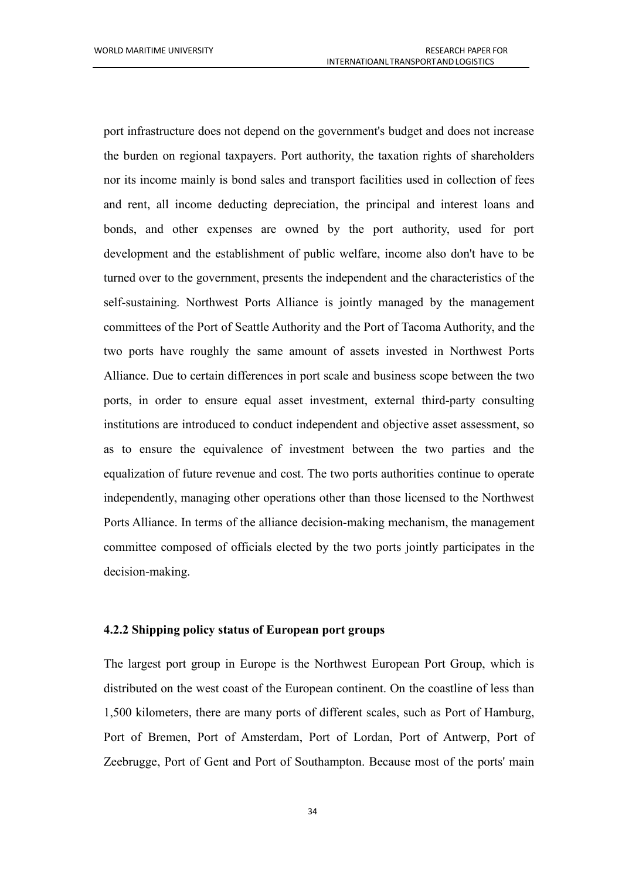port infrastructure does not depend on the government's budget and does not increase the burden on regional taxpayers. Port authority, the taxation rights of shareholders nor its income mainly is bond sales and transport facilities used in collection of fees and rent, all income deducting depreciation, the principal and interest loans and bonds, and other expenses are owned by the port authority, used for port development and the establishment of public welfare, income also don't have to be turned over to the government, presents the independent and the characteristics of the self-sustaining. Northwest Ports Alliance is jointly managed by the management committees of the Port of Seattle Authority and the Port of Tacoma Authority, and the two ports have roughly the same amount of assets invested in Northwest Ports Alliance. Due to certain differences in port scale and business scope between the two ports, in order to ensure equal asset investment, external third-party consulting institutions are introduced to conduct independent and objective asset assessment, so as to ensure the equivalence of investment between the two parties and the equalization of future revenue and cost. The two ports authorities continue to operate independently, managing other operations other than those licensed to the Northwest Ports Alliance. In terms of the alliance decision-making mechanism, the management committee composed of officials elected by the two ports jointly participates in the decision-making.

### 4.2.2 Shipping policy status of European port groups

The largest port group in Europe is the Northwest European Port Group, which is distributed on the west coast of the European continent. On the coastline of less than 1,500 kilometers, there are many ports of different scales, such as Port of Hamburg, Port of Bremen, Port of Amsterdam, Port of Lordan, Port of Antwerp, Port of Zeebrugge, Port of Gent and Port of Southampton. Because most of the ports' main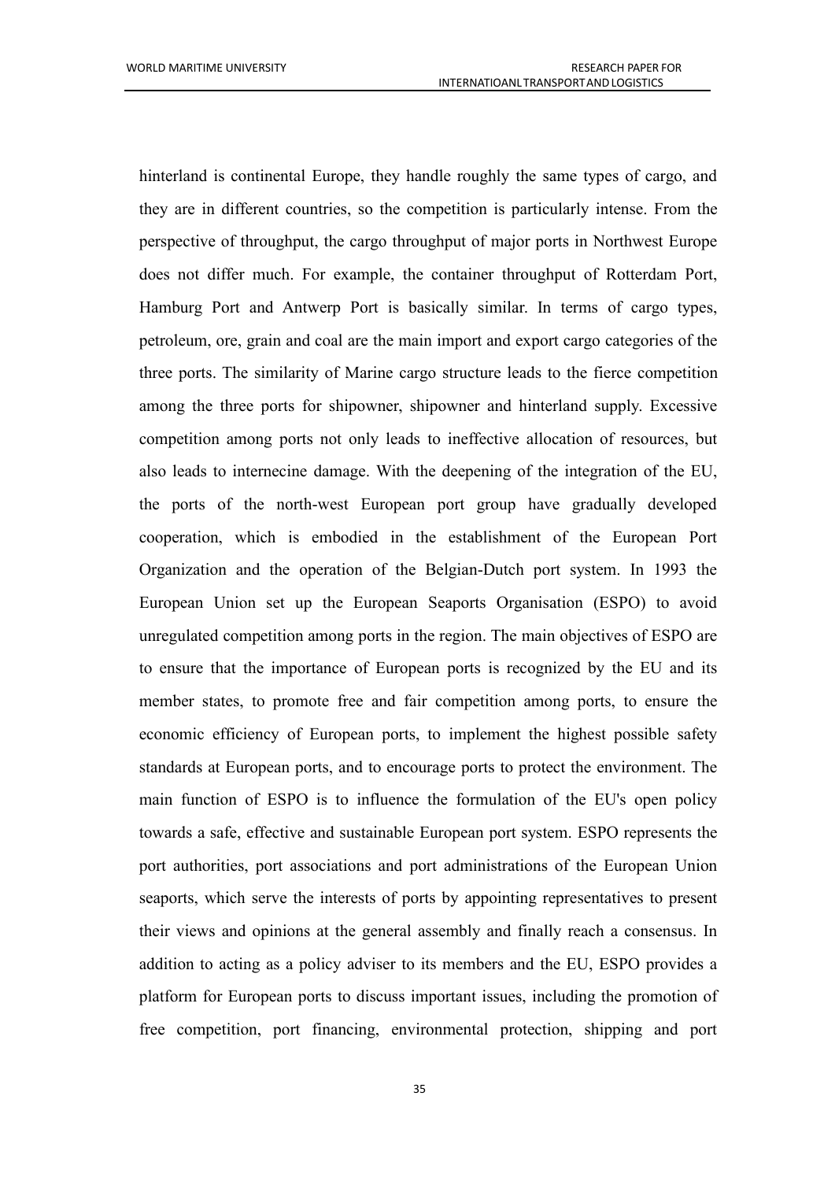hinterland is continental Europe, they handle roughly the same types of cargo, and they are in different countries, so the competition is particularly intense. From the perspective of throughput, the cargo throughput of major ports in Northwest Europe does not differ much. For example, the container throughput of Rotterdam Port, Hamburg Port and Antwerp Port is basically similar. In terms of cargo types, petroleum, ore, grain and coal are the main import and export cargo categories of the three ports. The similarity of Marine cargo structure leads to the fierce competition among the three ports for shipowner, shipowner and hinterland supply. Excessive competition among ports not only leads to ineffective allocation of resources, but also leads to internecine damage. With the deepening of the integration of the EU, the ports of the north-west European port group have gradually developed cooperation, which is embodied in the establishment of the European Port Organization and the operation of the Belgian-Dutch port system. In 1993 the European Union set up the European Seaports Organisation (ESPO) to avoid unregulated competition among ports in the region. The main objectives of ESPO are to ensure that the importance of European ports is recognized by the EU and its member states, to promote free and fair competition among ports, to ensure the economic efficiency of European ports, to implement the highest possible safety standards at European ports, and to encourage ports to protect the environment. The main function of ESPO is to influence the formulation of the EU's open policy towards a safe, effective and sustainable European port system. ESPO represents the port authorities, port associations and port administrations of the European Union seaports, which serve the interests of ports by appointing representatives to present their views and opinions at the general assembly and finally reach a consensus. In addition to acting as a policy adviser to its members and the EU, ESPO provides a platform for European ports to discuss important issues, including the promotion of free competition, port financing, environmental protection, shipping and port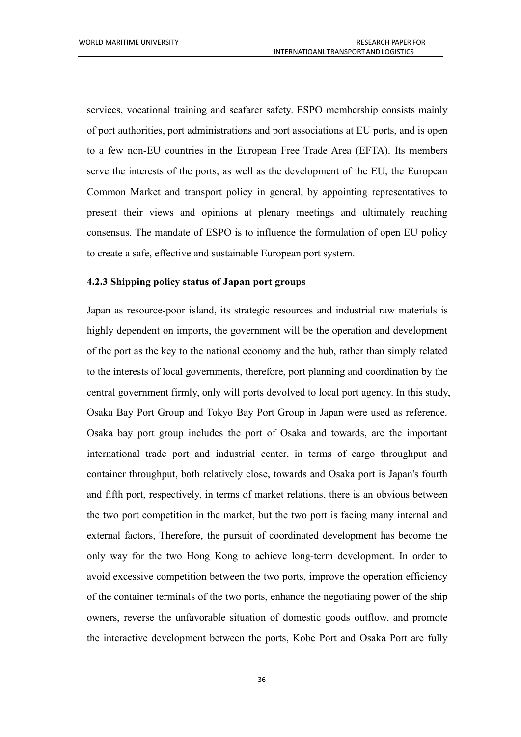services, vocational training and seafarer safety. ESPO membership consists mainly of port authorities, port administrations and port associations at EU ports, and is open to a few non-EU countries in the European Free Trade Area (EFTA). Its members serve the interests of the ports, as well as the development of the EU, the European Common Market and transport policy in general, by appointing representatives to present their views and opinions at plenary meetings and ultimately reaching consensus. The mandate of ESPO is to influence the formulation of open EU policy to create a safe, effective and sustainable European port system.

### 4.2.3 Shipping policy status of Japan port groups

Japan as resource-poor island, its strategic resources and industrial raw materials is highly dependent on imports, the government will be the operation and development of the port as the key to the national economy and the hub, rather than simply related to the interests of local governments, therefore, port planning and coordination by the central government firmly, only will ports devolved to local port agency. In this study, Osaka Bay Port Group and Tokyo Bay Port Group in Japan were used as reference. Osaka bay port group includes the port of Osaka and towards, are the important international trade port and industrial center, in terms of cargo throughput and container throughput, both relatively close, towards and Osaka port is Japan's fourth and fifth port, respectively, in terms of market relations, there is an obvious between the two port competition in the market, but the two port is facing many internal and external factors, Therefore, the pursuit of coordinated development has become the only way for the two Hong Kong to achieve long-term development. In order to avoid excessive competition between the two ports, improve the operation efficiency of the container terminals of the two ports, enhance the negotiating power of the ship owners, reverse the unfavorable situation of domestic goods outflow, and promote the interactive development between the ports, Kobe Port and Osaka Port are fully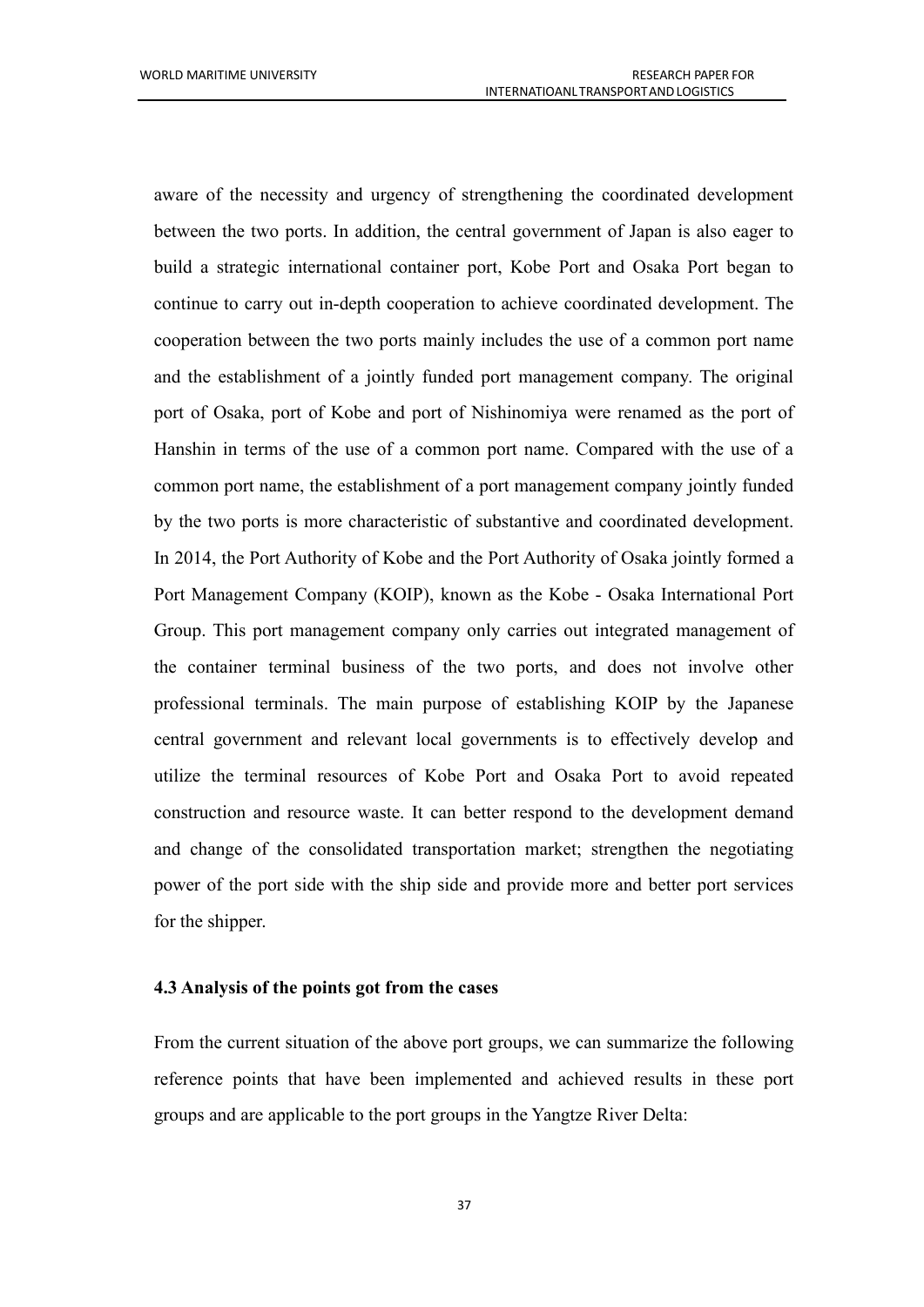aware of the necessity and urgency of strengthening the coordinated development between the two ports. In addition, the central government of Japan is also eager to build a strategic international container port, Kobe Port and Osaka Port began to continue to carry out in-depth cooperation to achieve coordinated development. The cooperation between the two ports mainly includes the use of a common port name and the establishment of a jointly funded port management company. The original port of Osaka, port of Kobe and port of Nishinomiya were renamed as the port of Hanshin in terms of the use of a common port name. Compared with the use of a common port name, the establishment of a port management company jointly funded by the two ports is more characteristic of substantive and coordinated development. In 2014, the Port Authority of Kobe and the Port Authority of Osaka jointly formed a Port Management Company (KOIP), known as the Kobe - Osaka International Port Group. This port management company only carries out integrated management of the container terminal business of the two ports, and does not involve other professional terminals. The main purpose of establishing KOIP by the Japanese central government and relevant local governments is to effectively develop and utilize the terminal resources of Kobe Port and Osaka Port to avoid repeated construction and resource waste. It can better respond to the development demand and change of the consolidated transportation market; strengthen the negotiating power of the port side with the ship side and provide more and better port services for the shipper.

### 4.3 Analysis of the points got from the cases

From the current situation of the above port groups, we can summarize the following reference points that have been implemented and achieved results in these port groups and are applicable to the port groups in the Yangtze River Delta: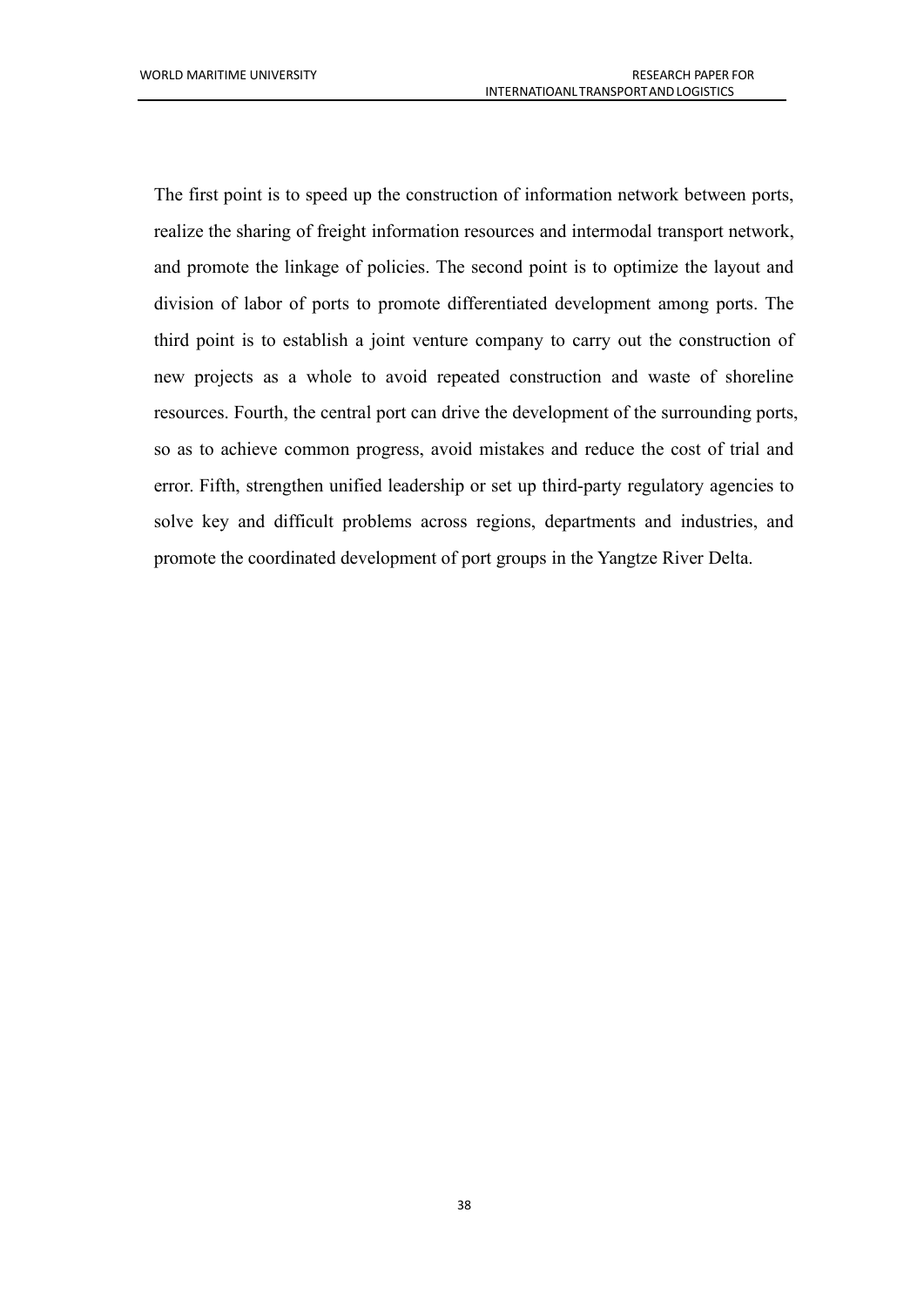The first point is to speed up the construction of information network between ports, realize the sharing of freight information resources and intermodal transport network, and promote the linkage of policies. The second point is to optimize the layout and division of labor of ports to promote differentiated development among ports. The third point is to establish a joint venture company to carry out the construction of new projects as a whole to avoid repeated construction and waste of shoreline resources. Fourth, the central port can drive the development of the surrounding ports, so as to achieve common progress, avoid mistakes and reduce the cost of trial and error. Fifth, strengthen unified leadership or set up third-party regulatory agencies to solve key and difficult problems across regions, departments and industries, and promote the coordinated development of port groups in the Yangtze River Delta.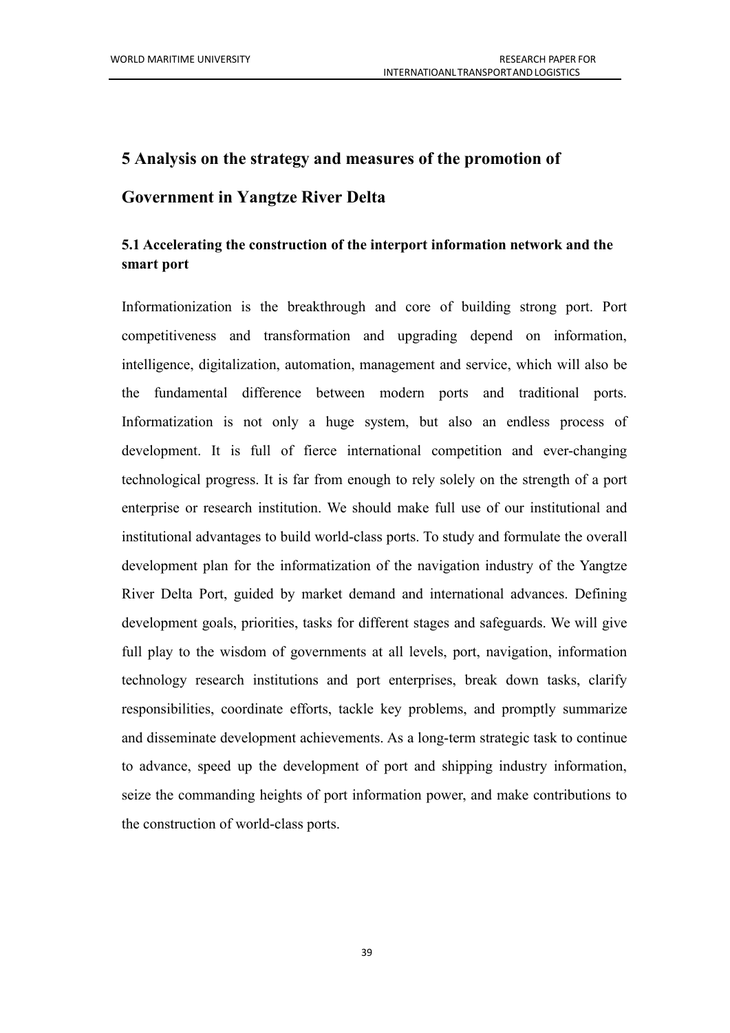# 5 Analysis on the strategy and measures of the promotion of Government in Yangtze River Delta

## 5.1 Accelerating the construction of the interport information network and the smart port

Informationization is the breakthrough and core of building strong port. Port competitiveness and transformation and upgrading depend on information, intelligence, digitalization, automation, management and service, which will also be the fundamental difference between modern ports and traditional ports. Informatization is not only a huge system, but also an endless process of development. It is full of fierce international competition and ever-changing technological progress. It is far from enough to rely solely on the strength of a port enterprise or research institution. We should make full use of our institutional and institutional advantages to build world-class ports. To study and formulate the overall development plan for the informatization of the navigation industry of the Yangtze River Delta Port, guided by market demand and international advances. Defining development goals, priorities, tasks for different stages and safeguards. We will give full play to the wisdom of governments at all levels, port, navigation, information technology research institutions and port enterprises, break down tasks, clarify responsibilities, coordinate efforts, tackle key problems, and promptly summarize and disseminate development achievements. As a long-term strategic task to continue to advance, speed up the development of port and shipping industry information, seize the commanding heights of port information power, and make contributions to the construction of world-class ports.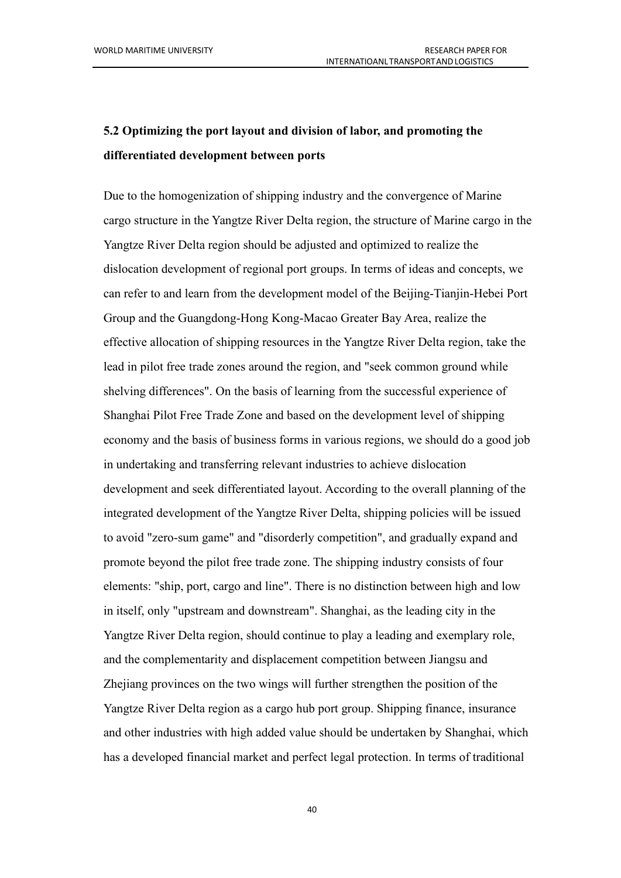## 5.2 Optimizing the port layout and division of labor, and promoting the differentiated development between ports

Due to the homogenization of shipping industry and the convergence of Marine cargo structure in the Yangtze River Delta region, the structure of Marine cargo in the Yangtze River Delta region should be adjusted and optimized to realize the dislocation development of regional port groups. In terms of ideas and concepts, we can refer to and learn from the development model of the Beijing-Tianjin-Hebei Port Group and the Guangdong-Hong Kong-Macao Greater Bay Area, realize the effective allocation of shipping resources in the Yangtze River Delta region, take the lead in pilot free trade zones around the region, and "seek common ground while shelving differences". On the basis of learning from the successful experience of Shanghai Pilot Free Trade Zone and based on the development level of shipping economy and the basis of business forms in various regions, we should do a good job in undertaking and transferring relevant industries to achieve dislocation development and seek differentiated layout. According to the overall planning of the integrated development of the Yangtze River Delta, shipping policies will be issued to avoid "zero-sum game" and "disorderly competition", and gradually expand and promote beyond the pilot free trade zone. The shipping industry consists of four elements: "ship, port, cargo and line". There is no distinction between high and low in itself, only "upstream and downstream". Shanghai, as the leading city in the Yangtze River Delta region, should continue to play a leading and exemplary role, and the complementarity and displacement competition between Jiangsu and Zhejiang provinces on the two wings will further strengthen the position of the Yangtze River Delta region as a cargo hub port group. Shipping finance, insurance and other industries with high added value should be undertaken by Shanghai, which has a developed financial market and perfect legal protection. In terms of traditional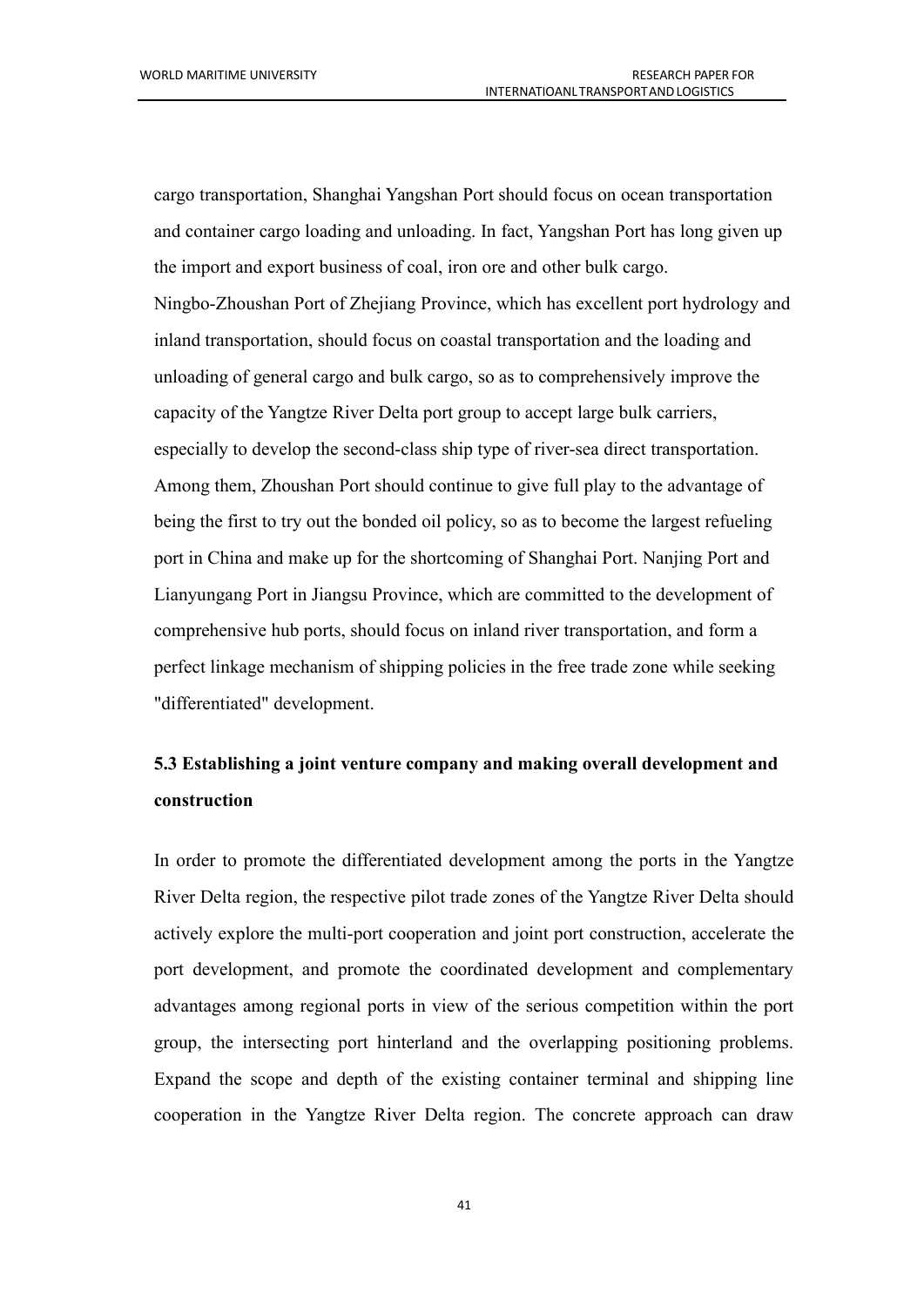cargo transportation, Shanghai Yangshan Port should focus on ocean transportation and container cargo loading and unloading. In fact, Yangshan Port has long given up the import and export business of coal, iron ore and other bulk cargo. Ningbo-Zhoushan Port of Zhejiang Province, which has excellent port hydrology and inland transportation, should focus on coastal transportation and the loading and unloading of general cargo and bulk cargo, so as to comprehensively improve the capacity of the Yangtze River Delta port group to accept large bulk carriers, especially to develop the second-class ship type of river-sea direct transportation. Among them, Zhoushan Port should continue to give full play to the advantage of being the first to try out the bonded oil policy, so as to become the largest refueling port in China and make up for the shortcoming of Shanghai Port. Nanjing Port and Lianyungang Port in Jiangsu Province, which are committed to the development of comprehensive hub ports, should focus on inland river transportation, and form a perfect linkage mechanism of shipping policies in the free trade zone while seeking "differentiated" development.

### 5.3 Establishing a joint venture company and making overall development and construction

In order to promote the differentiated development among the ports in the Yangtze River Delta region, the respective pilot trade zones of the Yangtze River Delta should actively explore the multi-port cooperation and joint port construction, accelerate the port development, and promote the coordinated development and complementary advantages among regional ports in view of the serious competition within the port group, the intersecting port hinterland and the overlapping positioning problems. Expand the scope and depth of the existing container terminal and shipping line cooperation in the Yangtze River Delta region. The concrete approach can draw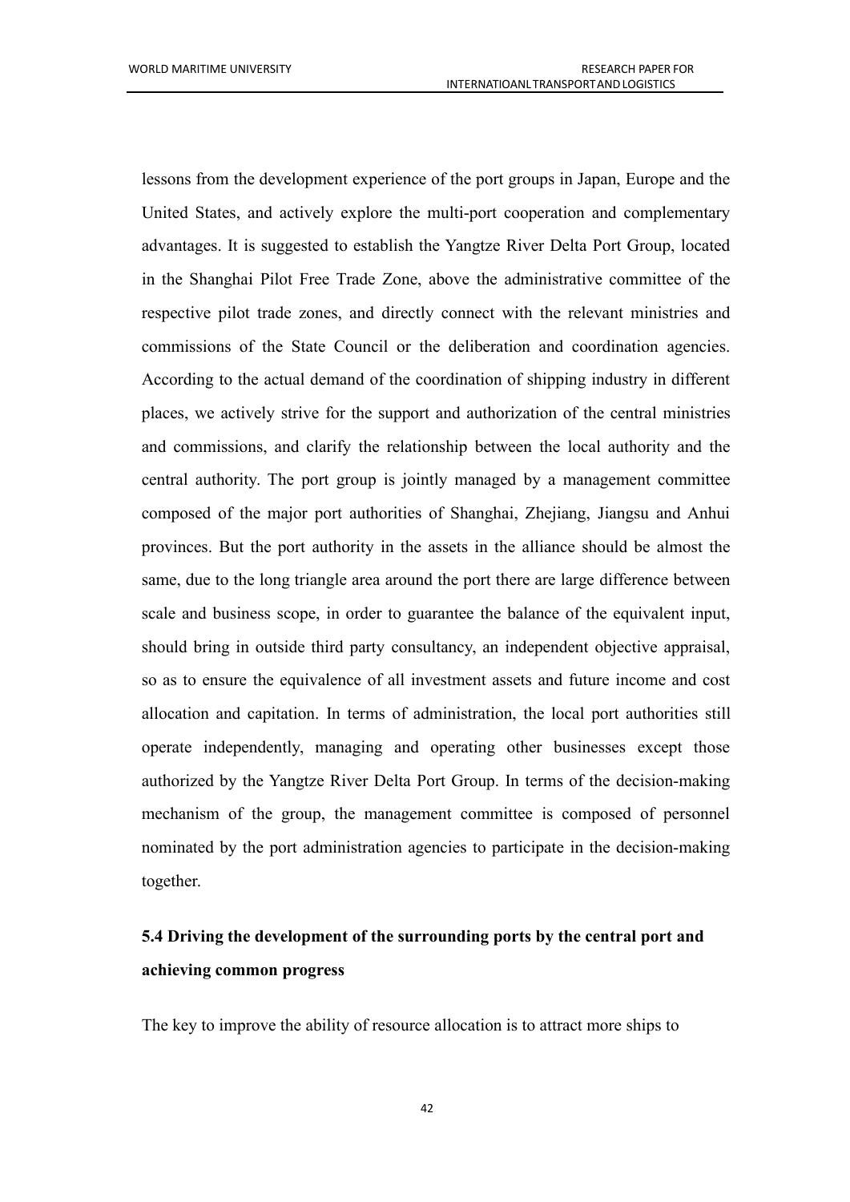lessons from the development experience of the port groups in Japan, Europe and the United States, and actively explore the multi-port cooperation and complementary advantages. It is suggested to establish the Yangtze River Delta Port Group, located in the Shanghai Pilot Free Trade Zone, above the administrative committee of the respective pilot trade zones, and directly connect with the relevant ministries and commissions of the State Council or the deliberation and coordination agencies. According to the actual demand of the coordination of shipping industry in different places, we actively strive for the support and authorization of the central ministries and commissions, and clarify the relationship between the local authority and the central authority. The port group is jointly managed by a management committee composed of the major port authorities of Shanghai, Zhejiang, Jiangsu and Anhui provinces. But the port authority in the assets in the alliance should be almost the same, due to the long triangle area around the port there are large difference between scale and business scope, in order to guarantee the balance of the equivalent input, should bring in outside third party consultancy, an independent objective appraisal, so as to ensure the equivalence of all investment assets and future income and cost allocation and capitation. In terms of administration, the local port authorities still operate independently, managing and operating other businesses except those authorized by the Yangtze River Delta Port Group. In terms of the decision-making mechanism of the group, the management committee is composed of personnel nominated by the port administration agencies to participate in the decision-making together.

### 5.4 Driving the development of the surrounding ports by the central port and achieving common progress

The key to improve the ability of resource allocation is to attract more ships to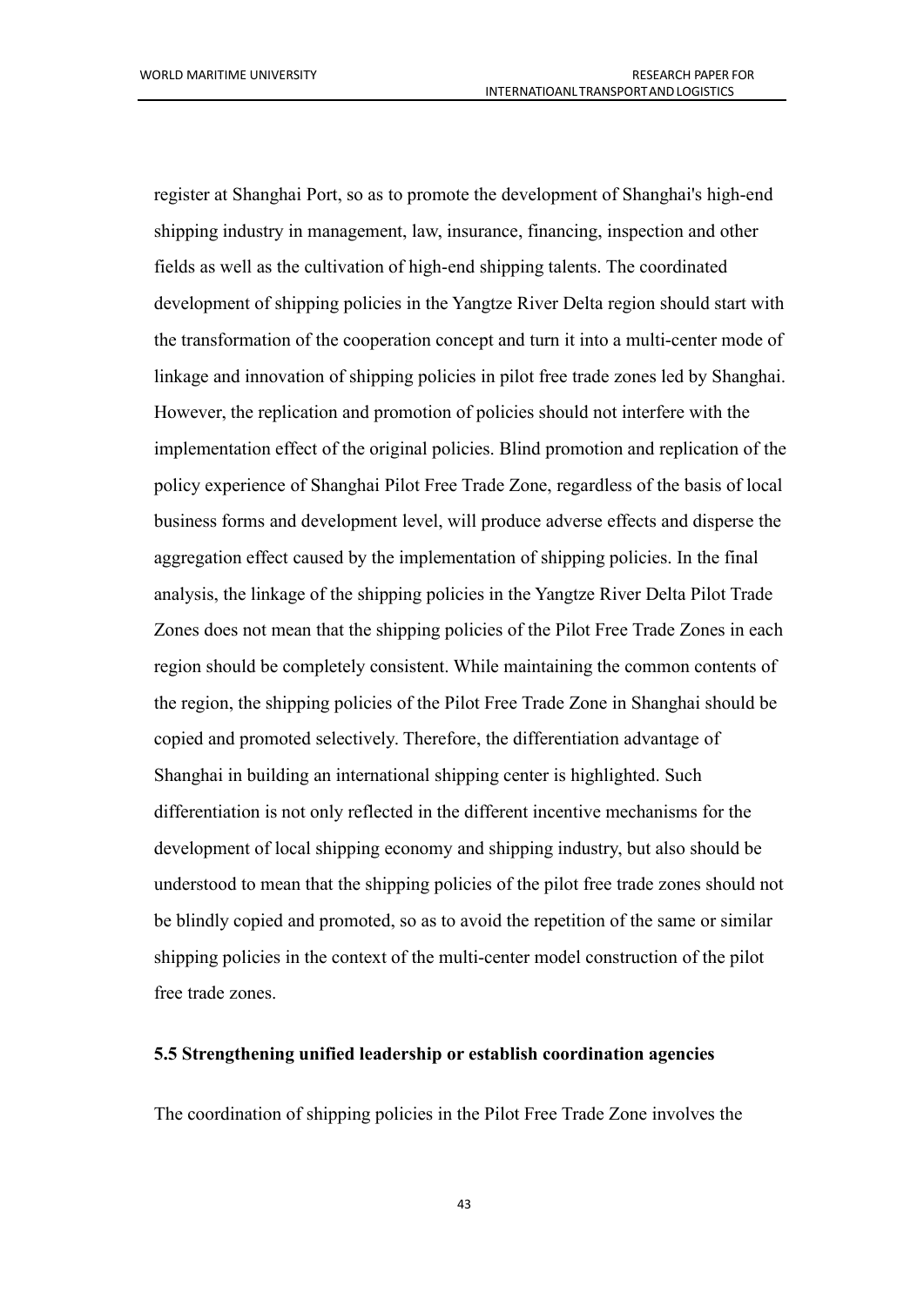register at Shanghai Port, so as to promote the development of Shanghai's high-end shipping industry in management, law, insurance, financing, inspection and other fields as well as the cultivation of high-end shipping talents. The coordinated development of shipping policies in the Yangtze River Delta region should start with the transformation of the cooperation concept and turn it into a multi-center mode of linkage and innovation of shipping policies in pilot free trade zones led by Shanghai. However, the replication and promotion of policies should not interfere with the implementation effect of the original policies. Blind promotion and replication of the policy experience of Shanghai Pilot Free Trade Zone, regardless of the basis of local business forms and development level, will produce adverse effects and disperse the aggregation effect caused by the implementation of shipping policies. In the final analysis, the linkage of the shipping policies in the Yangtze River Delta Pilot Trade Zones does not mean that the shipping policies of the Pilot Free Trade Zones in each region should be completely consistent. While maintaining the common contents of the region, the shipping policies of the Pilot Free Trade Zone in Shanghai should be copied and promoted selectively. Therefore, the differentiation advantage of Shanghai in building an international shipping center is highlighted. Such differentiation is not only reflected in the different incentive mechanisms for the development of local shipping economy and shipping industry, but also should be understood to mean that the shipping policies of the pilot free trade zones should not be blindly copied and promoted, so as to avoid the repetition of the same or similar shipping policies in the context of the multi-center model construction of the pilot free trade zones.

### 5.5 Strengthening unified leadership or establish coordination agencies

The coordination of shipping policies in the Pilot Free Trade Zone involves the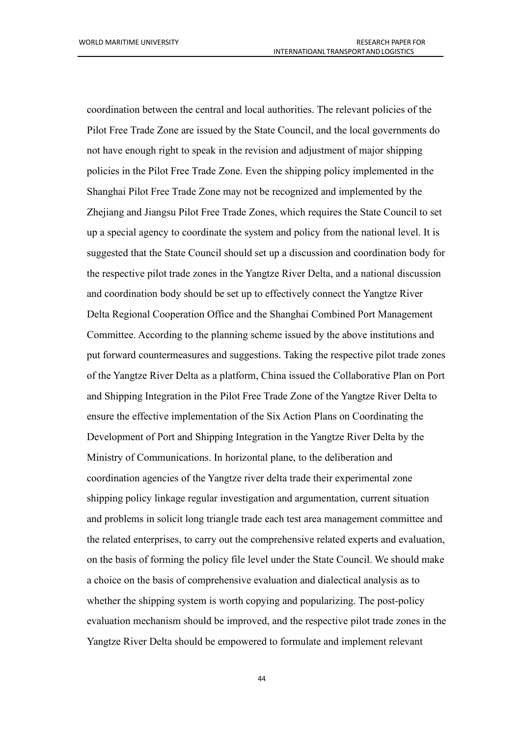coordination between the central and local authorities. The relevant policies of the Pilot Free Trade Zone are issued by the State Council, and the local governments do not have enough right to speak in the revision and adjustment of major shipping policies in the Pilot Free Trade Zone. Even the shipping policy implemented in the Shanghai Pilot Free Trade Zone may not be recognized and implemented by the Zhejiang and Jiangsu Pilot Free Trade Zones, which requires the State Council to set up a special agency to coordinate the system and policy from the national level. It is suggested that the State Council should set up a discussion and coordination body for the respective pilot trade zones in the Yangtze River Delta, and a national discussion and coordination body should be set up to effectively connect the Yangtze River Delta Regional Cooperation Office and the Shanghai Combined Port Management Committee. According to the planning scheme issued by the above institutions and put forward countermeasures and suggestions. Taking the respective pilot trade zones of the Yangtze River Delta as a platform, China issued the Collaborative Plan on Port and Shipping Integration in the Pilot Free Trade Zone of the Yangtze River Delta to ensure the effective implementation of the Six Action Plans on Coordinating the Development of Port and Shipping Integration in the Yangtze River Delta by the Ministry of Communications. In horizontal plane, to the deliberation and coordination agencies of the Yangtze river delta trade their experimental zone shipping policy linkage regular investigation and argumentation, current situation and problems in solicit long triangle trade each test area management committee and the related enterprises, to carry out the comprehensive related experts and evaluation, on the basis of forming the policy file level under the State Council. We should make a choice on the basis of comprehensive evaluation and dialectical analysis as to whether the shipping system is worth copying and popularizing. The post-policy evaluation mechanism should be improved, and the respective pilot trade zones in the Yangtze River Delta should be empowered to formulate and implement relevant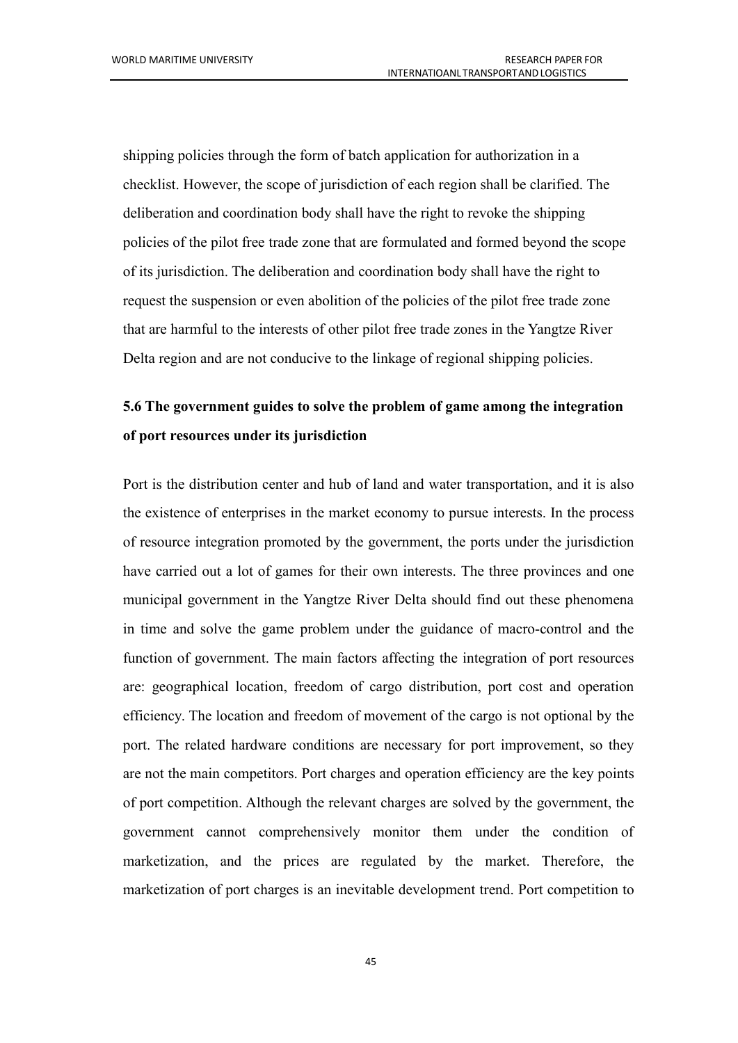shipping policies through the form of batch application for authorization in a checklist. However, the scope of jurisdiction of each region shall be clarified. The deliberation and coordination body shall have the right to revoke the shipping policies of the pilot free trade zone that are formulated and formed beyond the scope of its jurisdiction. The deliberation and coordination body shall have the right to request the suspension or even abolition of the policies of the pilot free trade zone that are harmful to the interests of other pilot free trade zones in the Yangtze River Delta region and are not conducive to the linkage of regional shipping policies.

## 5.6 The government guides to solve the problem of game among the integration of port resources under its jurisdiction

Port is the distribution center and hub of land and water transportation, and it is also the existence of enterprises in the market economy to pursue interests. In the process of resource integration promoted by the government, the ports under the jurisdiction have carried out a lot of games for their own interests. The three provinces and one municipal government in the Yangtze River Delta should find out these phenomena in time and solve the game problem under the guidance of macro-control and the function of government. The main factors affecting the integration of port resources are: geographical location, freedom of cargo distribution, port cost and operation efficiency. The location and freedom of movement of the cargo is not optional by the port. The related hardware conditions are necessary for port improvement, so they are not the main competitors. Port charges and operation efficiency are the key points of port competition. Although the relevant charges are solved by the government, the government cannot comprehensively monitor them under the condition of marketization, and the prices are regulated by the market. Therefore, the marketization of port charges is an inevitable development trend. Port competition to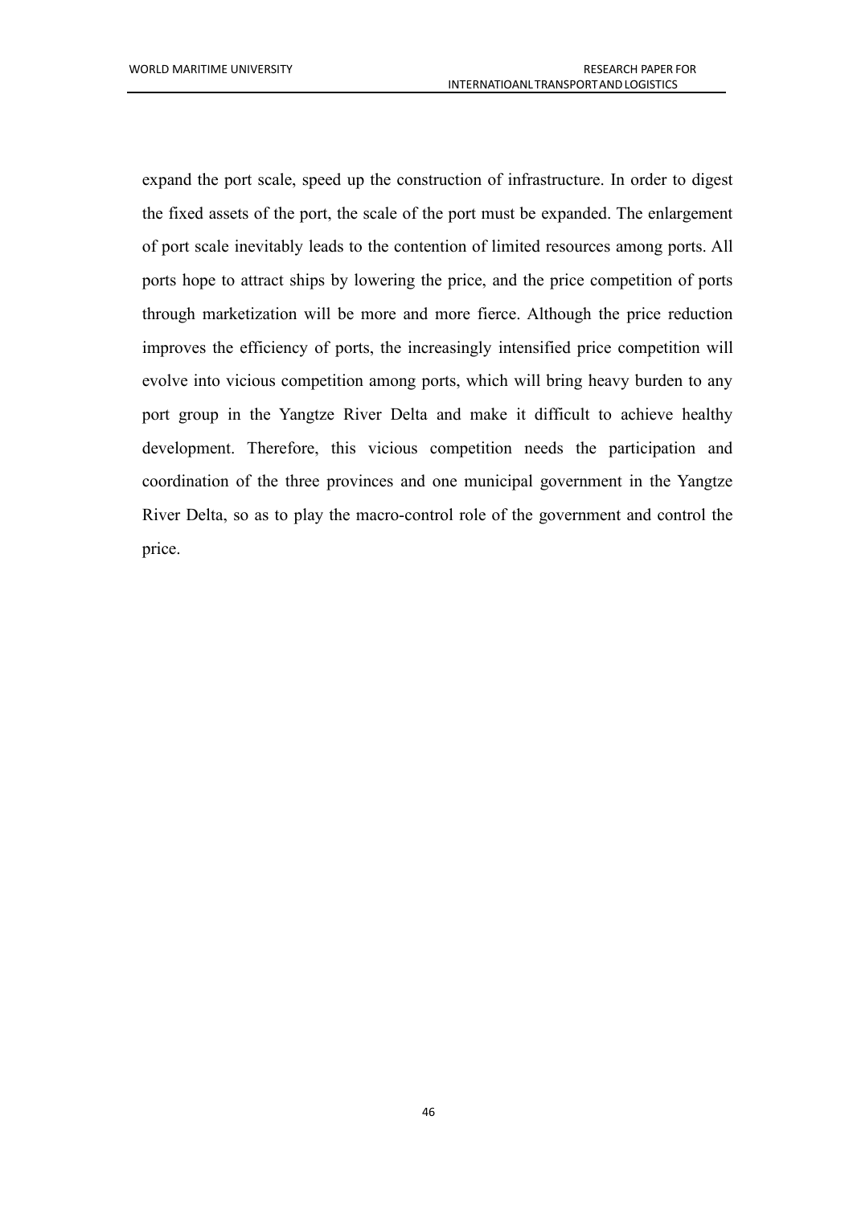expand the port scale, speed up the construction of infrastructure. In order to digest the fixed assets of the port, the scale of the port must be expanded. The enlargement of port scale inevitably leads to the contention of limited resources among ports. All ports hope to attract ships by lowering the price, and the price competition of ports through marketization will be more and more fierce. Although the price reduction improves the efficiency of ports, the increasingly intensified price competition will evolve into vicious competition among ports, which will bring heavy burden to any port group in the Yangtze River Delta and make it difficult to achieve healthy development. Therefore, this vicious competition needs the participation and coordination of the three provinces and one municipal government in the Yangtze River Delta, so as to play the macro-control role of the government and control the price.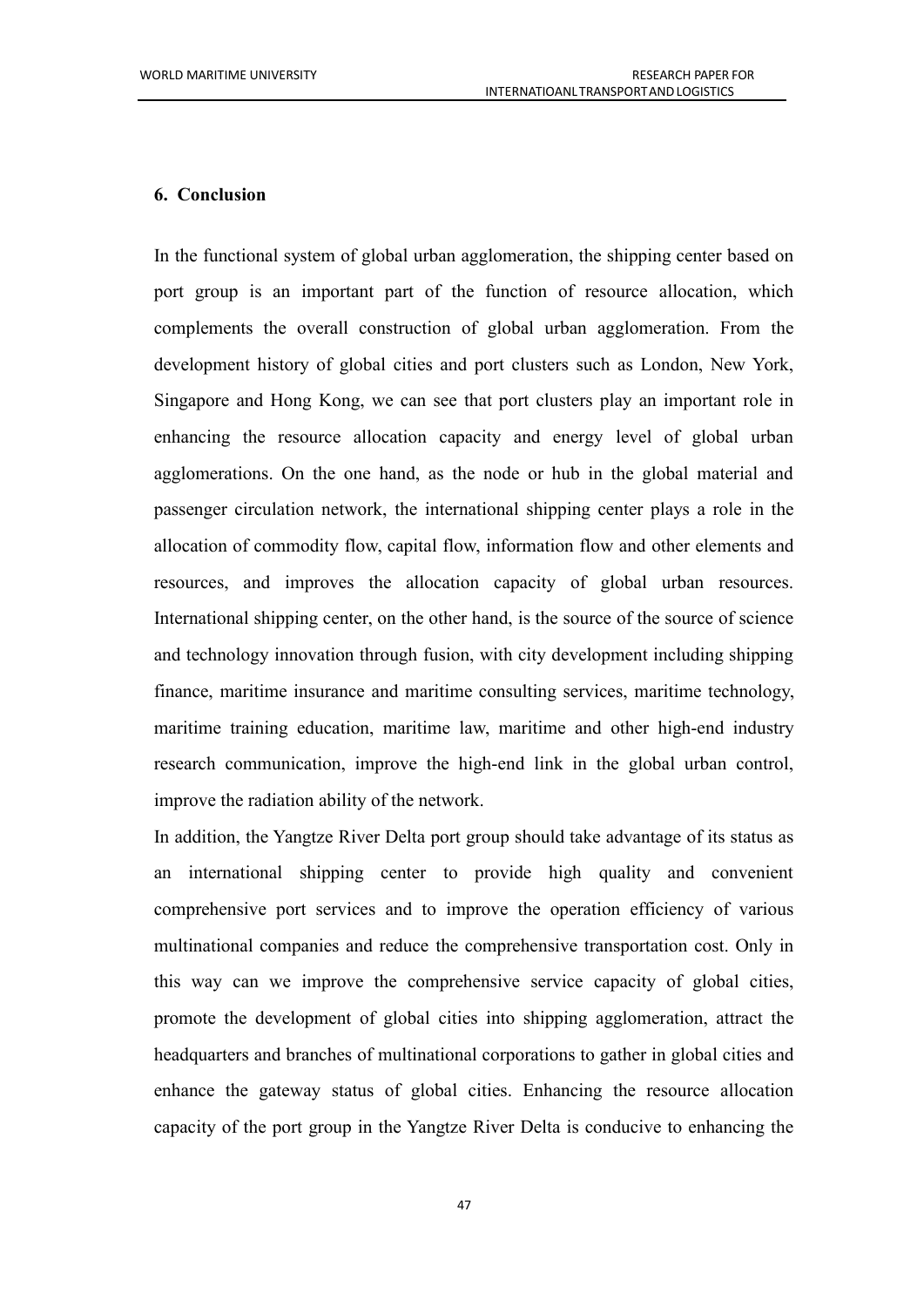## 6. Conclusion

In the functional system of global urban agglomeration, the shipping center based on port group is an important part of the function of resource allocation, which complements the overall construction of global urban agglomeration. From the development history of global cities and port clusters such as London, New York, Singapore and Hong Kong, we can see that port clusters play an important role in enhancing the resource allocation capacity and energy level of global urban agglomerations. On the one hand, as the node or hub in the global material and passenger circulation network, the international shipping center plays a role in the allocation of commodity flow, capital flow, information flow and other elements and resources, and improves the allocation capacity of global urban resources. International shipping center, on the other hand, is the source of the source of science and technology innovation through fusion, with city development including shipping finance, maritime insurance and maritime consulting services, maritime technology, maritime training education, maritime law, maritime and other high-end industry research communication, improve the high-end link in the global urban control, improve the radiation ability of the network.

In addition, the Yangtze River Delta port group should take advantage of its status as an international shipping center to provide high quality and convenient comprehensive port services and to improve the operation efficiency of various multinational companies and reduce the comprehensive transportation cost. Only in this way can we improve the comprehensive service capacity of global cities, promote the development of global cities into shipping agglomeration, attract the headquarters and branches of multinational corporations to gather in global cities and enhance the gateway status of global cities. Enhancing the resource allocation capacity of the port group in the Yangtze River Delta is conducive to enhancing the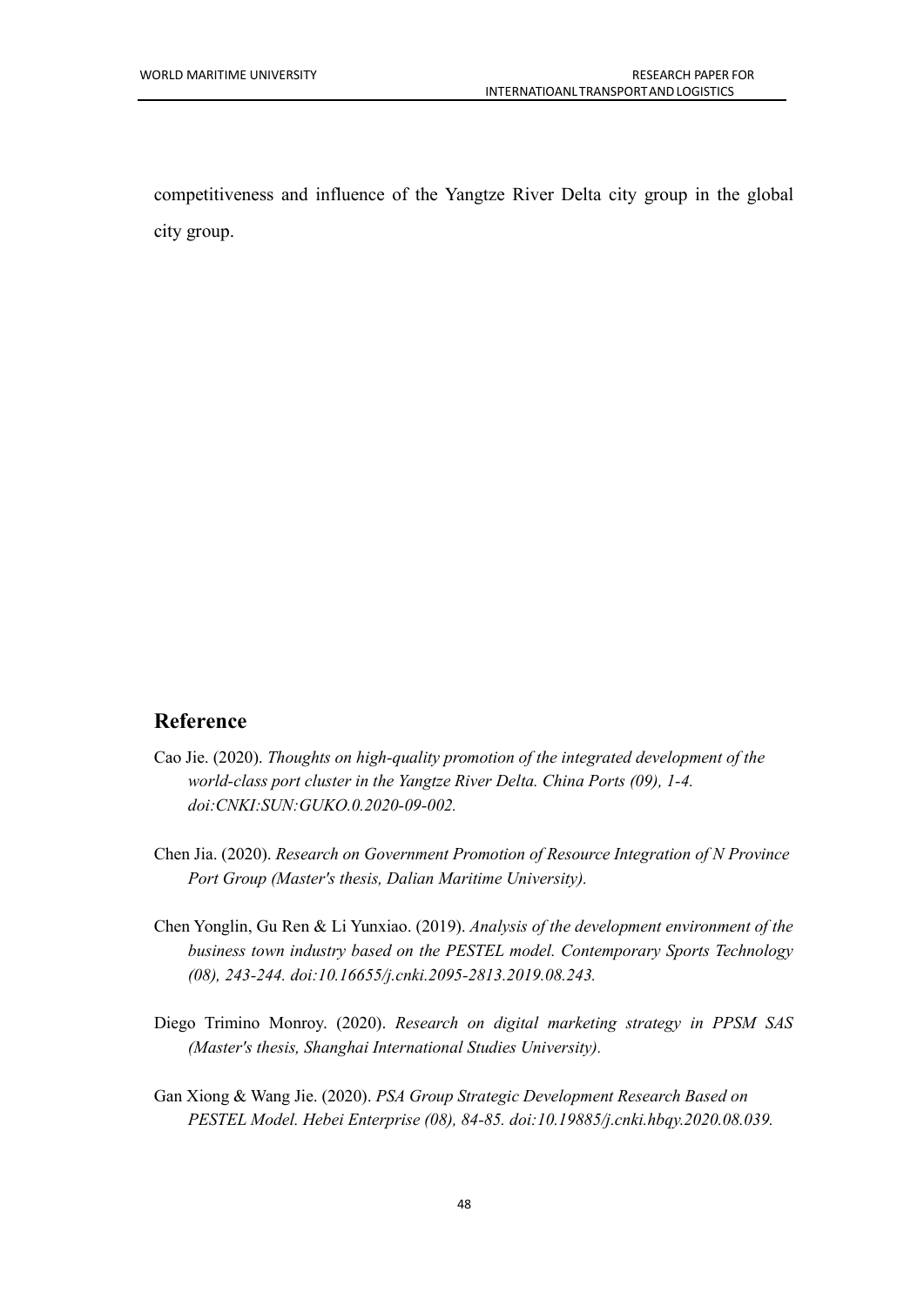competitiveness and influence of the Yangtze River Delta city group in the global city group.

## Reference

Cao Jie. (2020). *Thoughts on high-quality promotion of the integrated development of the world-class port cluster in the Yangtze River Delta. China Ports (09), 1-4. doi:CNKI:SUN:GUKO.0.2020-09-002.*

Chen Jia. (2020). *Research on Government Promotion of Resource Integration of N Province Port Group (Master's thesis, Dalian Maritime University).*

Chen Yonglin, Gu Ren & Li Yunxiao. (2019). *Analysis of the development environment of the business town industry based on the PESTEL model. Contemporary Sports Technology (08), 243-244. doi:10.16655/j.cnki.2095-2813.2019.08.243.*

Diego Trimino Monroy. (2020). *Research on digital marketing strategy in PPSM SAS (Master's thesis, Shanghai International Studies University).*

Gan Xiong & Wang Jie. (2020). *PSA Group Strategic Development Research Based on PESTEL Model. Hebei Enterprise (08), 84-85. doi:10.19885/j.cnki.hbqy.2020.08.039.*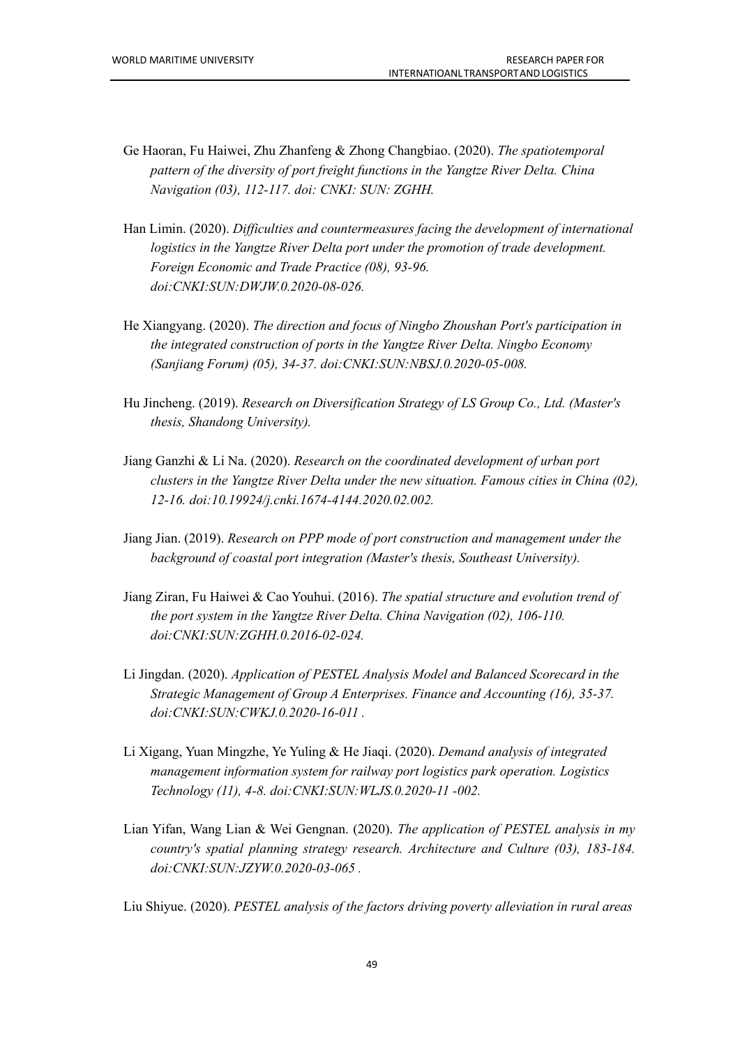Ge Haoran, Fu Haiwei, Zhu Zhanfeng & Zhong Changbiao. (2020). *The spatiotemporal pattern of the diversity of port freight functions in the Yangtze River Delta. China Navigation (03), 112-117. doi: CNKI: SUN: ZGHH.*

Han Limin. (2020). *Difficulties and countermeasures facing the development of international logistics in the Yangtze River Delta port under the promotion of trade development. Foreign Economic and Trade Practice (08), 93-96. doi:CNKI:SUN:DWJW.0.2020-08-026.*

He Xiangyang. (2020). *The direction and focus of Ningbo Zhoushan Port's participation in the integrated construction of ports in the Yangtze River Delta. Ningbo Economy (Sanjiang Forum) (05), 34-37. doi:CNKI:SUN:NBSJ.0.2020-05-008.*

Hu Jincheng. (2019). *Research on Diversification Strategy of LS Group Co., Ltd. (Master's thesis, Shandong University).*

Jiang Ganzhi & Li Na. (2020). *Research on the coordinated development of urban port clusters in the Yangtze River Delta under the new situation. Famous cities in China (02), 12-16. doi:10.19924/j.cnki.1674-4144.2020.02.002.*

Jiang Jian. (2019). *Research on PPP mode of port construction and management under the background of coastal port integration (Master's thesis, Southeast University).*

Jiang Ziran, Fu Haiwei & Cao Youhui. (2016). *The spatial structure and evolution trend of the port system in the Yangtze River Delta. China Navigation (02), 106-110. doi:CNKI:SUN:ZGHH.0.2016-02-024.*

Li Jingdan. (2020). *Application of PESTEL Analysis Model and Balanced Scorecard in the Strategic Management of Group A Enterprises. Finance and Accounting (16), 35-37. doi:CNKI:SUN:CWKJ.0.2020-16-011 .*

Li Xigang, Yuan Mingzhe, Ye Yuling & He Jiaqi. (2020). *Demand analysis of integrated management information system for railway port logistics park operation. Logistics Technology (11), 4-8. doi:CNKI:SUN:WLJS.0.2020-11 -002.*

Lian Yifan, Wang Lian & Wei Gengnan. (2020). *The application of PESTEL analysis in my country's spatial planning strategy research. Architecture and Culture (03), 183-184. doi:CNKI:SUN:JZYW.0.2020-03-065 .*

Liu Shiyue. (2020). *PESTEL analysis of the factors driving poverty alleviation in rural areas*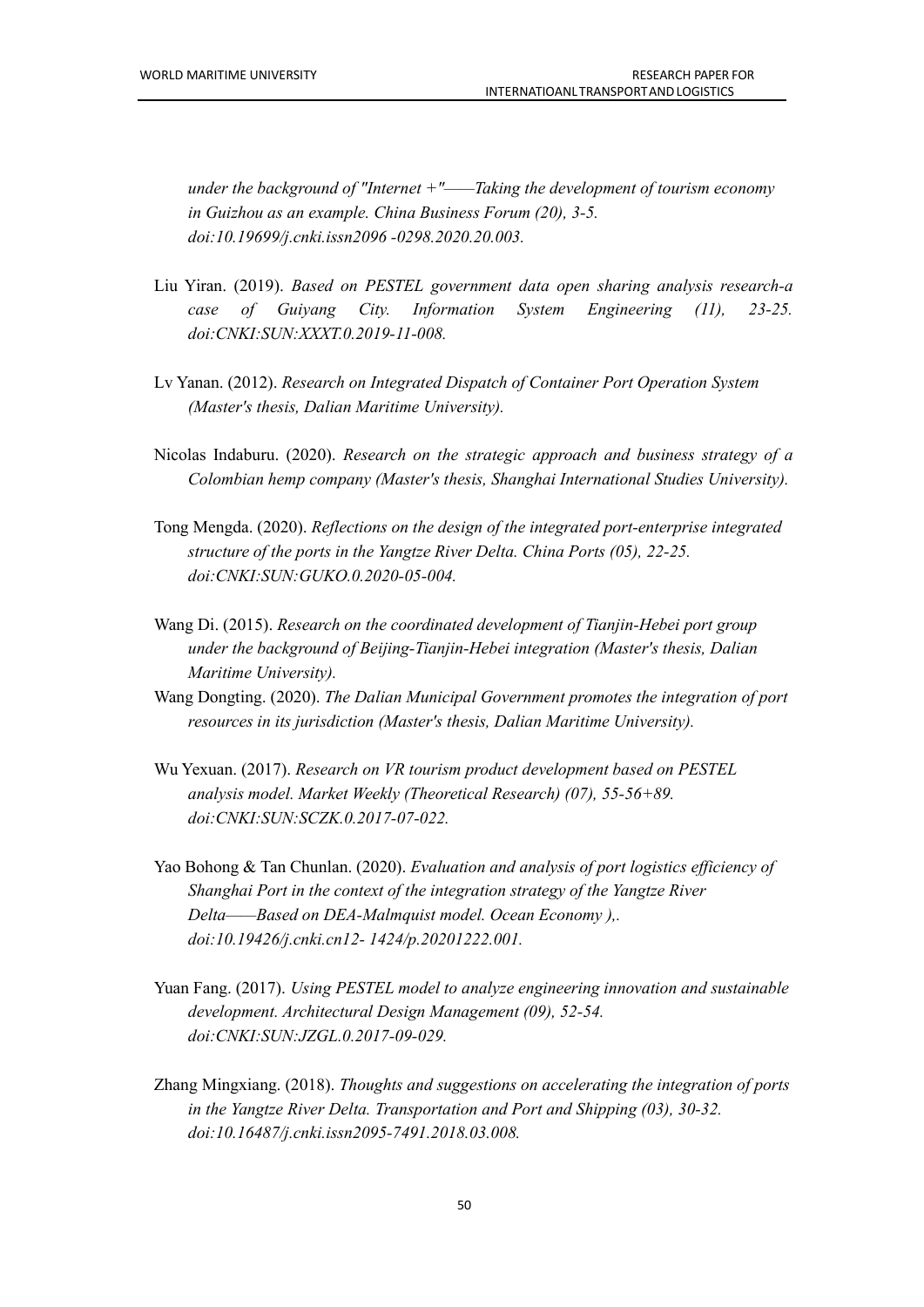*under the background of "Internet +"——Taking the development of tourism economy in Guizhou as an example. China Business Forum (20), 3-5. doi:10.19699/j.cnki.issn2096 -0298.2020.20.003.*

Liu Yiran. (2019). *Based on PESTEL government data open sharing analysis research-a case of Guiyang City. Information System Engineering (11), 23-25. doi:CNKI:SUN:XXXT.0.2019-11-008.*

Lv Yanan. (2012). *Research on Integrated Dispatch of Container Port Operation System (Master's thesis, Dalian Maritime University).*

Nicolas Indaburu. (2020). *Research on the strategic approach and business strategy of a Colombian hemp company (Master's thesis, Shanghai International Studies University).*

Tong Mengda. (2020). *Reflections on the design of the integrated port-enterprise integrated structure of the ports in the Yangtze River Delta. China Ports (05), 22-25. doi:CNKI:SUN:GUKO.0.2020-05-004.*

Wang Di. (2015). *Research on the coordinated development of Tianjin-Hebei port group under the background of Beijing-Tianjin-Hebei integration (Master's thesis, Dalian Maritime University).*

Wang Dongting. (2020). *The Dalian Municipal Government promotes the integration of port resources in its jurisdiction (Master's thesis, Dalian Maritime University).*

Wu Yexuan. (2017). *Research on VR tourism product development based on PESTEL analysis model. Market Weekly (Theoretical Research) (07), 55-56+89. doi:CNKI:SUN:SCZK.0.2017-07-022.*

Yao Bohong & Tan Chunlan. (2020). *Evaluation and analysis of port logistics efficiency of Shanghai Port in the context of the integration strategy of the Yangtze River Delta——Based on DEA-Malmquist model. Ocean Economy ),. doi:10.19426/j.cnki.cn12- 1424/p.20201222.001.*

Yuan Fang. (2017). *Using PESTEL model to analyze engineering innovation and sustainable development. Architectural Design Management (09), 52-54. doi:CNKI:SUN:JZGL.0.2017-09-029.*

Zhang Mingxiang. (2018). *Thoughts and suggestions on accelerating the integration of ports in the Yangtze River Delta. Transportation and Port and Shipping (03), 30-32. doi:10.16487/j.cnki.issn2095-7491.2018.03.008.*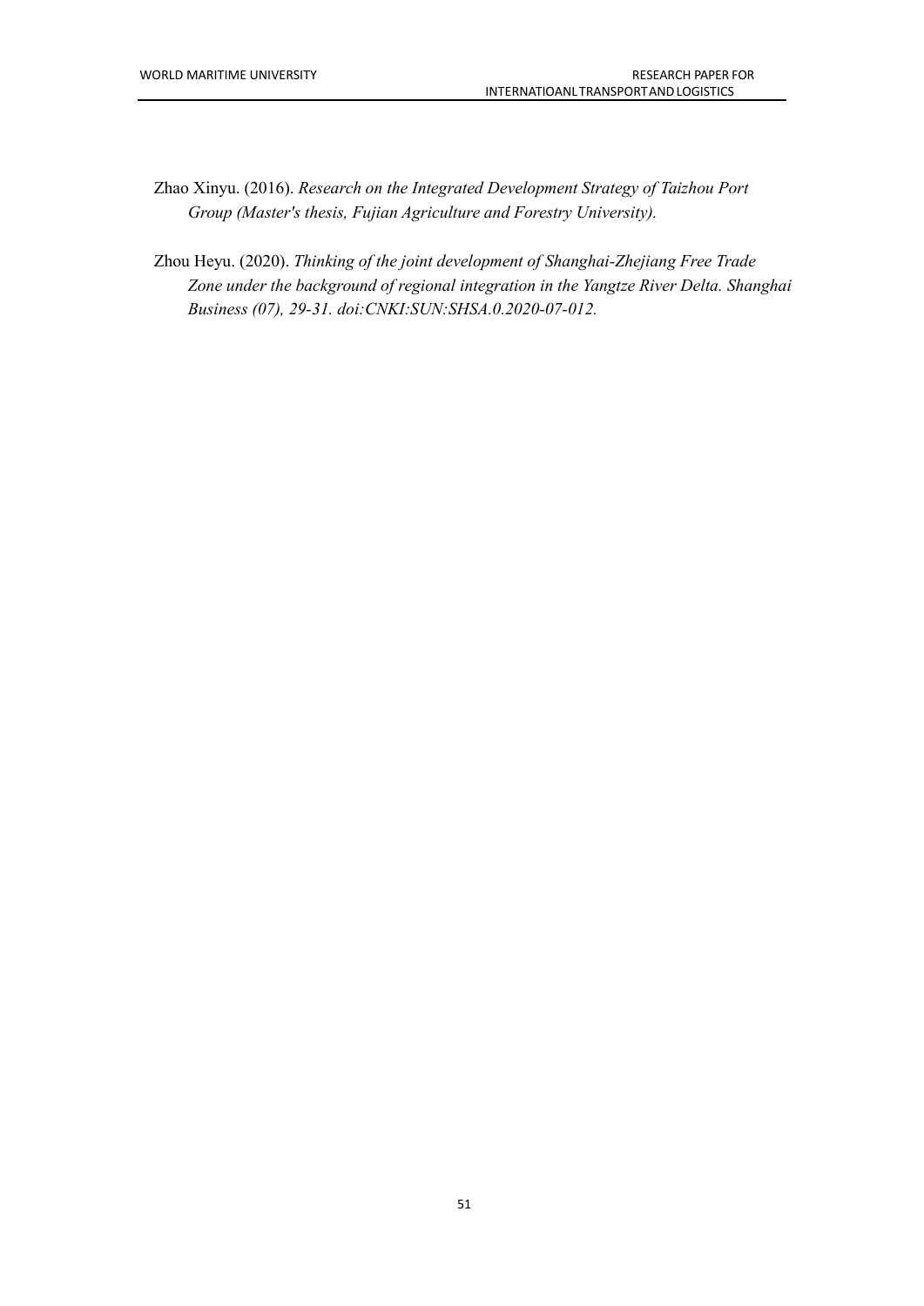Zhao Xinyu. (2016). *Research on the Integrated Development Strategy of Taizhou Port Group (Master's thesis, Fujian Agriculture and Forestry University).*

Zhou Heyu. (2020). *Thinking of the joint development of Shanghai-Zhejiang Free Trade Zone under the background of regional integration in the Yangtze River Delta. Shanghai Business (07), 29-31. doi:CNKI:SUN:SHSA.0.2020-07-012.*